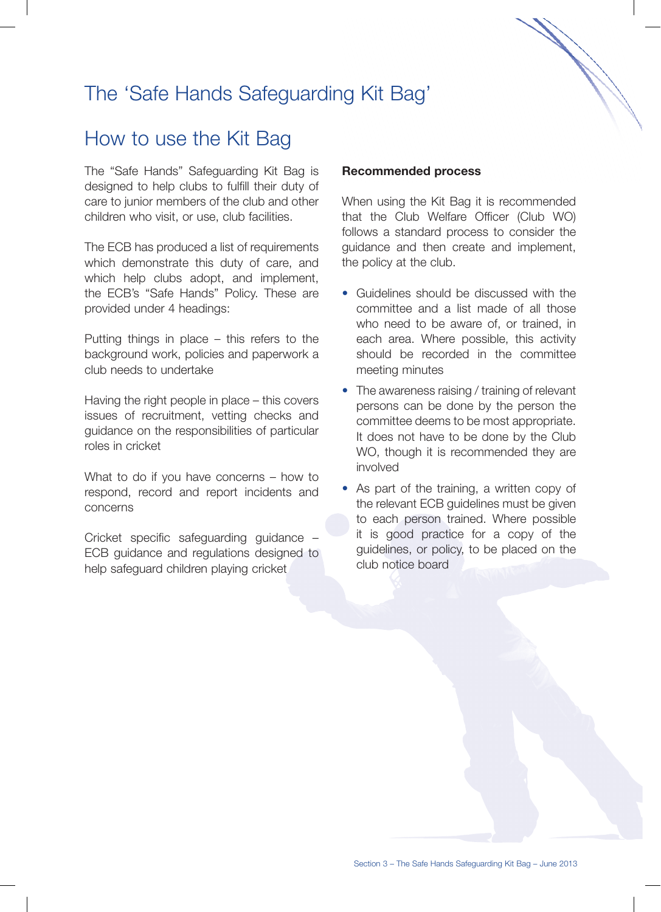# The 'Safe Hands Safeguarding Kit Bag'

## How to use the Kit Bag

The "Safe Hands" Safeguarding Kit Bag is designed to help clubs to fulfill their duty of care to junior members of the club and other children who visit, or use, club facilities.

The ECB has produced a list of requirements which demonstrate this duty of care, and which help clubs adopt, and implement, the ECB's "Safe Hands" Policy. These are provided under 4 headings:

Putting things in place – this refers to the background work, policies and paperwork a club needs to undertake

Having the right people in place – this covers issues of recruitment, vetting checks and guidance on the responsibilities of particular roles in cricket

What to do if you have concerns – how to respond, record and report incidents and concerns

Cricket specific safeguarding guidance – ECB guidance and regulations designed to help safeguard children playing cricket

**Recommended process**

When using the Kit Bag it is recommended that the Club Welfare Officer (Club WO) follows a standard process to consider the guidance and then create and implement, the policy at the club.

- Guidelines should be discussed with the committee and a list made of all those who need to be aware of, or trained, in each area. Where possible, this activity should be recorded in the committee meeting minutes
- The awareness raising / training of relevant persons can be done by the person the committee deems to be most appropriate. It does not have to be done by the Club WO, though it is recommended they are involved
- As part of the training, a written copy of the relevant ECB guidelines must be given to each person trained. Where possible it is good practice for a copy of the guidelines, or policy, to be placed on the club notice board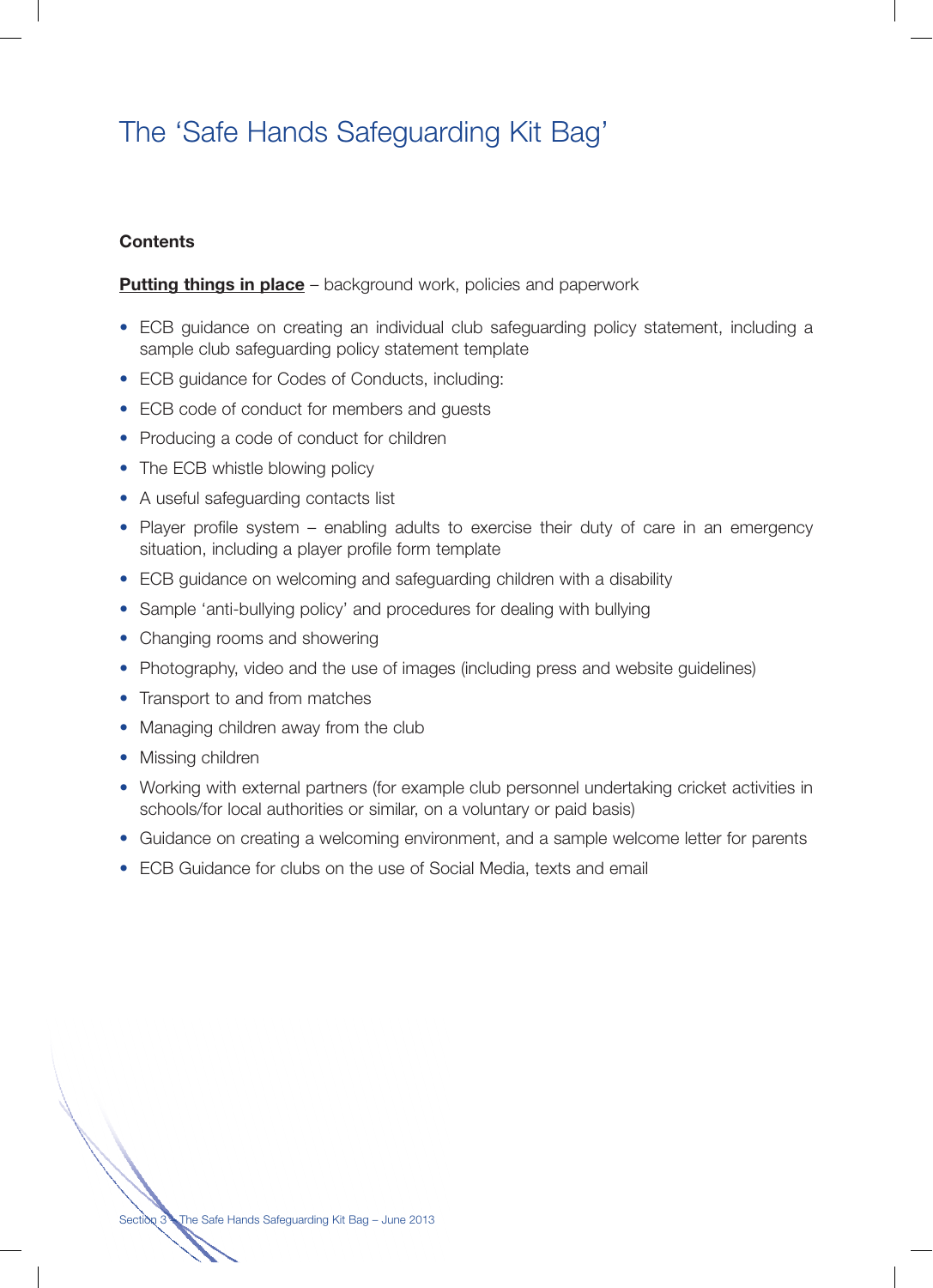# The 'Safe Hands Safeguarding Kit Bag'

**Contents**

**Putting things in place** – background work, policies and paperwork

- ECB guidance on creating an individual club safeguarding policy statement, including a sample club safeguarding policy statement template
- ECB guidance for Codes of Conducts, including:
- ECB code of conduct for members and guests
- Producing a code of conduct for children
- The ECB whistle blowing policy
- A useful safeguarding contacts list
- Player profile system – enabling adults to exercise their duty of care in an emergency situation, including a player profile form template
- ECB guidance on welcoming and safeguarding children with a disability
- Sample 'anti-bullying policy' and procedures for dealing with bullying
- Changing rooms and showering
- Photography, video and the use of images (including press and website guidelines)
- Transport to and from matches
- Managing children away from the club
- Missing children
- Working with external partners (for example club personnel undertaking cricket activities in schools/for local authorities or similar, on a voluntary or paid basis)
- Guidance on creating a welcoming environment, and a sample welcome letter for parents
- ECB Guidance for clubs on the use of Social Media, texts and email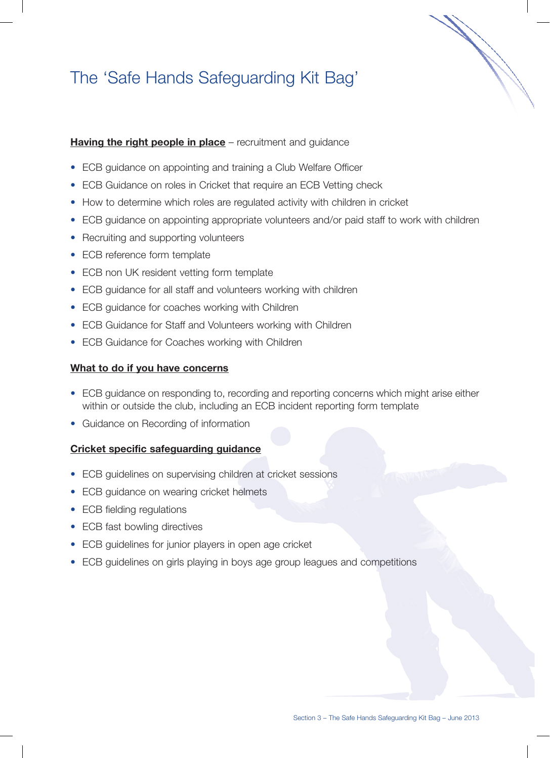# The 'Safe Hands Safeguarding Kit Bag'

**Having the right people in place** – recruitment and guidance

- ECB guidance on appointing and training a Club Welfare Officer
- ECB Guidance on roles in Cricket that require an ECB Vetting check
- How to determine which roles are regulated activity with children in cricket
- ECB guidance on appointing appropriate volunteers and/or paid staff to work with children
- Recruiting and supporting volunteers
- ECB reference form template
- ECB non UK resident vetting form template
- ECB guidance for all staff and volunteers working with children
- ECB guidance for coaches working with Children
- ECB Guidance for Staff and Volunteers working with Children
- ECB Guidance for Coaches working with Children

**What to do if you have concerns**

- ECB guidance on responding to, recording and reporting concerns which might arise either within or outside the club, including an ECB incident reporting form template
- Guidance on Recording of information

**Cricket specific safeguarding guidance**

- ECB guidelines on supervising children at cricket sessions
- ECB guidance on wearing cricket helmets
- ECB fielding regulations
- ECB fast bowling directives
- ECB guidelines for junior players in open age cricket
- ECB guidelines on girls playing in boys age group leagues and competitions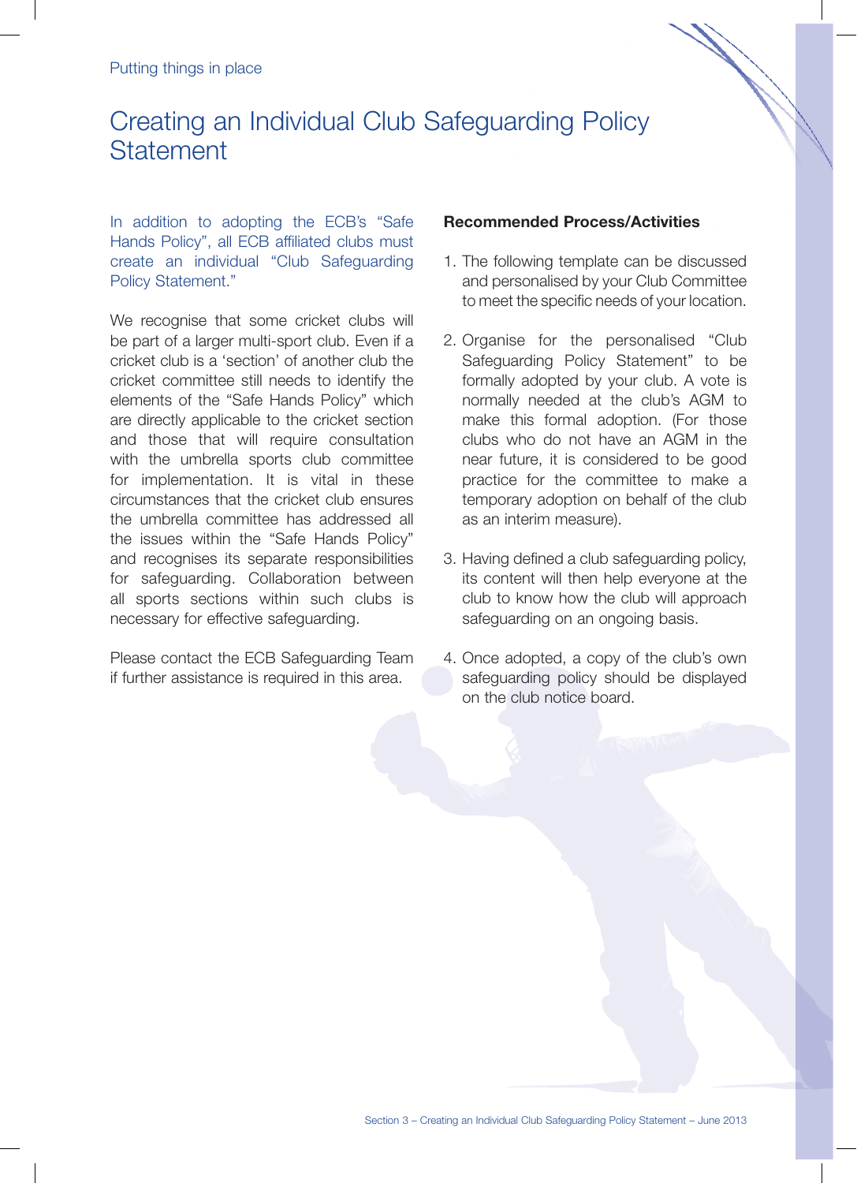# Creating an Individual Club Safeguarding Policy Statement

In addition to adopting the ECB's "Safe Hands Policy", all ECB affiliated clubs must create an individual "Club Safeguarding Policy Statement."

We recognise that some cricket clubs will be part of a larger multi-sport club. Even if a cricket club is a 'section' of another club the cricket committee still needs to identify the elements of the "Safe Hands Policy" which are directly applicable to the cricket section and those that will require consultation with the umbrella sports club committee for implementation. It is vital in these circumstances that the cricket club ensures the umbrella committee has addressed all the issues within the "Safe Hands Policy" and recognises its separate responsibilities for safeguarding. Collaboration between all sports sections within such clubs is necessary for effective safeguarding.

Please contact the ECB Safeguarding Team if further assistance is required in this area.

**Recommended Process/Activities**

1. The following template can be discussed and personalised by your Club Committee to meet the specific needs of your location.

2. Organise for the personalised "Club Safeguarding Policy Statement" to be formally adopted by your club. A vote is normally needed at the club's AGM to make this formal adoption. (For those clubs who do not have an AGM in the near future, it is considered to be good practice for the committee to make a temporary adoption on behalf of the club as an interim measure).

3. Having defined a club safeguarding policy, its content will then help everyone at the club to know how the club will approach safeguarding on an ongoing basis.

4. Once adopted, a copy of the club's own safeguarding policy should be displayed on the club notice board.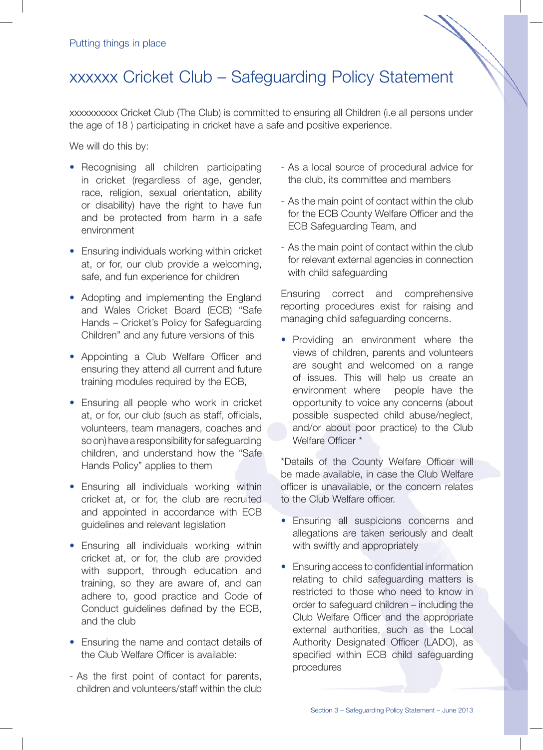# xxxxxx Cricket Club – Safeguarding Policy Statement

xxxxxxxxxx Cricket Club (The Club) is committed to ensuring all Children (i.e all persons under the age of 18 ) participating in cricket have a safe and positive experience.

We will do this by:

- Recognising all children participating in cricket (regardless of age, gender, race, religion, sexual orientation, ability or disability) have the right to have fun and be protected from harm in a safe environment
- Ensuring individuals working within cricket at, or for, our club provide a welcoming, safe, and fun experience for children
- Adopting and implementing the England and Wales Cricket Board (ECB) "Safe Hands – Cricket's Policy for Safeguarding Children" and any future versions of this
- Appointing a Club Welfare Officer and ensuring they attend all current and future training modules required by the ECB,
- Ensuring all people who work in cricket at, or for, our club (such as staff, officials, volunteers, team managers, coaches and so on) have a responsibility for safeguarding children, and understand how the "Safe Hands Policy" applies to them
- Ensuring all individuals working within cricket at, or for, the club are recruited and appointed in accordance with ECB guidelines and relevant legislation
- Ensuring all individuals working within cricket at, or for, the club are provided with support, through education and training, so they are aware of, and can adhere to, good practice and Code of Conduct guidelines defined by the ECB, and the club
- Ensuring the name and contact details of the Club Welfare Officer is available:

- As the first point of contact for parents, children and volunteers/staff within the club
- As a local source of procedural advice for the club, its committee and members
- As the main point of contact within the club for the ECB County Welfare Officer and the ECB Safeguarding Team, and
- As the main point of contact within the club for relevant external agencies in connection with child safeguarding

Ensuring correct and comprehensive reporting procedures exist for raising and managing child safeguarding concerns.

- Providing an environment where the views of children, parents and volunteers are sought and welcomed on a range of issues. This will help us create an environment where people have the opportunity to voice any concerns (about possible suspected child abuse/neglect, and/or about poor practice) to the Club Welfare Officer *

*Details of the County Welfare Officer will be made available, in case the Club Welfare officer is unavailable, or the concern relates to the Club Welfare officer.

- Ensuring all suspicions concerns and allegations are taken seriously and dealt with swiftly and appropriately
- Ensuring access to confidential information relating to child safeguarding matters is restricted to those who need to know in order to safeguard children – including the Club Welfare Officer and the appropriate external authorities, such as the Local Authority Designated Officer (LADO), as specified within ECB child safeguarding procedures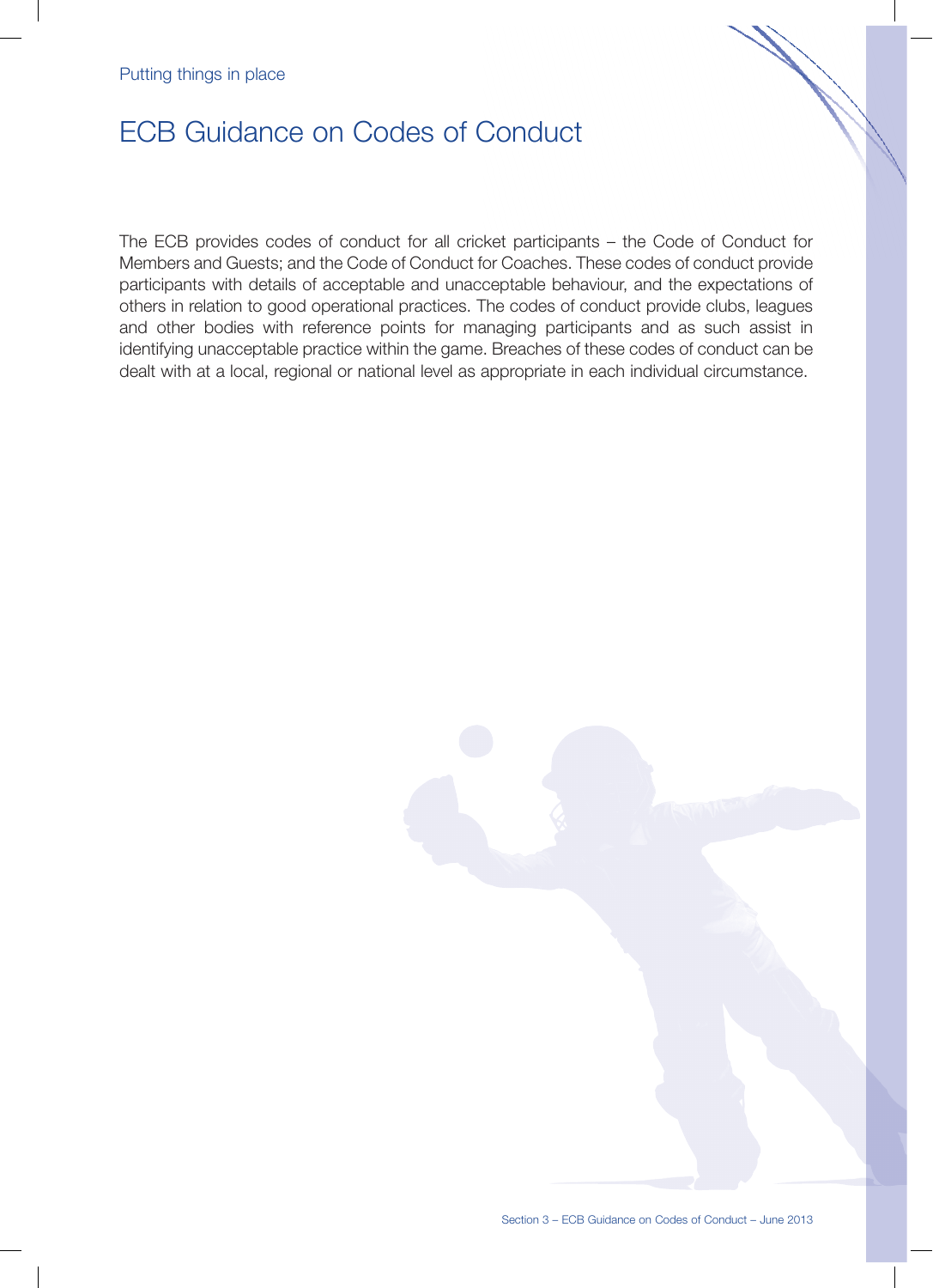Putting things in place

# ECB Guidance on Codes of Conduct

The ECB provides codes of conduct for all cricket participants – the Code of Conduct for Members and Guests; and the Code of Conduct for Coaches. These codes of conduct provide participants with details of acceptable and unacceptable behaviour, and the expectations of others in relation to good operational practices. The codes of conduct provide clubs, leagues and other bodies with reference points for managing participants and as such assist in identifying unacceptable practice within the game. Breaches of these codes of conduct can be dealt with at a local, regional or national level as appropriate in each individual circumstance.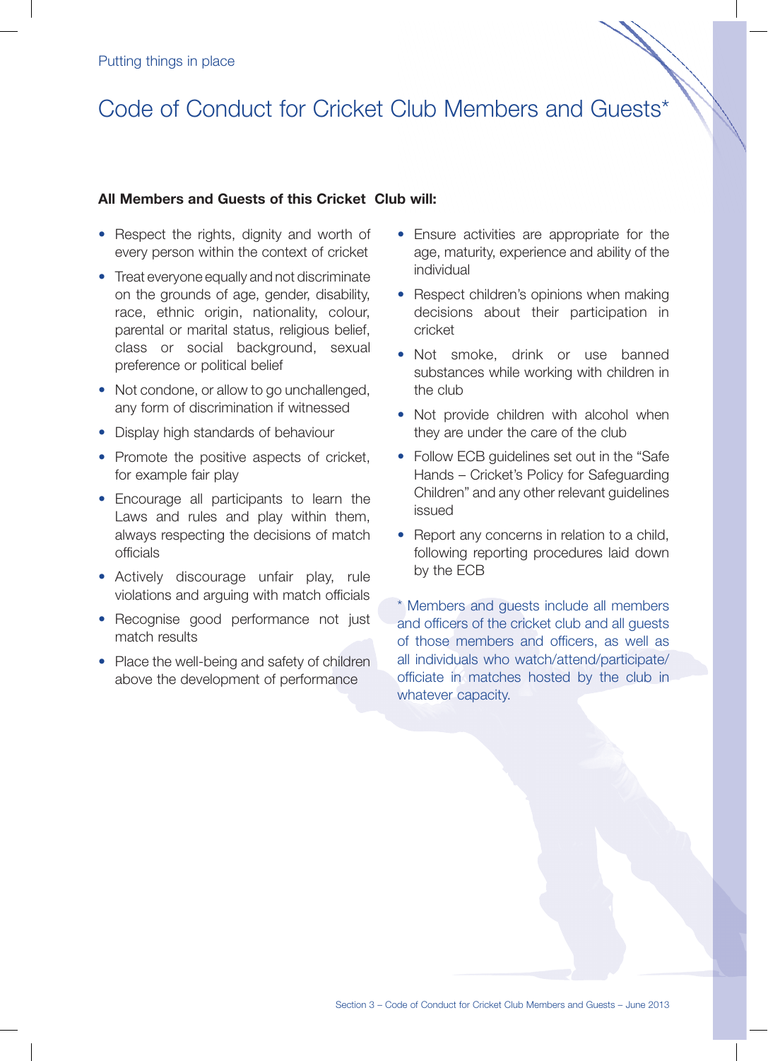# Code of Conduct for Cricket Club Members and Guests*

**All Members and Guests of this Cricket Club will:**

- Respect the rights, dignity and worth of every person within the context of cricket
- Treat everyone equally and not discriminate on the grounds of age, gender, disability, race, ethnic origin, nationality, colour, parental or marital status, religious belief, class or social background, sexual preference or political belief
- Not condone, or allow to go unchallenged, any form of discrimination if witnessed
- Display high standards of behaviour
- Promote the positive aspects of cricket, for example fair play
- Encourage all participants to learn the Laws and rules and play within them, always respecting the decisions of match officials
- Actively discourage unfair play, rule violations and arguing with match officials
- Recognise good performance not just match results
- Place the well-being and safety of children above the development of performance
- Ensure activities are appropriate for the age, maturity, experience and ability of the individual
- Respect children's opinions when making decisions about their participation in cricket
- Not smoke, drink or use banned substances while working with children in the club
- Not provide children with alcohol when they are under the care of the club
- Follow ECB guidelines set out in the "Safe Hands – Cricket's Policy for Safeguarding Children" and any other relevant guidelines issued
- Report any concerns in relation to a child, following reporting procedures laid down by the ECB

* Members and guests include all members and officers of the cricket club and all guests of those members and officers, as well as all individuals who watch/attend/participate/officiate in matches hosted by the club in whatever capacity.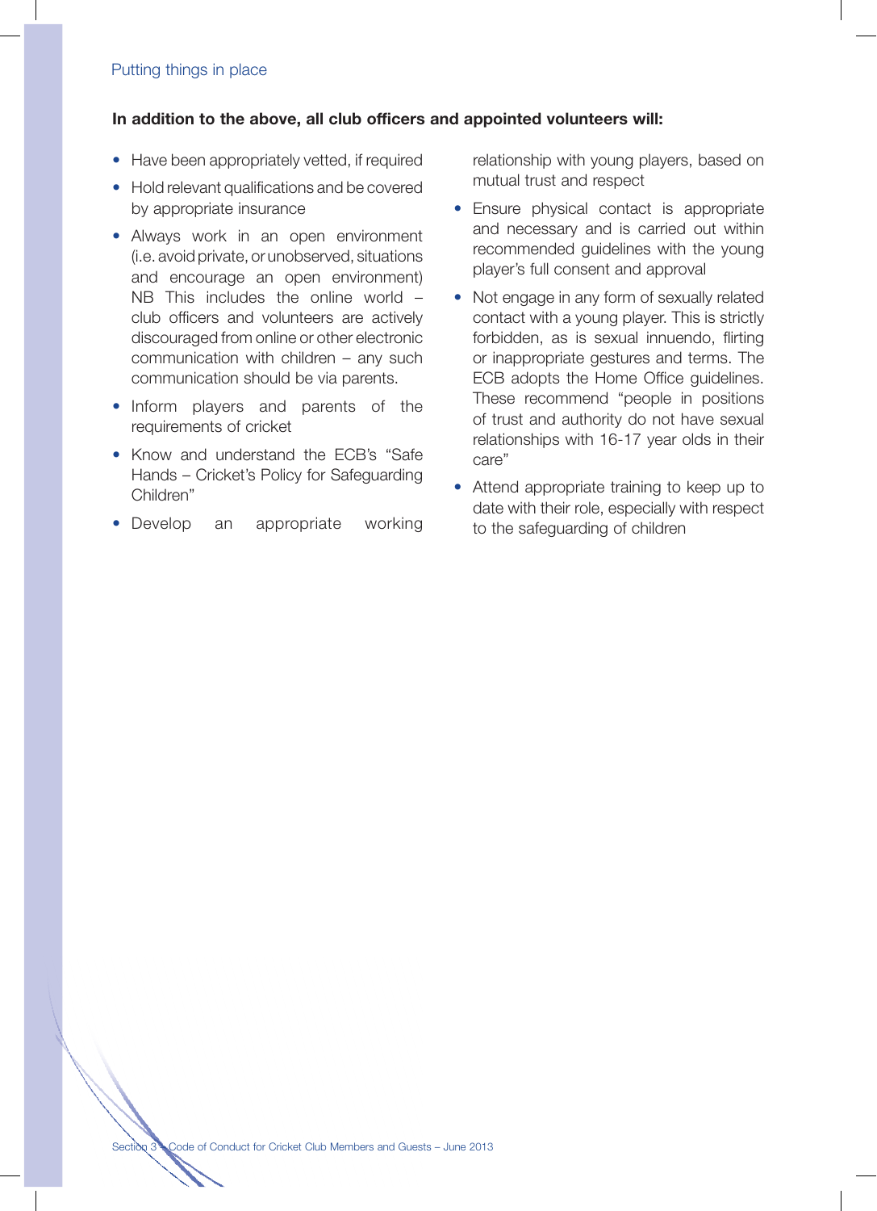**In addition to the above, all club officers and appointed volunteers will:**

- Have been appropriately vetted, if required
- Hold relevant qualifications and be covered by appropriate insurance
- Always work in an open environment (i.e. avoid private, or unobserved, situations and encourage an open environment) NB This includes the online world – club officers and volunteers are actively discouraged from online or other electronic communication with children – any such communication should be via parents.
- Inform players and parents of the requirements of cricket
- Know and understand the ECB's "Safe Hands – Cricket's Policy for Safeguarding Children"
- Develop an appropriate working relationship with young players, based on mutual trust and respect
- Ensure physical contact is appropriate and necessary and is carried out within recommended guidelines with the young player's full consent and approval
- Not engage in any form of sexually related contact with a young player. This is strictly forbidden, as is sexual innuendo, flirting or inappropriate gestures and terms. The ECB adopts the Home Office guidelines. These recommend "people in positions of trust and authority do not have sexual relationships with 16-17 year olds in their care"
- Attend appropriate training to keep up to date with their role, especially with respect to the safeguarding of children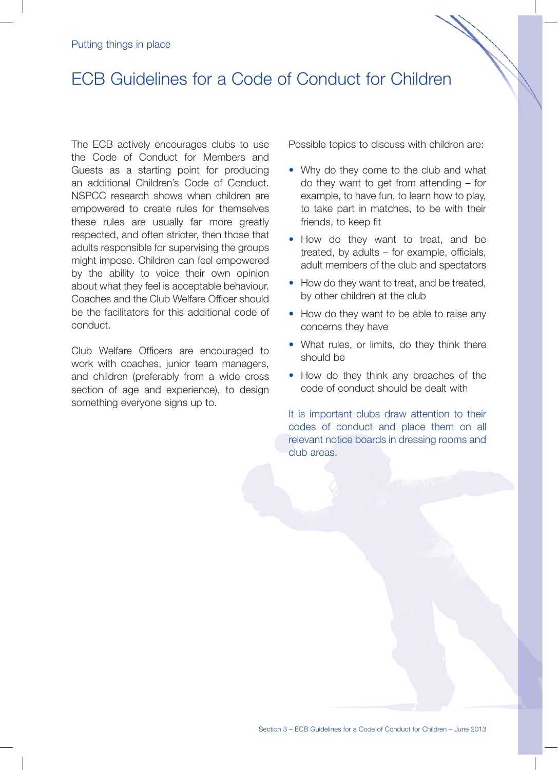Putting things in place

# ECB Guidelines for a Code of Conduct for Children

The ECB actively encourages clubs to use the Code of Conduct for Members and Guests as a starting point for producing an additional Children's Code of Conduct. NSPCC research shows when children are empowered to create rules for themselves these rules are usually far more greatly respected, and often stricter, then those that adults responsible for supervising the groups might impose. Children can feel empowered by the ability to voice their own opinion about what they feel is acceptable behaviour. Coaches and the Club Welfare Officer should be the facilitators for this additional code of conduct.

Club Welfare Officers are encouraged to work with coaches, junior team managers, and children (preferably from a wide cross section of age and experience), to design something everyone signs up to.

Possible topics to discuss with children are:

- Why do they come to the club and what do they want to get from attending – for example, to have fun, to learn how to play, to take part in matches, to be with their friends, to keep fit
- How do they want to treat, and be treated, by adults – for example, officials, adult members of the club and spectators
- How do they want to treat, and be treated, by other children at the club
- How do they want to be able to raise any concerns they have
- What rules, or limits, do they think there should be
- How do they think any breaches of the code of conduct should be dealt with

It is important clubs draw attention to their codes of conduct and place them on all relevant notice boards in dressing rooms and club areas.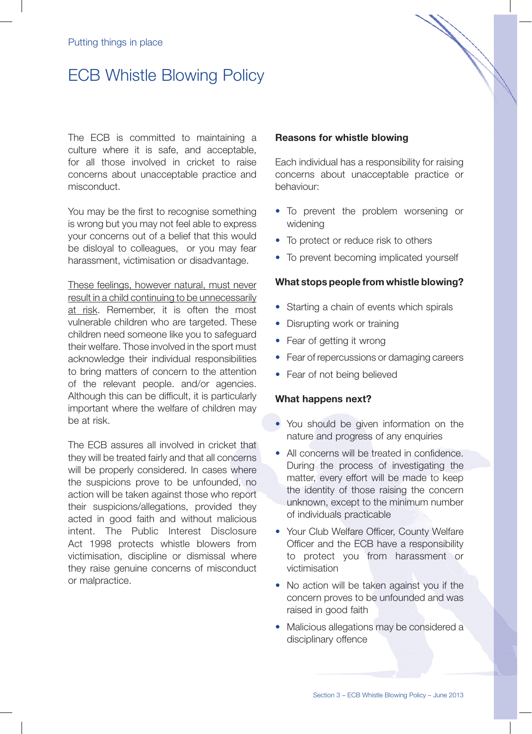Putting things in place

# ECB Whistle Blowing Policy

The ECB is committed to maintaining a culture where it is safe, and acceptable, for all those involved in cricket to raise concerns about unacceptable practice and misconduct.

You may be the first to recognise something is wrong but you may not feel able to express your concerns out of a belief that this would be disloyal to colleagues, or you may fear harassment, victimisation or disadvantage.

<u>These feelings, however natural, must never result in a child continuing to be unnecessarily at risk</u>. Remember, it is often the most vulnerable children who are targeted. These children need someone like you to safeguard their welfare. Those involved in the sport must acknowledge their individual responsibilities to bring matters of concern to the attention of the relevant people. and/or agencies. Although this can be difficult, it is particularly important where the welfare of children may be at risk.

The ECB assures all involved in cricket that they will be treated fairly and that all concerns will be properly considered. In cases where the suspicions prove to be unfounded, no action will be taken against those who report their suspicions/allegations, provided they acted in good faith and without malicious intent. The Public Interest Disclosure Act 1998 protects whistle blowers from victimisation, discipline or dismissal where they raise genuine concerns of misconduct or malpractice.

**Reasons for whistle blowing**

Each individual has a responsibility for raising concerns about unacceptable practice or behaviour:

- To prevent the problem worsening or widening
- To protect or reduce risk to others
- To prevent becoming implicated yourself

**What stops people from whistle blowing?**

- Starting a chain of events which spirals
- Disrupting work or training
- Fear of getting it wrong
- Fear of repercussions or damaging careers
- Fear of not being believed

**What happens next?**

- You should be given information on the nature and progress of any enquiries
- All concerns will be treated in confidence. During the process of investigating the matter, every effort will be made to keep the identity of those raising the concern unknown, except to the minimum number of individuals practicable
- Your Club Welfare Officer, County Welfare Officer and the ECB have a responsibility to protect you from harassment or victimisation
- No action will be taken against you if the concern proves to be unfounded and was raised in good faith
- Malicious allegations may be considered a disciplinary offence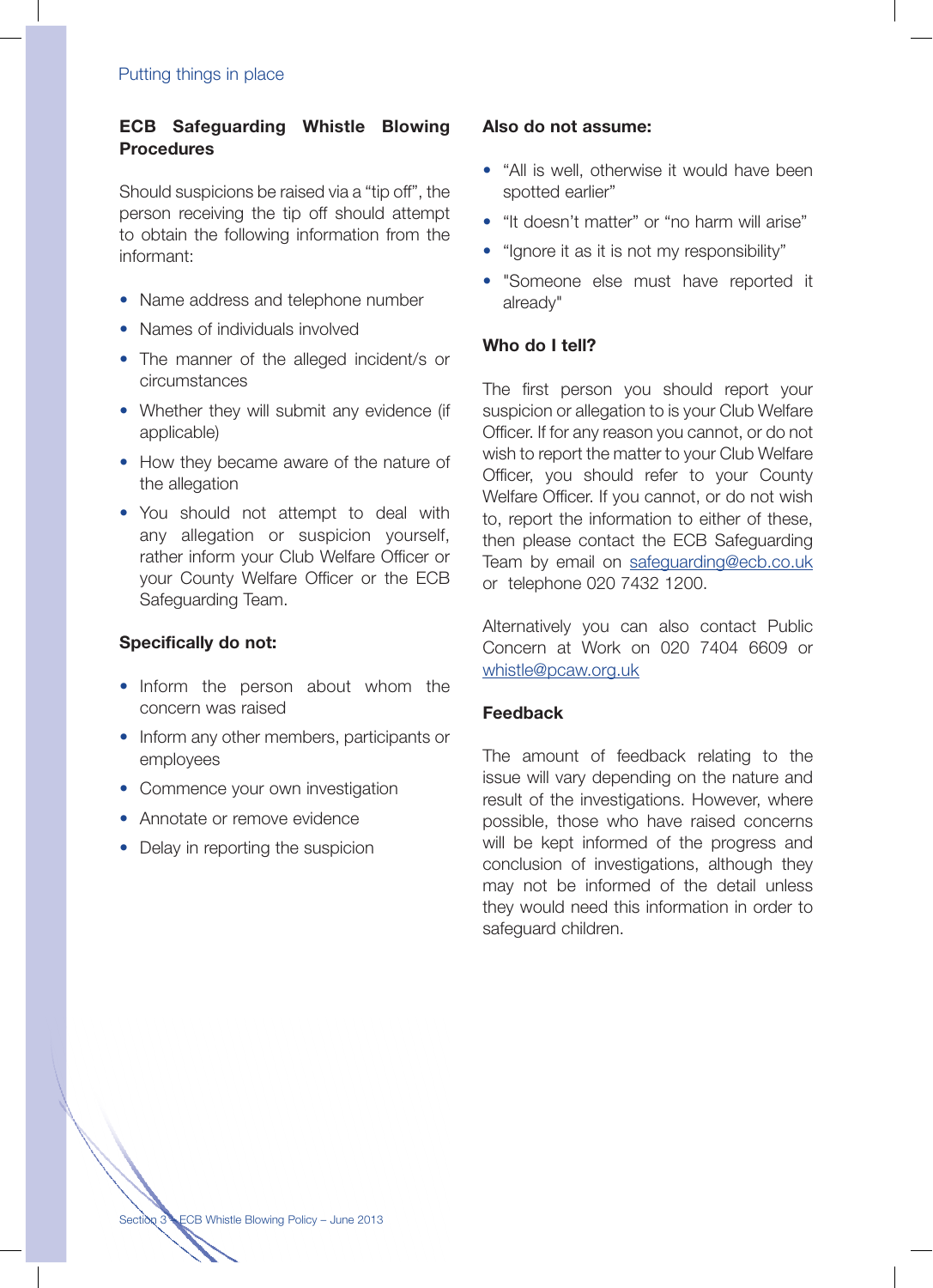## ECB Safeguarding Whistle Blowing Procedures

Should suspicions be raised via a "tip off", the person receiving the tip off should attempt to obtain the following information from the informant:

- Name address and telephone number
- Names of individuals involved
- The manner of the alleged incident/s or circumstances
- Whether they will submit any evidence (if applicable)
- How they became aware of the nature of the allegation
- You should not attempt to deal with any allegation or suspicion yourself, rather inform your Club Welfare Officer or your County Welfare Officer or the ECB Safeguarding Team.

### Specifically do not:

- Inform the person about whom the concern was raised
- Inform any other members, participants or employees
- Commence your own investigation
- Annotate or remove evidence
- Delay in reporting the suspicion

### Also do not assume:

- "All is well, otherwise it would have been spotted earlier"
- "It doesn't matter" or "no harm will arise"
- "Ignore it as it is not my responsibility"
- "Someone else must have reported it already"

### Who do I tell?

The first person you should report your suspicion or allegation to is your Club Welfare Officer. If for any reason you cannot, or do not wish to report the matter to your Club Welfare Officer, you should refer to your County Welfare Officer. If you cannot, or do not wish to, report the information to either of these, then please contact the ECB Safeguarding Team by email on safeguarding@ecb.co.uk or telephone 020 7432 1200.

Alternatively you can also contact Public Concern at Work on 020 7404 6609 or whistle@pcaw.org.uk

### Feedback

The amount of feedback relating to the issue will vary depending on the nature and result of the investigations. However, where possible, those who have raised concerns will be kept informed of the progress and conclusion of investigations, although they may not be informed of the detail unless they would need this information in order to safeguard children.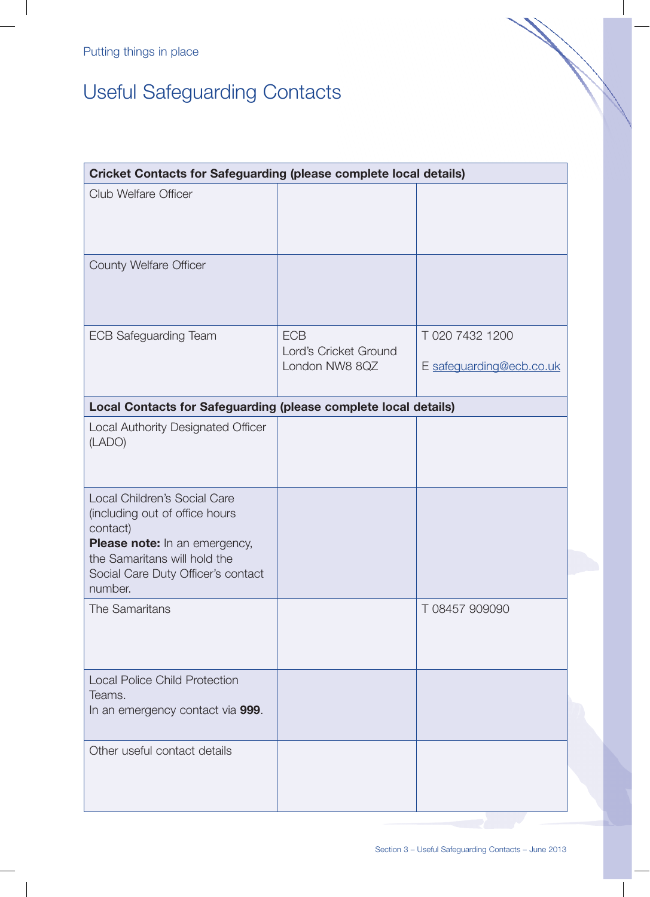## Useful Safeguarding Contacts

| Cricket Contacts for Safeguarding (please complete local details) | | |
| --- | --- | --- |
| Club Welfare Officer | | |
| County Welfare Officer | | |
| ECB Safeguarding Team | ECB<br>Lord's Cricket Ground<br>London NW8 8QZ | T 020 7432 1200<br><br>E safeguarding@ecb.co.uk |
| **Local Contacts for Safeguarding (please complete local details)** | | |
| Local Authority Designated Officer (LADO) | | |
| Local Children's Social Care (including out of office hours contact)<br>**Please note:** In an emergency, the Samaritans will hold the Social Care Duty Officer's contact number. | | |
| The Samaritans | | T 08457 909090 |
| Local Police Child Protection Teams.<br>In an emergency contact via **999**. | | |
| Other useful contact details | | |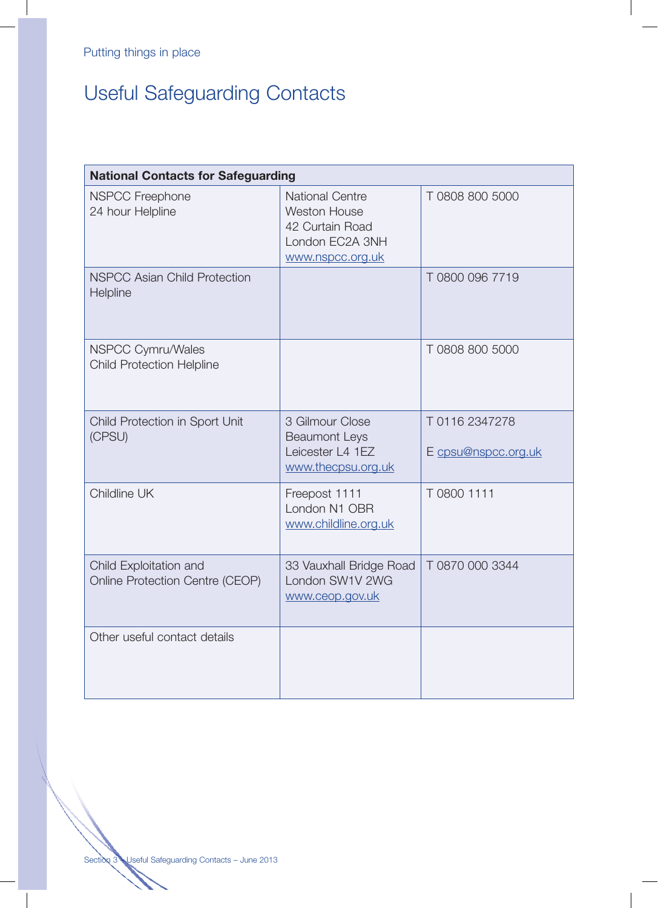Putting things in place

# Useful Safeguarding Contacts

| National Contacts for Safeguarding | | |
|---|---|---|
| NSPCC Freephone<br>24 hour Helpline | National Centre<br>Weston House<br>42 Curtain Road<br>London EC2A 3NH<br>www.nspcc.org.uk | T 0808 800 5000 |
| NSPCC Asian Child Protection Helpline | | T 0800 096 7719 |
| NSPCC Cymru/Wales<br>Child Protection Helpline | | T 0808 800 5000 |
| Child Protection in Sport Unit (CPSU) | 3 Gilmour Close<br>Beaumont Leys<br>Leicester L4 1EZ<br>www.thecpsu.org.uk | T 0116 2347278<br><br>E cpsu@nspcc.org.uk |
| Childline UK | Freepost 1111<br>London N1 OBR<br>www.childline.org.uk | T 0800 1111 |
| Child Exploitation and Online Protection Centre (CEOP) | 33 Vauxhall Bridge Road<br>London SW1V 2WG<br>www.ceop.gov.uk | T 0870 000 3344 |
| Other useful contact details | | |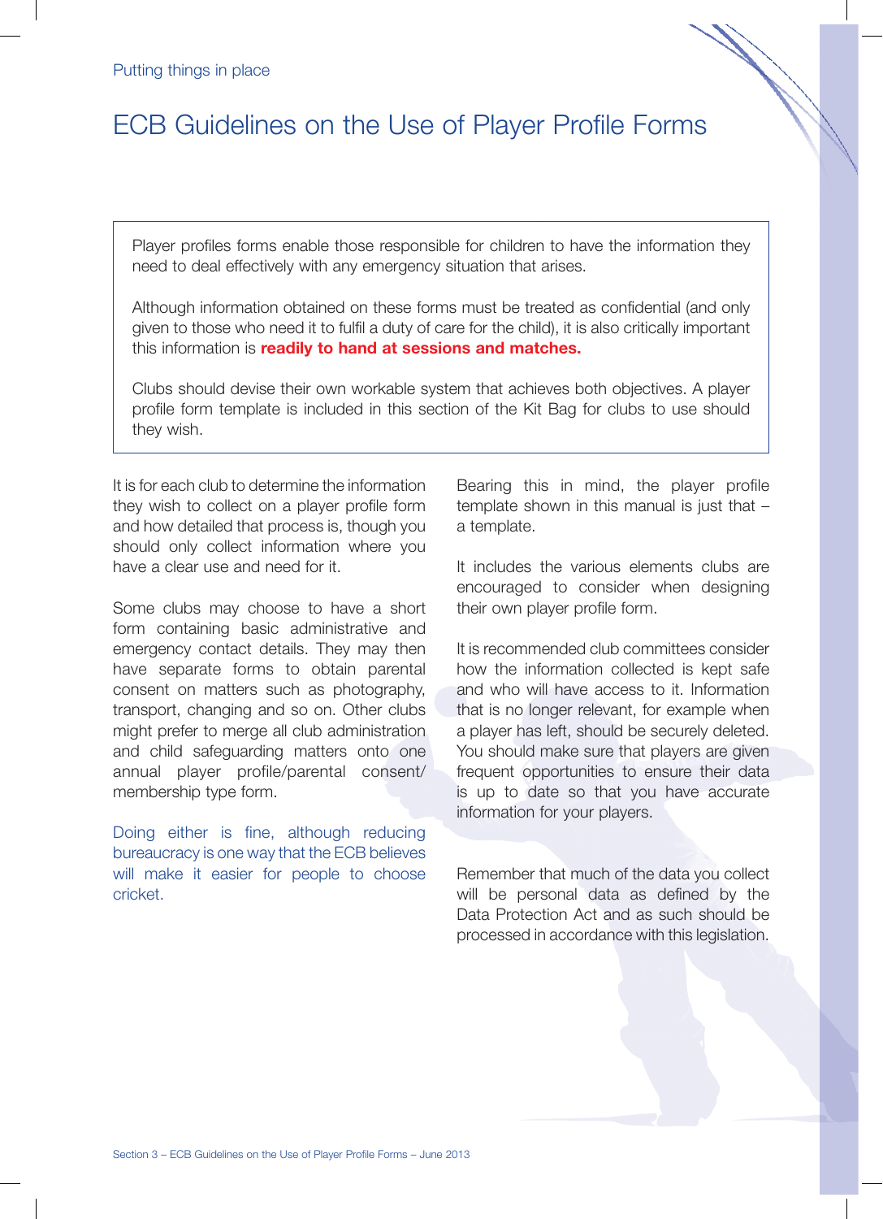Putting things in place

# ECB Guidelines on the Use of Player Profile Forms

Player profiles forms enable those responsible for children to have the information they need to deal effectively with any emergency situation that arises.

Although information obtained on these forms must be treated as confidential (and only given to those who need it to fulfil a duty of care for the child), it is also critically important this information is **readily to hand at sessions and matches.**

Clubs should devise their own workable system that achieves both objectives. A player profile form template is included in this section of the Kit Bag for clubs to use should they wish.

It is for each club to determine the information they wish to collect on a player profile form and how detailed that process is, though you should only collect information where you have a clear use and need for it.

Some clubs may choose to have a short form containing basic administrative and emergency contact details. They may then have separate forms to obtain parental consent on matters such as photography, transport, changing and so on. Other clubs might prefer to merge all club administration and child safeguarding matters onto one annual player profile/parental consent/ membership type form.

Doing either is fine, although reducing bureaucracy is one way that the ECB believes will make it easier for people to choose cricket.

Bearing this in mind, the player profile template shown in this manual is just that – a template.

It includes the various elements clubs are encouraged to consider when designing their own player profile form.

It is recommended club committees consider how the information collected is kept safe and who will have access to it. Information that is no longer relevant, for example when a player has left, should be securely deleted. You should make sure that players are given frequent opportunities to ensure their data is up to date so that you have accurate information for your players.

Remember that much of the data you collect will be personal data as defined by the Data Protection Act and as such should be processed in accordance with this legislation.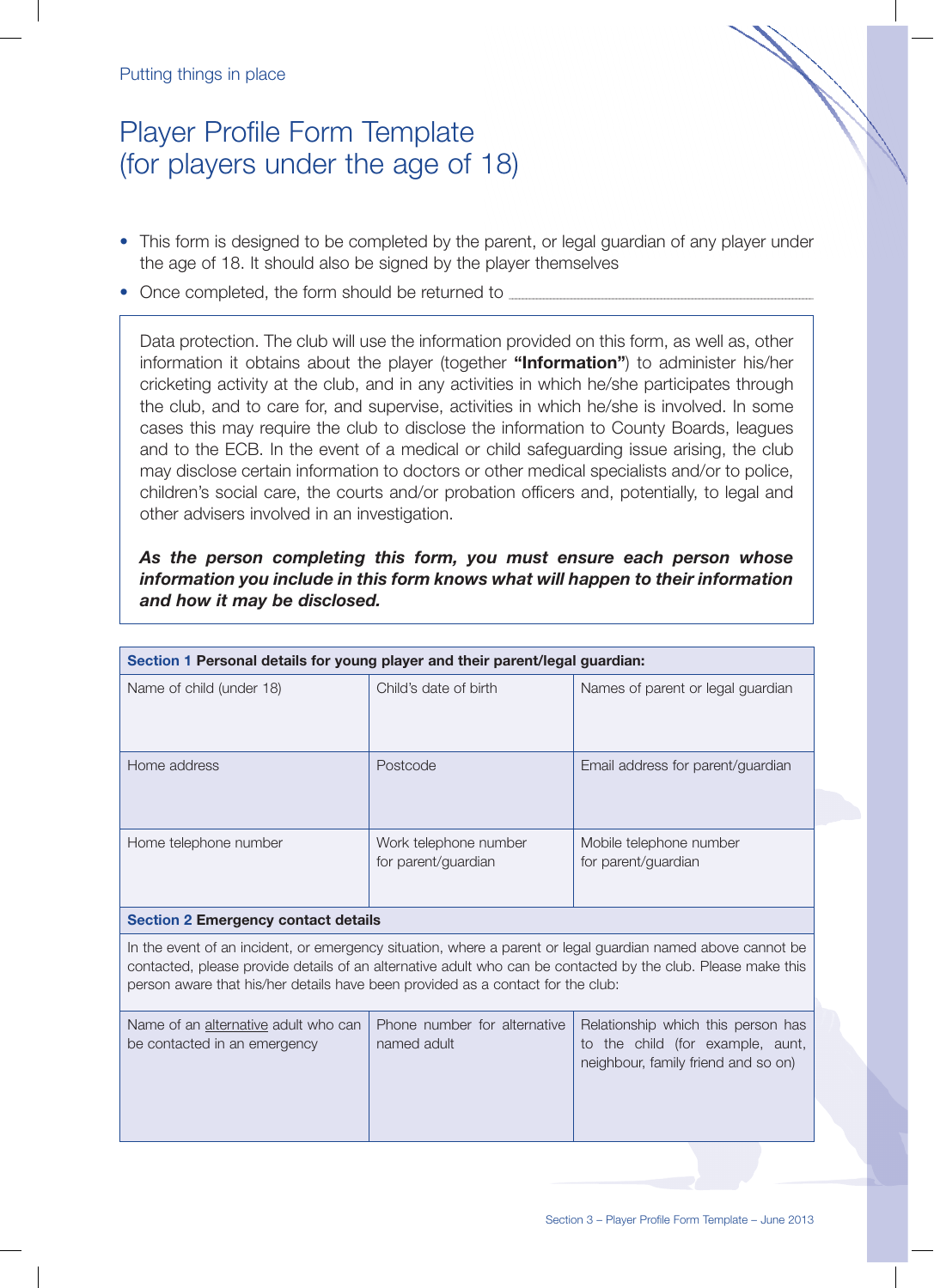Putting things in place

# Player Profile Form Template (for players under the age of 18)

- This form is designed to be completed by the parent, or legal guardian of any player under the age of 18. It should also be signed by the player themselves
- Once completed, the form should be returned to ..............................................................

Data protection. The club will use the information provided on this form, as well as, other information it obtains about the player (together **"Information"**) to administer his/her cricketing activity at the club, and in any activities in which he/she participates through the club, and to care for, and supervise, activities in which he/she is involved. In some cases this may require the club to disclose the information to County Boards, leagues and to the ECB. In the event of a medical or child safeguarding issue arising, the club may disclose certain information to doctors or other medical specialists and/or to police, children's social care, the courts and/or probation officers and, potentially, to legal and other advisers involved in an investigation.

***As the person completing this form, you must ensure each person whose information you include in this form knows what will happen to their information and how it may be disclosed.***

| **Section 1** Personal details for young player and their parent/legal guardian: | | |
|---|---|---|
| Name of child (under 18) | Child's date of birth | Names of parent or legal guardian |
| Home address | Postcode | Email address for parent/guardian |
| Home telephone number | Work telephone number for parent/guardian | Mobile telephone number for parent/guardian |

| **Section 2** Emergency contact details | | |
|---|---|---|
| In the event of an incident, or emergency situation, where a parent or legal guardian named above cannot be contacted, please provide details of an alternative adult who can be contacted by the club. Please make this person aware that his/her details have been provided as a contact for the club: | | |
| Name of an alternative adult who can be contacted in an emergency | Phone number for alternative named adult | Relationship which this person has to the child (for example, aunt, neighbour, family friend and so on) |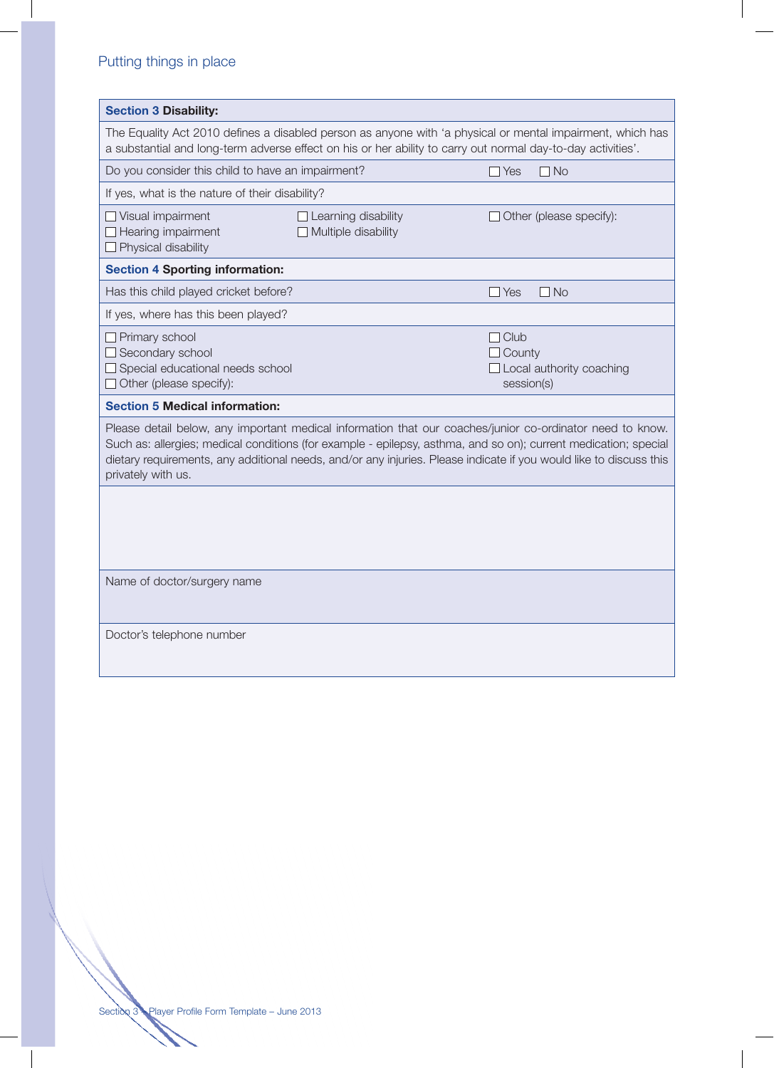Putting things in place

| **Section 3 Disability:** | | |
|---|---|---|
| The Equality Act 2010 defines a disabled person as anyone with 'a physical or mental impairment, which has a substantial and long-term adverse effect on his or her ability to carry out normal day-to-day activities'. | | |
| Do you consider this child to have an impairment? | | ☐ Yes ☐ No |
| If yes, what is the nature of their disability? | | |
| ☐ Visual impairment<br>☐ Hearing impairment<br>☐ Physical disability | ☐ Learning disability<br>☐ Multiple disability | ☐ Other (please specify): |
| **Section 4 Sporting information:** | | |
| Has this child played cricket before? | | ☐ Yes ☐ No |
| If yes, where has this been played? | | |
| ☐ Primary school<br>☐ Secondary school<br>☐ Special educational needs school<br>☐ Other (please specify): | | ☐ Club<br>☐ County<br>☐ Local authority coaching session(s) |
| **Section 5 Medical information:** | | |
| Please detail below, any important medical information that our coaches/junior co-ordinator need to know. Such as: allergies; medical conditions (for example - epilepsy, asthma, and so on); current medication; special dietary requirements, any additional needs, and/or any injuries. Please indicate if you would like to discuss this privately with us. | | |
| | | |
| Name of doctor/surgery name | | |
| Doctor's telephone number | | |

Section 3 – Player Profile Form Template – June 2013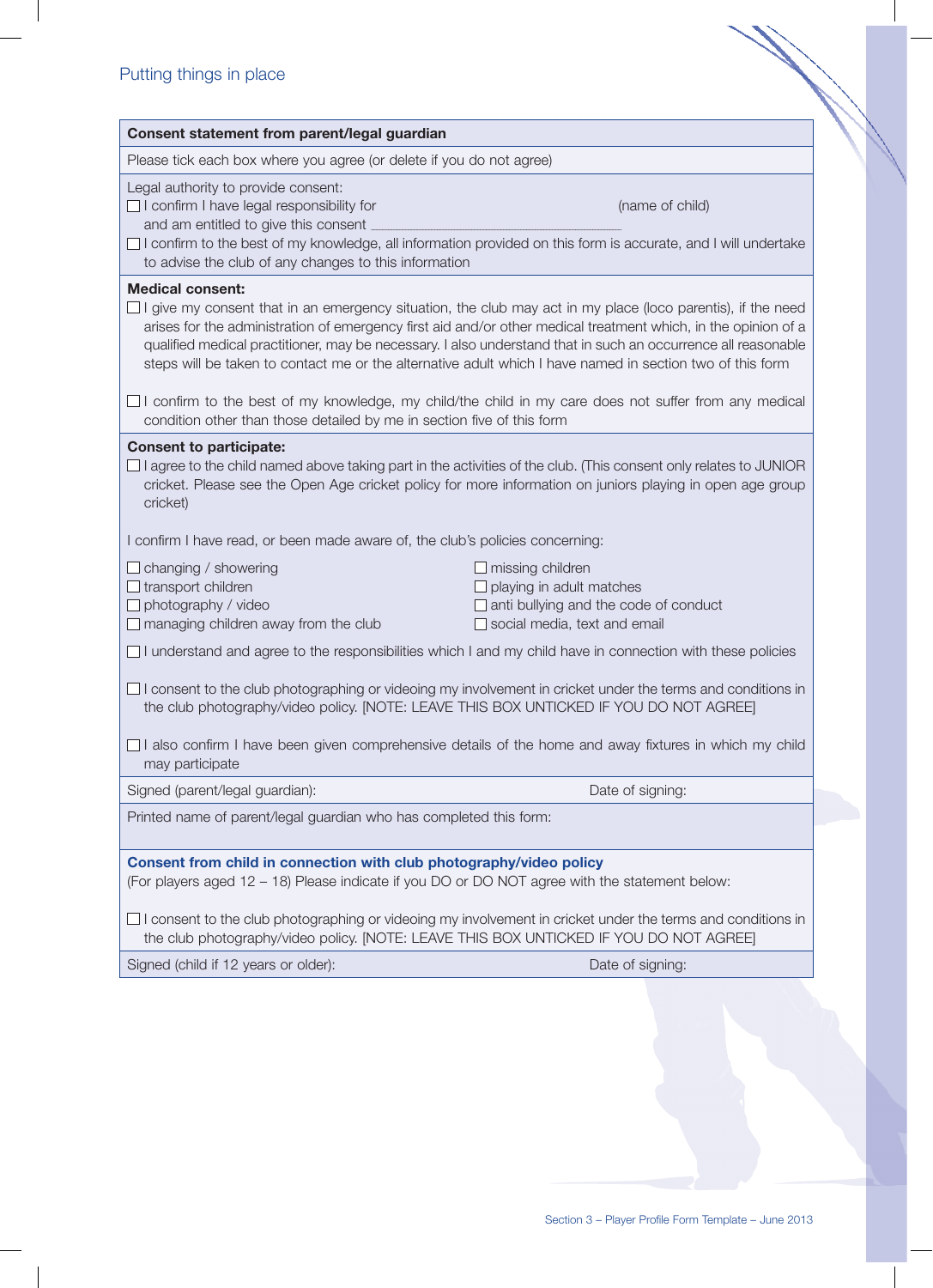## Consent statement from parent/legal guardian

Please tick each box where you agree (or delete if you do not agree)

Legal authority to provide consent:

- ☐ I confirm I have legal responsibility for ______________________ (name of child) and am entitled to give this consent
- ☐ I confirm to the best of my knowledge, all information provided on this form is accurate, and I will undertake to advise the club of any changes to this information

**Medical consent:**

- ☐ I give my consent that in an emergency situation, the club may act in my place (loco parentis), if the need arises for the administration of emergency first aid and/or other medical treatment which, in the opinion of a qualified medical practitioner, may be necessary. I also understand that in such an occurrence all reasonable steps will be taken to contact me or the alternative adult which I have named in section two of this form

- ☐ I confirm to the best of my knowledge, my child/the child in my care does not suffer from any medical condition other than those detailed by me in section five of this form

**Consent to participate:**

- ☐ I agree to the child named above taking part in the activities of the club. (This consent only relates to JUNIOR cricket. Please see the Open Age cricket policy for more information on juniors playing in open age group cricket)

I confirm I have read, or been made aware of, the club's policies concerning:

- ☐ changing / showering
- ☐ transport children
- ☐ photography / video
- ☐ managing children away from the club
- ☐ missing children
- ☐ playing in adult matches
- ☐ anti bullying and the code of conduct
- ☐ social media, text and email

- ☐ I understand and agree to the responsibilities which I and my child have in connection with these policies

- ☐ I consent to the club photographing or videoing my involvement in cricket under the terms and conditions in the club photography/video policy. [NOTE: LEAVE THIS BOX UNTICKED IF YOU DO NOT AGREE]

- ☐ I also confirm I have been given comprehensive details of the home and away fixtures in which my child may participate

Signed (parent/legal guardian): Date of signing:

Printed name of parent/legal guardian who has completed this form:

**Consent from child in connection with club photography/video policy**

(For players aged 12 – 18) Please indicate if you DO or DO NOT agree with the statement below:

- ☐ I consent to the club photographing or videoing my involvement in cricket under the terms and conditions in the club photography/video policy. [NOTE: LEAVE THIS BOX UNTICKED IF YOU DO NOT AGREE]

Signed (child if 12 years or older): Date of signing: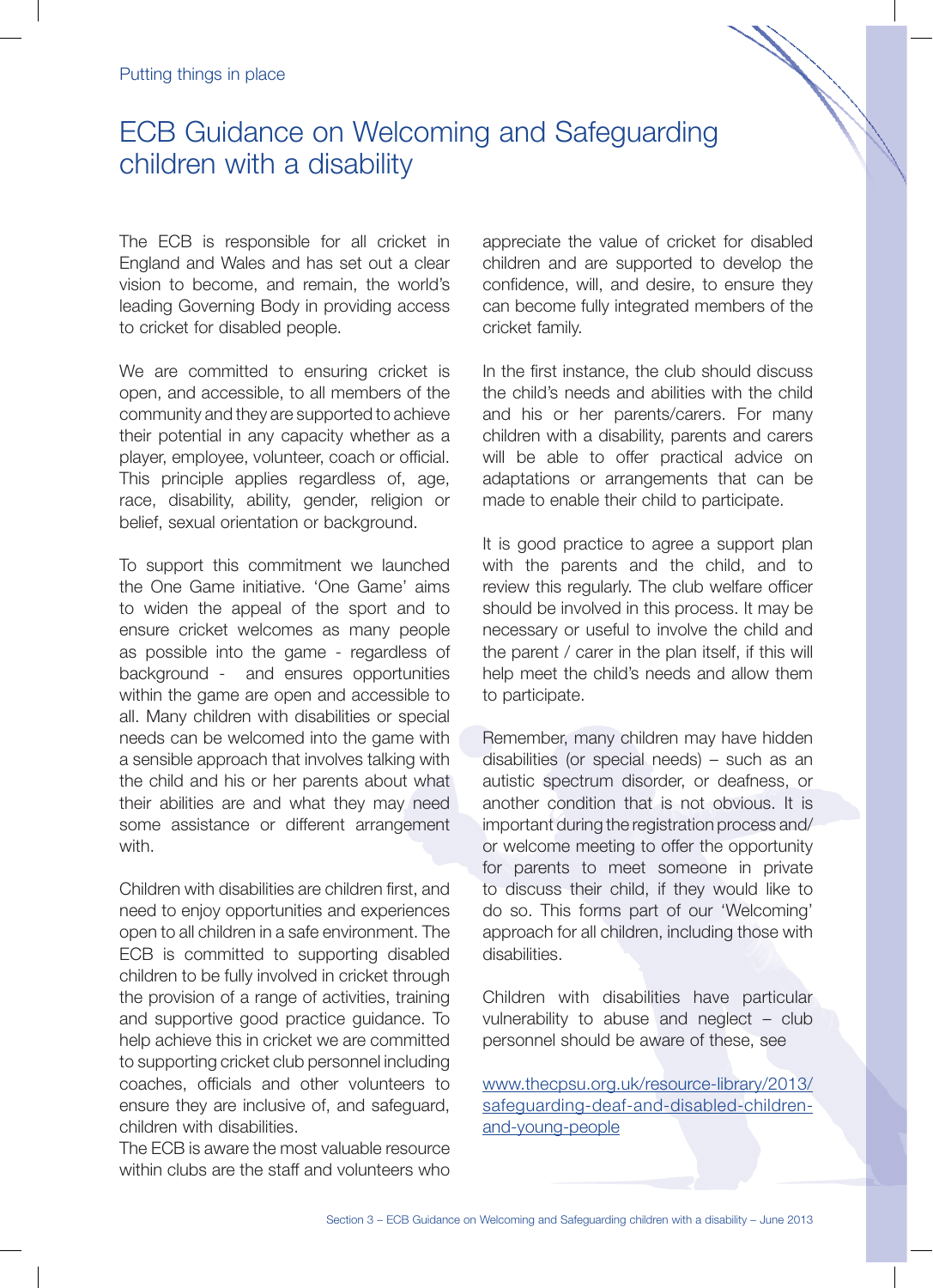Putting things in place

# ECB Guidance on Welcoming and Safeguarding children with a disability

The ECB is responsible for all cricket in England and Wales and has set out a clear vision to become, and remain, the world's leading Governing Body in providing access to cricket for disabled people.

We are committed to ensuring cricket is open, and accessible, to all members of the community and they are supported to achieve their potential in any capacity whether as a player, employee, volunteer, coach or official. This principle applies regardless of, age, race, disability, ability, gender, religion or belief, sexual orientation or background.

To support this commitment we launched the One Game initiative. 'One Game' aims to widen the appeal of the sport and to ensure cricket welcomes as many people as possible into the game - regardless of background - and ensures opportunities within the game are open and accessible to all. Many children with disabilities or special needs can be welcomed into the game with a sensible approach that involves talking with the child and his or her parents about what their abilities are and what they may need some assistance or different arrangement with.

Children with disabilities are children first, and need to enjoy opportunities and experiences open to all children in a safe environment. The ECB is committed to supporting disabled children to be fully involved in cricket through the provision of a range of activities, training and supportive good practice guidance. To help achieve this in cricket we are committed to supporting cricket club personnel including coaches, officials and other volunteers to ensure they are inclusive of, and safeguard, children with disabilities.

The ECB is aware the most valuable resource within clubs are the staff and volunteers who appreciate the value of cricket for disabled children and are supported to develop the confidence, will, and desire, to ensure they can become fully integrated members of the cricket family.

In the first instance, the club should discuss the child's needs and abilities with the child and his or her parents/carers. For many children with a disability, parents and carers will be able to offer practical advice on adaptations or arrangements that can be made to enable their child to participate.

It is good practice to agree a support plan with the parents and the child, and to review this regularly. The club welfare officer should be involved in this process. It may be necessary or useful to involve the child and the parent / carer in the plan itself, if this will help meet the child's needs and allow them to participate.

Remember, many children may have hidden disabilities (or special needs) – such as an autistic spectrum disorder, or deafness, or another condition that is not obvious. It is important during the registration process and/ or welcome meeting to offer the opportunity for parents to meet someone in private to discuss their child, if they would like to do so. This forms part of our 'Welcoming' approach for all children, including those with disabilities.

Children with disabilities have particular vulnerability to abuse and neglect – club personnel should be aware of these, see

www.thecpsu.org.uk/resource-library/2013/safeguarding-deaf-and-disabled-children-and-young-people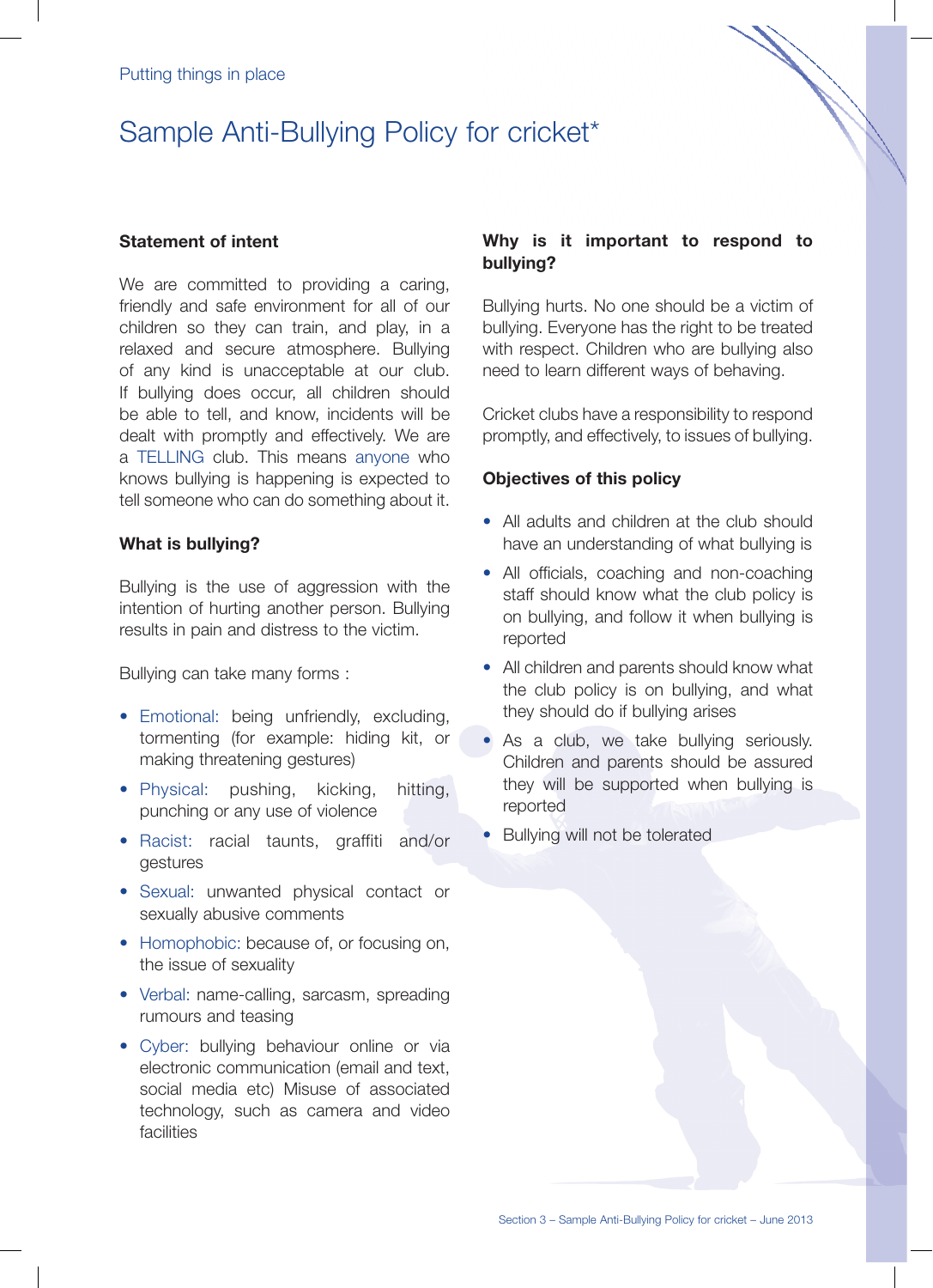Putting things in place

# Sample Anti-Bullying Policy for cricket*

### Statement of intent

We are committed to providing a caring, friendly and safe environment for all of our children so they can train, and play, in a relaxed and secure atmosphere. Bullying of any kind is unacceptable at our club. If bullying does occur, all children should be able to tell, and know, incidents will be dealt with promptly and effectively. We are a TELLING club. This means anyone who knows bullying is happening is expected to tell someone who can do something about it.

### What is bullying?

Bullying is the use of aggression with the intention of hurting another person. Bullying results in pain and distress to the victim.

Bullying can take many forms :

- Emotional: being unfriendly, excluding, tormenting (for example: hiding kit, or making threatening gestures)
- Physical: pushing, kicking, hitting, punching or any use of violence
- Racist: racial taunts, graffiti and/or gestures
- Sexual: unwanted physical contact or sexually abusive comments
- Homophobic: because of, or focusing on, the issue of sexuality
- Verbal: name-calling, sarcasm, spreading rumours and teasing
- Cyber: bullying behaviour online or via electronic communication (email and text, social media etc) Misuse of associated technology, such as camera and video facilities

### Why is it important to respond to bullying?

Bullying hurts. No one should be a victim of bullying. Everyone has the right to be treated with respect. Children who are bullying also need to learn different ways of behaving.

Cricket clubs have a responsibility to respond promptly, and effectively, to issues of bullying.

### Objectives of this policy

- All adults and children at the club should have an understanding of what bullying is
- All officials, coaching and non-coaching staff should know what the club policy is on bullying, and follow it when bullying is reported
- All children and parents should know what the club policy is on bullying, and what they should do if bullying arises
- As a club, we take bullying seriously. Children and parents should be assured they will be supported when bullying is reported
- Bullying will not be tolerated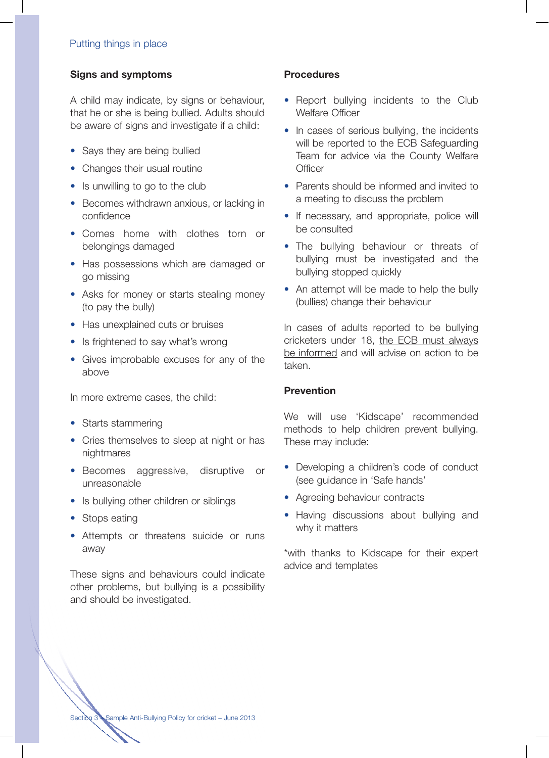## Signs and symptoms

A child may indicate, by signs or behaviour, that he or she is being bullied. Adults should be aware of signs and investigate if a child:

- Says they are being bullied
- Changes their usual routine
- Is unwilling to go to the club
- Becomes withdrawn anxious, or lacking in confidence
- Comes home with clothes torn or belongings damaged
- Has possessions which are damaged or go missing
- Asks for money or starts stealing money (to pay the bully)
- Has unexplained cuts or bruises
- Is frightened to say what's wrong
- Gives improbable excuses for any of the above

In more extreme cases, the child:

- Starts stammering
- Cries themselves to sleep at night or has nightmares
- Becomes aggressive, disruptive or unreasonable
- Is bullying other children or siblings
- Stops eating
- Attempts or threatens suicide or runs away

These signs and behaviours could indicate other problems, but bullying is a possibility and should be investigated.

## Procedures

- Report bullying incidents to the Club Welfare Officer
- In cases of serious bullying, the incidents will be reported to the ECB Safeguarding Team for advice via the County Welfare Officer
- Parents should be informed and invited to a meeting to discuss the problem
- If necessary, and appropriate, police will be consulted
- The bullying behaviour or threats of bullying must be investigated and the bullying stopped quickly
- An attempt will be made to help the bully (bullies) change their behaviour

In cases of adults reported to be bullying cricketers under 18, <u>the ECB must always be informed</u> and will advise on action to be taken.

## Prevention

We will use 'Kidscape' recommended methods to help children prevent bullying. These may include:

- Developing a children's code of conduct (see guidance in 'Safe hands'
- Agreeing behaviour contracts
- Having discussions about bullying and why it matters

*with thanks to Kidscape for their expert advice and templates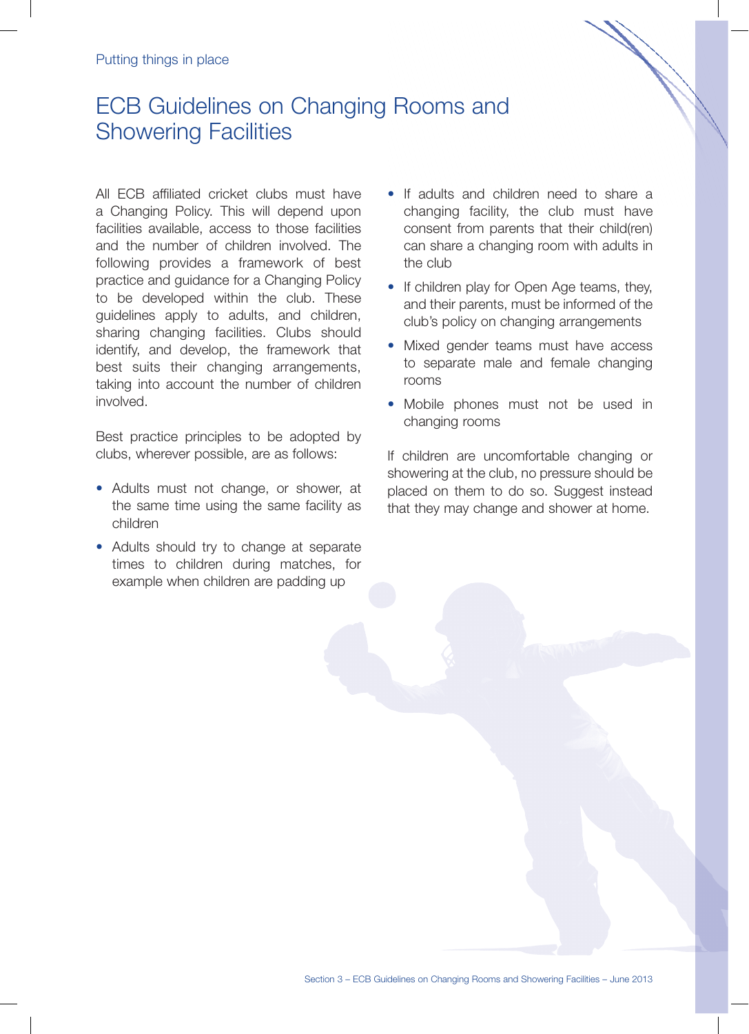# ECB Guidelines on Changing Rooms and Showering Facilities

All ECB affiliated cricket clubs must have a Changing Policy. This will depend upon facilities available, access to those facilities and the number of children involved. The following provides a framework of best practice and guidance for a Changing Policy to be developed within the club. These guidelines apply to adults, and children, sharing changing facilities. Clubs should identify, and develop, the framework that best suits their changing arrangements, taking into account the number of children involved.

Best practice principles to be adopted by clubs, wherever possible, are as follows:

- Adults must not change, or shower, at the same time using the same facility as children
- Adults should try to change at separate times to children during matches, for example when children are padding up
- If adults and children need to share a changing facility, the club must have consent from parents that their child(ren) can share a changing room with adults in the club
- If children play for Open Age teams, they, and their parents, must be informed of the club's policy on changing arrangements
- Mixed gender teams must have access to separate male and female changing rooms
- Mobile phones must not be used in changing rooms

If children are uncomfortable changing or showering at the club, no pressure should be placed on them to do so. Suggest instead that they may change and shower at home.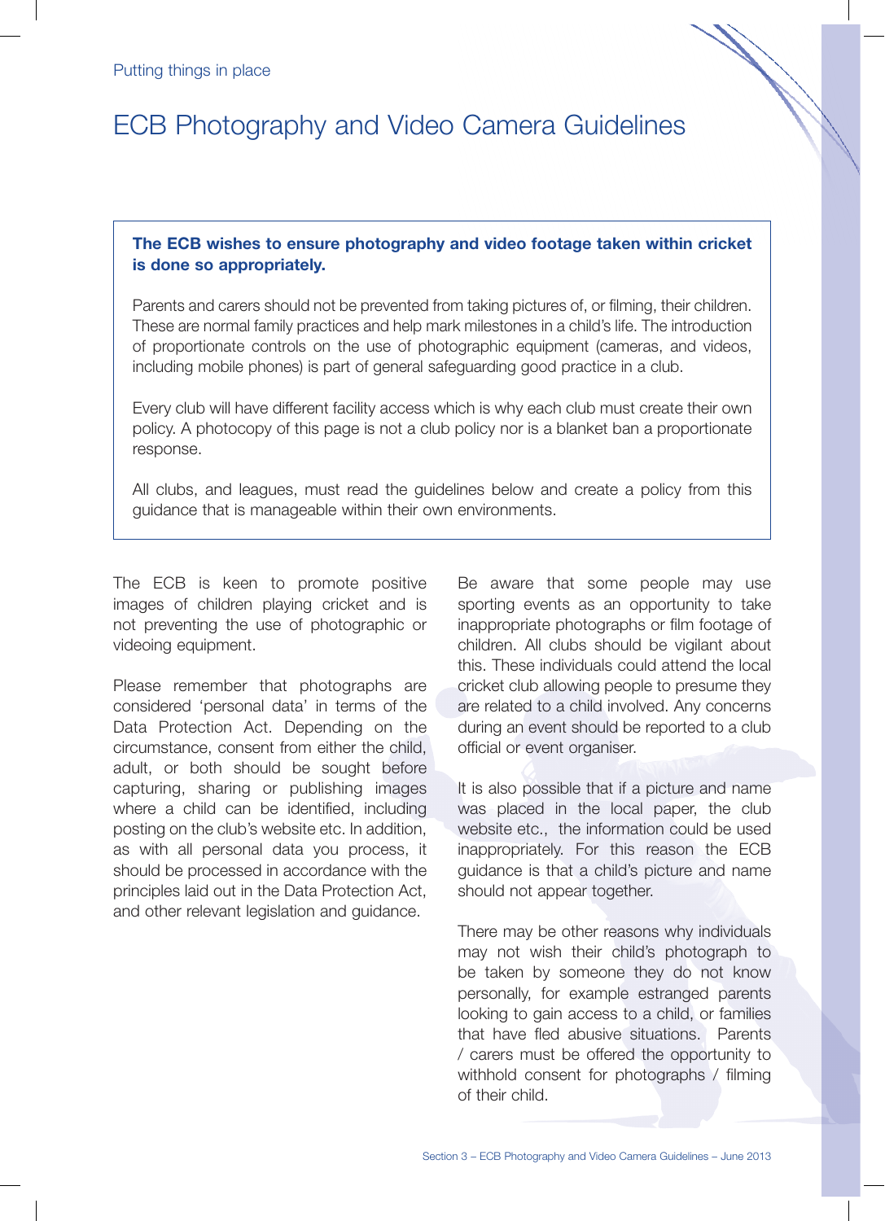Putting things in place

# ECB Photography and Video Camera Guidelines

**The ECB wishes to ensure photography and video footage taken within cricket is done so appropriately.**

Parents and carers should not be prevented from taking pictures of, or filming, their children. These are normal family practices and help mark milestones in a child's life. The introduction of proportionate controls on the use of photographic equipment (cameras, and videos, including mobile phones) is part of general safeguarding good practice in a club.

Every club will have different facility access which is why each club must create their own policy. A photocopy of this page is not a club policy nor is a blanket ban a proportionate response.

All clubs, and leagues, must read the guidelines below and create a policy from this guidance that is manageable within their own environments.

The ECB is keen to promote positive images of children playing cricket and is not preventing the use of photographic or videoing equipment.

Please remember that photographs are considered 'personal data' in terms of the Data Protection Act. Depending on the circumstance, consent from either the child, adult, or both should be sought before capturing, sharing or publishing images where a child can be identified, including posting on the club's website etc. In addition, as with all personal data you process, it should be processed in accordance with the principles laid out in the Data Protection Act, and other relevant legislation and guidance.

Be aware that some people may use sporting events as an opportunity to take inappropriate photographs or film footage of children. All clubs should be vigilant about this. These individuals could attend the local cricket club allowing people to presume they are related to a child involved. Any concerns during an event should be reported to a club official or event organiser.

It is also possible that if a picture and name was placed in the local paper, the club website etc., the information could be used inappropriately. For this reason the ECB guidance is that a child's picture and name should not appear together.

There may be other reasons why individuals may not wish their child's photograph to be taken by someone they do not know personally, for example estranged parents looking to gain access to a child, or families that have fled abusive situations. Parents / carers must be offered the opportunity to withhold consent for photographs / filming of their child.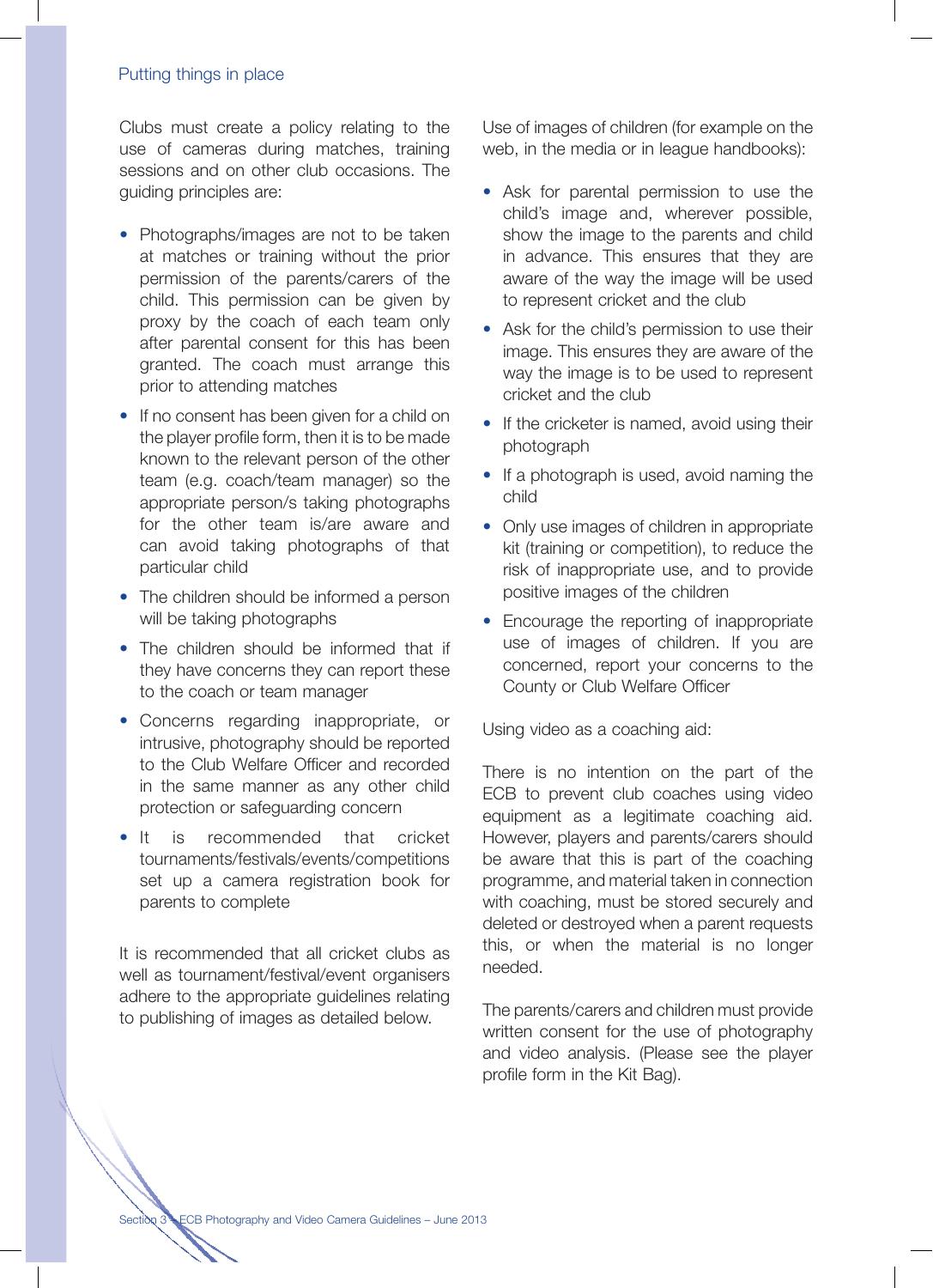## Putting things in place

Clubs must create a policy relating to the use of cameras during matches, training sessions and on other club occasions. The guiding principles are:

- Photographs/images are not to be taken at matches or training without the prior permission of the parents/carers of the child. This permission can be given by proxy by the coach of each team only after parental consent for this has been granted. The coach must arrange this prior to attending matches
- If no consent has been given for a child on the player profile form, then it is to be made known to the relevant person of the other team (e.g. coach/team manager) so the appropriate person/s taking photographs for the other team is/are aware and can avoid taking photographs of that particular child
- The children should be informed a person will be taking photographs
- The children should be informed that if they have concerns they can report these to the coach or team manager
- Concerns regarding inappropriate, or intrusive, photography should be reported to the Club Welfare Officer and recorded in the same manner as any other child protection or safeguarding concern
- It is recommended that cricket tournaments/festivals/events/competitions set up a camera registration book for parents to complete

It is recommended that all cricket clubs as well as tournament/festival/event organisers adhere to the appropriate guidelines relating to publishing of images as detailed below.

Use of images of children (for example on the web, in the media or in league handbooks):

- Ask for parental permission to use the child's image and, wherever possible, show the image to the parents and child in advance. This ensures that they are aware of the way the image will be used to represent cricket and the club
- Ask for the child's permission to use their image. This ensures they are aware of the way the image is to be used to represent cricket and the club
- If the cricketer is named, avoid using their photograph
- If a photograph is used, avoid naming the child
- Only use images of children in appropriate kit (training or competition), to reduce the risk of inappropriate use, and to provide positive images of the children
- Encourage the reporting of inappropriate use of images of children. If you are concerned, report your concerns to the County or Club Welfare Officer

Using video as a coaching aid:

There is no intention on the part of the ECB to prevent club coaches using video equipment as a legitimate coaching aid. However, players and parents/carers should be aware that this is part of the coaching programme, and material taken in connection with coaching, must be stored securely and deleted or destroyed when a parent requests this, or when the material is no longer needed.

The parents/carers and children must provide written consent for the use of photography and video analysis. (Please see the player profile form in the Kit Bag).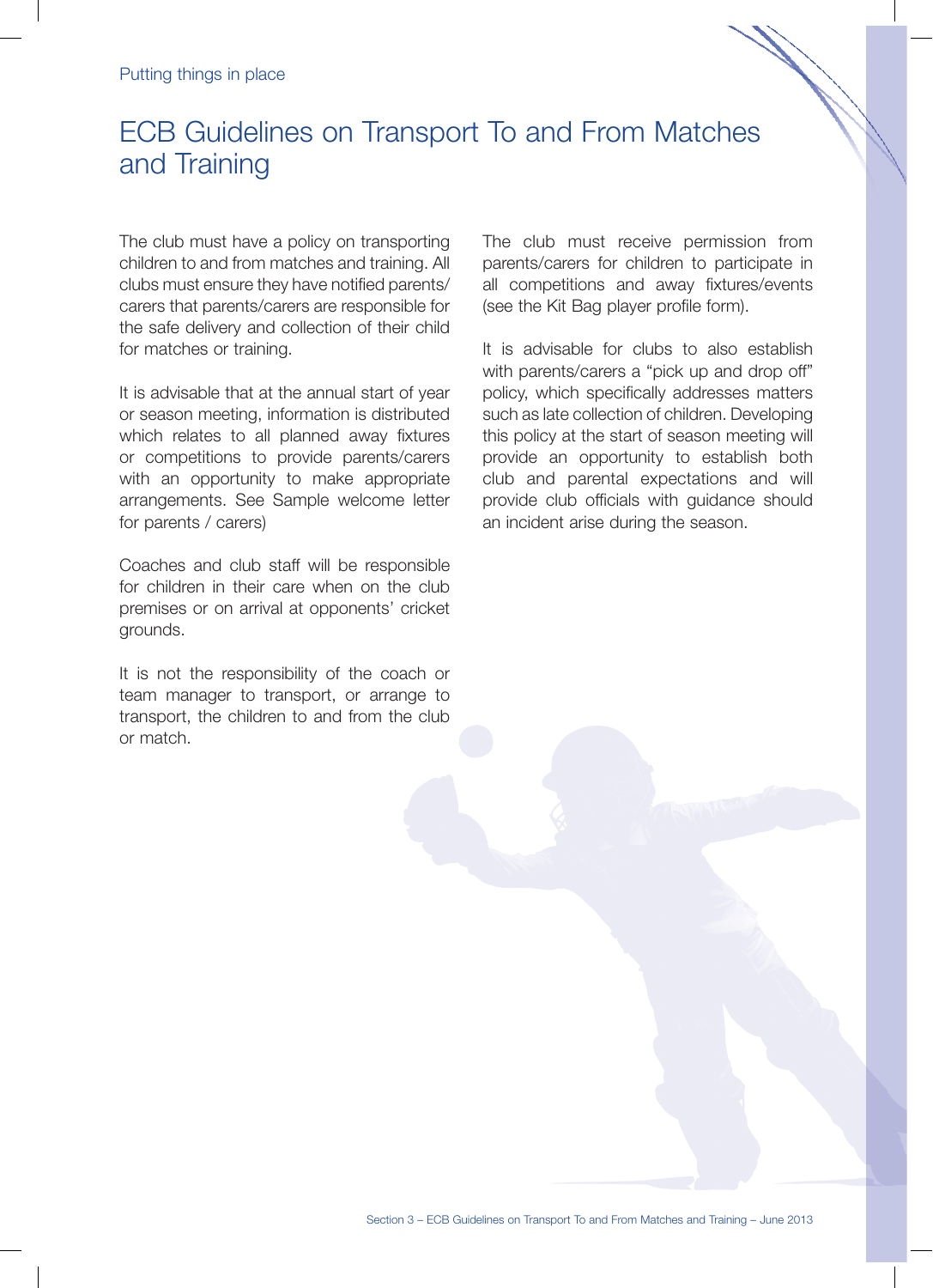# ECB Guidelines on Transport To and From Matches and Training

The club must have a policy on transporting children to and from matches and training. All clubs must ensure they have notified parents/carers that parents/carers are responsible for the safe delivery and collection of their child for matches or training.

It is advisable that at the annual start of year or season meeting, information is distributed which relates to all planned away fixtures or competitions to provide parents/carers with an opportunity to make appropriate arrangements. See Sample welcome letter for parents / carers)

Coaches and club staff will be responsible for children in their care when on the club premises or on arrival at opponents' cricket grounds.

It is not the responsibility of the coach or team manager to transport, or arrange to transport, the children to and from the club or match.

The club must receive permission from parents/carers for children to participate in all competitions and away fixtures/events (see the Kit Bag player profile form).

It is advisable for clubs to also establish with parents/carers a "pick up and drop off" policy, which specifically addresses matters such as late collection of children. Developing this policy at the start of season meeting will provide an opportunity to establish both club and parental expectations and will provide club officials with guidance should an incident arise during the season.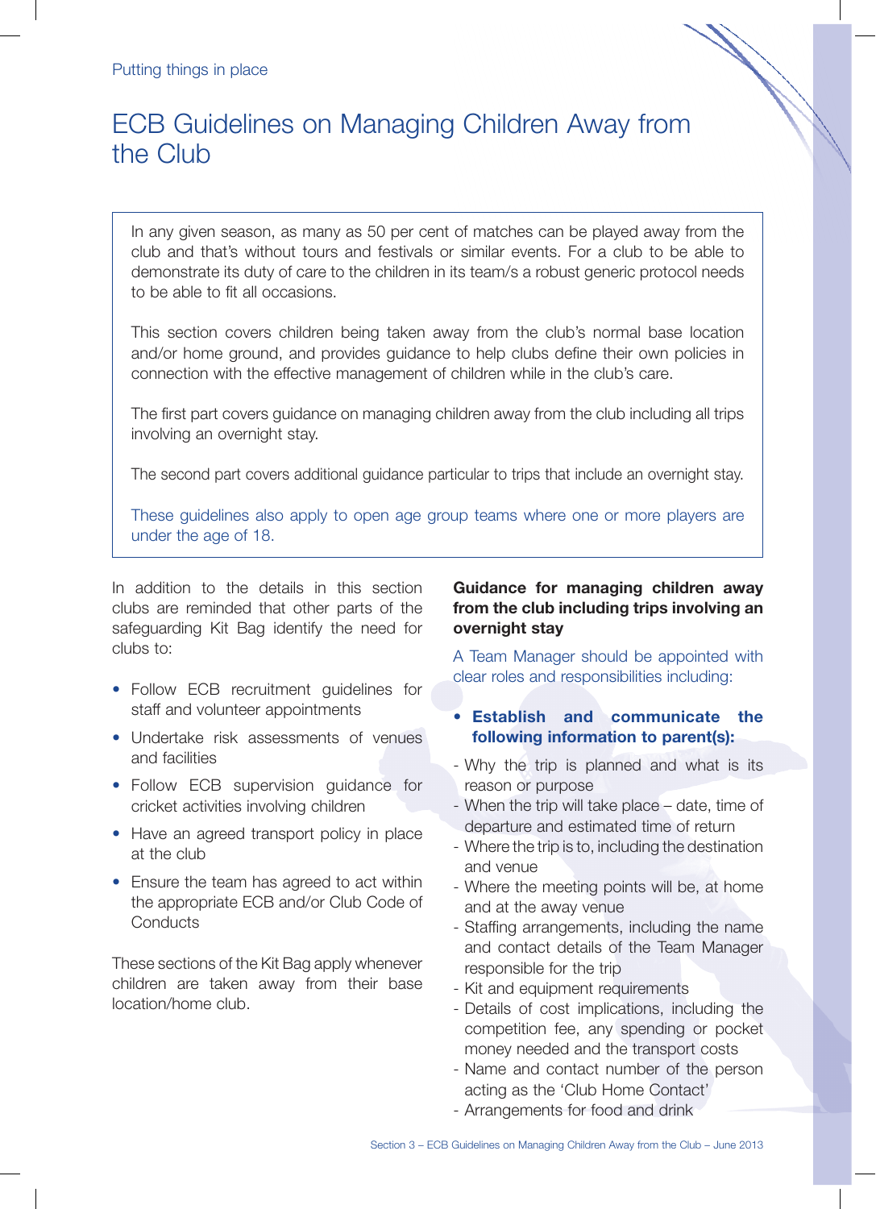# ECB Guidelines on Managing Children Away from the Club

In any given season, as many as 50 per cent of matches can be played away from the club and that's without tours and festivals or similar events. For a club to be able to demonstrate its duty of care to the children in its team/s a robust generic protocol needs to be able to fit all occasions.

This section covers children being taken away from the club's normal base location and/or home ground, and provides guidance to help clubs define their own policies in connection with the effective management of children while in the club's care.

The first part covers guidance on managing children away from the club including all trips involving an overnight stay.

The second part covers additional guidance particular to trips that include an overnight stay.

These guidelines also apply to open age group teams where one or more players are under the age of 18.

In addition to the details in this section clubs are reminded that other parts of the safeguarding Kit Bag identify the need for clubs to:

- Follow ECB recruitment guidelines for staff and volunteer appointments
- Undertake risk assessments of venues and facilities
- Follow ECB supervision guidance for cricket activities involving children
- Have an agreed transport policy in place at the club
- Ensure the team has agreed to act within the appropriate ECB and/or Club Code of Conducts

These sections of the Kit Bag apply whenever children are taken away from their base location/home club.

**Guidance for managing children away from the club including trips involving an overnight stay**

A Team Manager should be appointed with clear roles and responsibilities including:

- **Establish and communicate the following information to parent(s):**

- Why the trip is planned and what is its reason or purpose
- When the trip will take place – date, time of departure and estimated time of return
- Where the trip is to, including the destination and venue
- Where the meeting points will be, at home and at the away venue
- Staffing arrangements, including the name and contact details of the Team Manager responsible for the trip
- Kit and equipment requirements
- Details of cost implications, including the competition fee, any spending or pocket money needed and the transport costs
- Name and contact number of the person acting as the 'Club Home Contact'
- Arrangements for food and drink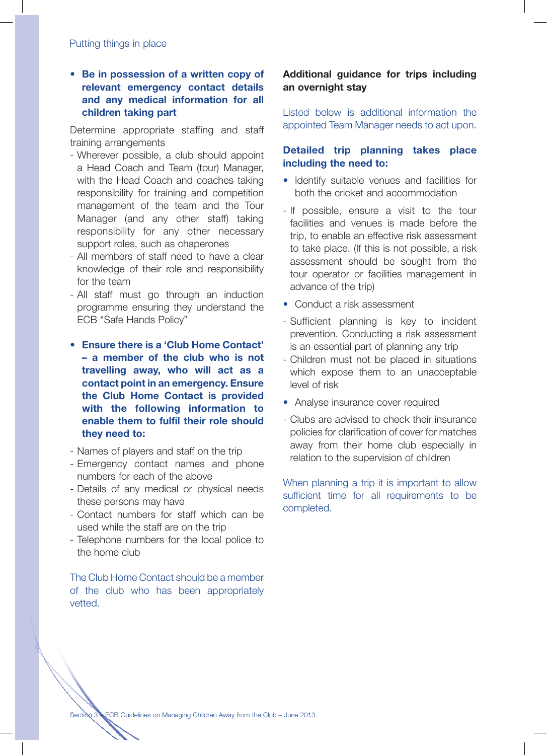- **Be in possession of a written copy of relevant emergency contact details and any medical information for all children taking part**

Determine appropriate staffing and staff training arrangements

- Wherever possible, a club should appoint a Head Coach and Team (tour) Manager, with the Head Coach and coaches taking responsibility for training and competition management of the team and the Tour Manager (and any other staff) taking responsibility for any other necessary support roles, such as chaperones
- All members of staff need to have a clear knowledge of their role and responsibility for the team
- All staff must go through an induction programme ensuring they understand the ECB "Safe Hands Policy"

- **Ensure there is a 'Club Home Contact' – a member of the club who is not travelling away, who will act as a contact point in an emergency. Ensure the Club Home Contact is provided with the following information to enable them to fulfil their role should they need to:**

- Names of players and staff on the trip
- Emergency contact names and phone numbers for each of the above
- Details of any medical or physical needs these persons may have
- Contact numbers for staff which can be used while the staff are on the trip
- Telephone numbers for the local police to the home club

The Club Home Contact should be a member of the club who has been appropriately vetted.

**Additional guidance for trips including an overnight stay**

Listed below is additional information the appointed Team Manager needs to act upon.

**Detailed trip planning takes place including the need to:**

- Identify suitable venues and facilities for both the cricket and accommodation

- If possible, ensure a visit to the tour facilities and venues is made before the trip, to enable an effective risk assessment to take place. (If this is not possible, a risk assessment should be sought from the tour operator or facilities management in advance of the trip)

- Conduct a risk assessment

- Sufficient planning is key to incident prevention. Conducting a risk assessment is an essential part of planning any trip
- Children must not be placed in situations which expose them to an unacceptable level of risk

- Analyse insurance cover required

- Clubs are advised to check their insurance policies for clarification of cover for matches away from their home club especially in relation to the supervision of children

When planning a trip it is important to allow sufficient time for all requirements to be completed.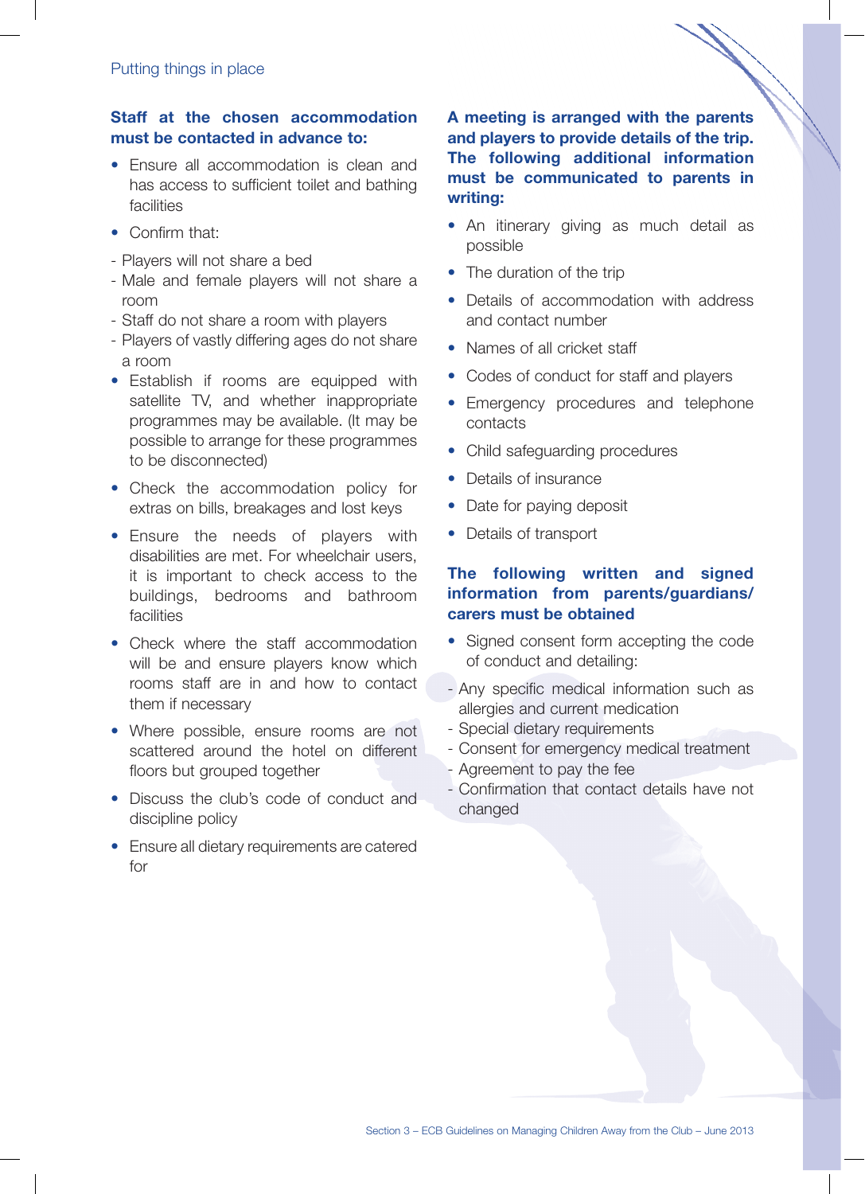**Staff at the chosen accommodation must be contacted in advance to:**

- Ensure all accommodation is clean and has access to sufficient toilet and bathing facilities
- Confirm that:

  - Players will not share a bed
  - Male and female players will not share a room
  - Staff do not share a room with players
  - Players of vastly differing ages do not share a room
- Establish if rooms are equipped with satellite TV, and whether inappropriate programmes may be available. (It may be possible to arrange for these programmes to be disconnected)
- Check the accommodation policy for extras on bills, breakages and lost keys
- Ensure the needs of players with disabilities are met. For wheelchair users, it is important to check access to the buildings, bedrooms and bathroom facilities
- Check where the staff accommodation will be and ensure players know which rooms staff are in and how to contact them if necessary
- Where possible, ensure rooms are not scattered around the hotel on different floors but grouped together
- Discuss the club's code of conduct and discipline policy
- Ensure all dietary requirements are catered for

**A meeting is arranged with the parents and players to provide details of the trip. The following additional information must be communicated to parents in writing:**

- An itinerary giving as much detail as possible
- The duration of the trip
- Details of accommodation with address and contact number
- Names of all cricket staff
- Codes of conduct for staff and players
- Emergency procedures and telephone contacts
- Child safeguarding procedures
- Details of insurance
- Date for paying deposit
- Details of transport

**The following written and signed information from parents/guardians/carers must be obtained**

- Signed consent form accepting the code of conduct and detailing:

  - Any specific medical information such as allergies and current medication
  - Special dietary requirements
  - Consent for emergency medical treatment
  - Agreement to pay the fee
  - Confirmation that contact details have not changed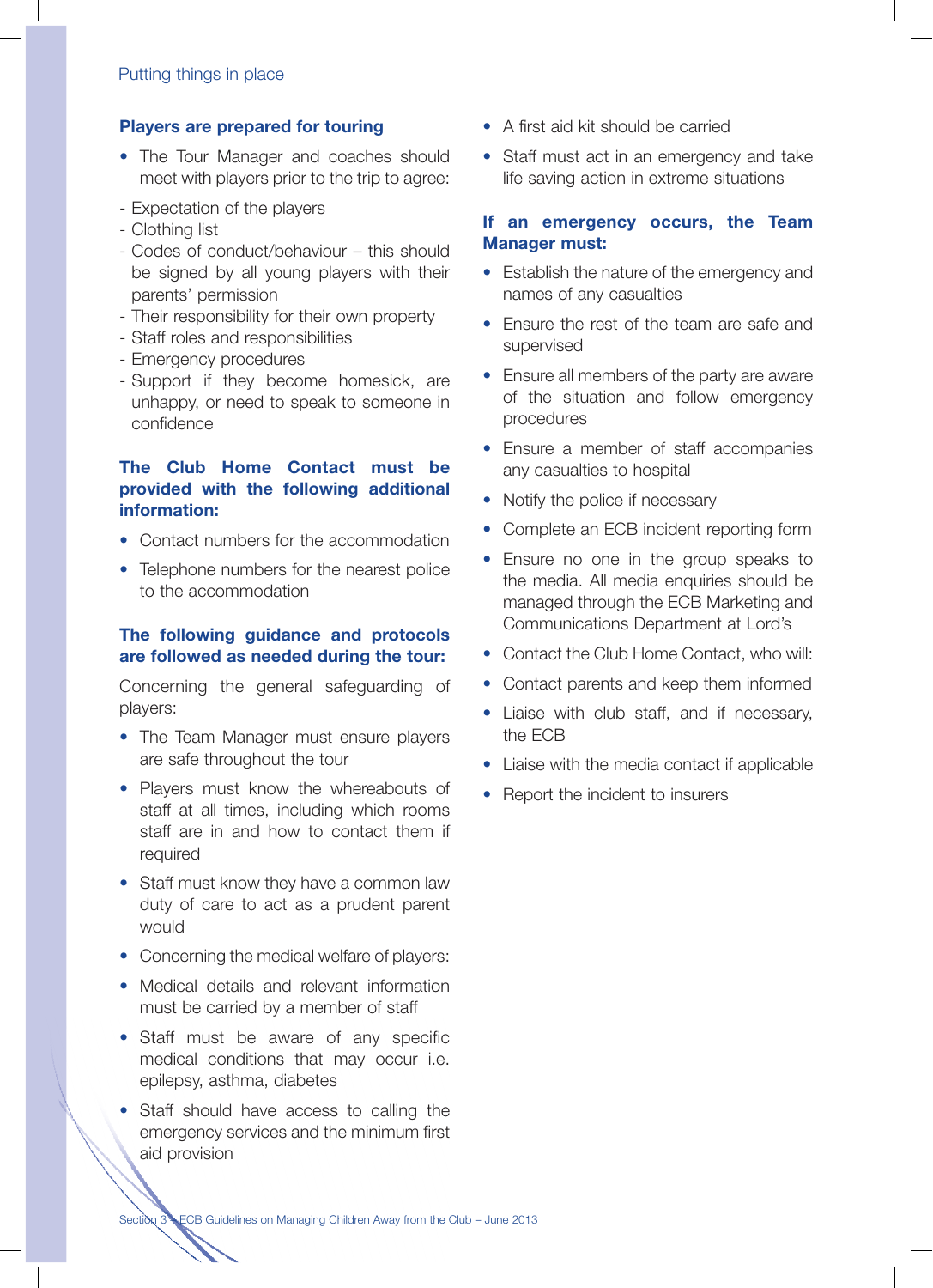Putting things in place

### Players are prepared for touring

- The Tour Manager and coaches should meet with players prior to the trip to agree:

- Expectation of the players
- Clothing list
- Codes of conduct/behaviour – this should be signed by all young players with their parents' permission
- Their responsibility for their own property
- Staff roles and responsibilities
- Emergency procedures
- Support if they become homesick, are unhappy, or need to speak to someone in confidence

### The Club Home Contact must be provided with the following additional information:

- Contact numbers for the accommodation
- Telephone numbers for the nearest police to the accommodation

### The following guidance and protocols are followed as needed during the tour:

Concerning the general safeguarding of players:

- The Team Manager must ensure players are safe throughout the tour
- Players must know the whereabouts of staff at all times, including which rooms staff are in and how to contact them if required
- Staff must know they have a common law duty of care to act as a prudent parent would
- Concerning the medical welfare of players:
- Medical details and relevant information must be carried by a member of staff
- Staff must be aware of any specific medical conditions that may occur i.e. epilepsy, asthma, diabetes
- Staff should have access to calling the emergency services and the minimum first aid provision
- A first aid kit should be carried
- Staff must act in an emergency and take life saving action in extreme situations

### If an emergency occurs, the Team Manager must:

- Establish the nature of the emergency and names of any casualties
- Ensure the rest of the team are safe and supervised
- Ensure all members of the party are aware of the situation and follow emergency procedures
- Ensure a member of staff accompanies any casualties to hospital
- Notify the police if necessary
- Complete an ECB incident reporting form
- Ensure no one in the group speaks to the media. All media enquiries should be managed through the ECB Marketing and Communications Department at Lord's
- Contact the Club Home Contact, who will:
- Contact parents and keep them informed
- Liaise with club staff, and if necessary, the ECB
- Liaise with the media contact if applicable
- Report the incident to insurers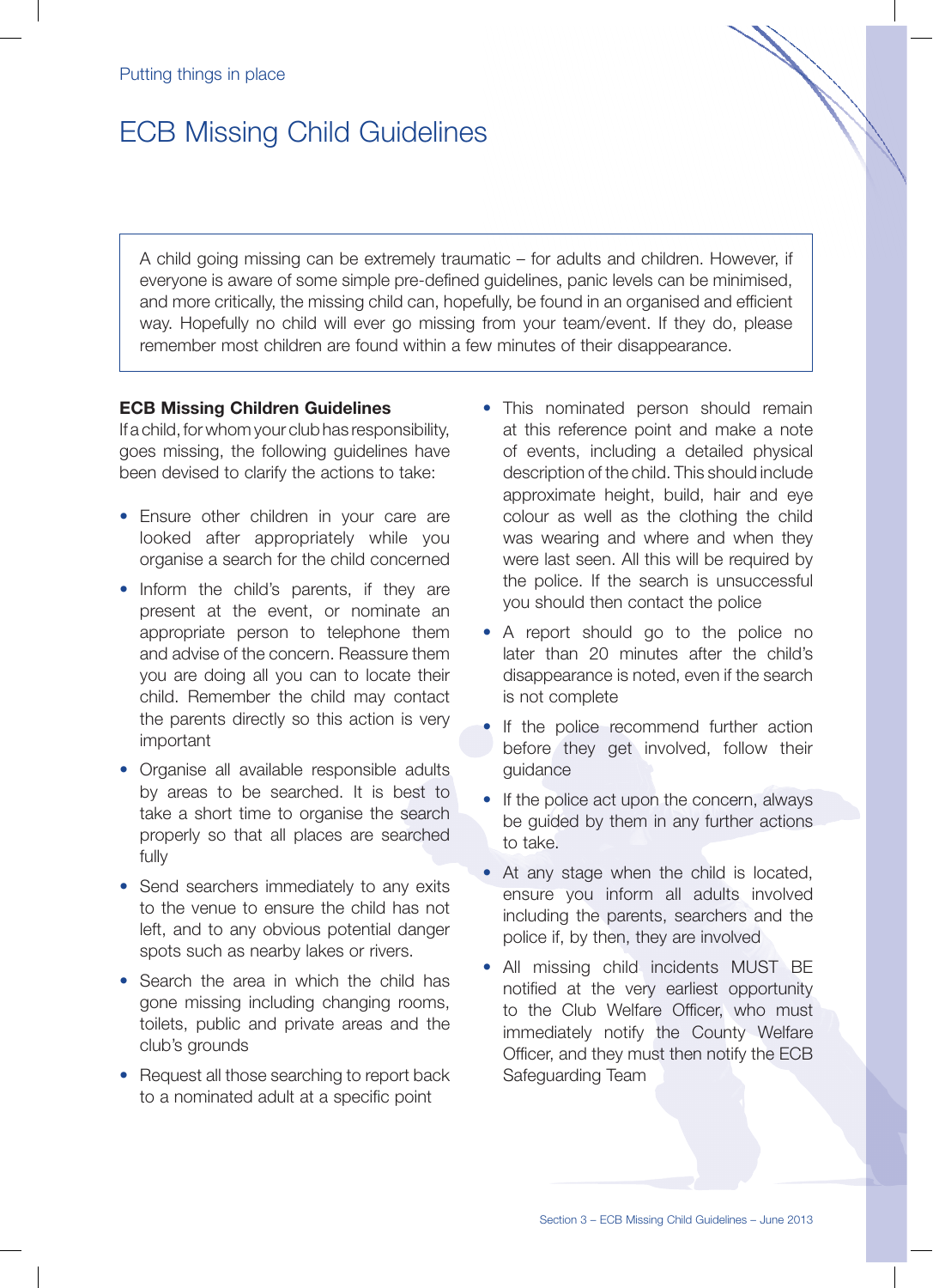Putting things in place

# ECB Missing Child Guidelines

A child going missing can be extremely traumatic – for adults and children. However, if everyone is aware of some simple pre-defined guidelines, panic levels can be minimised, and more critically, the missing child can, hopefully, be found in an organised and efficient way. Hopefully no child will ever go missing from your team/event. If they do, please remember most children are found within a few minutes of their disappearance.

**ECB Missing Children Guidelines**

If a child, for whom your club has responsibility, goes missing, the following guidelines have been devised to clarify the actions to take:

- Ensure other children in your care are looked after appropriately while you organise a search for the child concerned
- Inform the child's parents, if they are present at the event, or nominate an appropriate person to telephone them and advise of the concern. Reassure them you are doing all you can to locate their child. Remember the child may contact the parents directly so this action is very important
- Organise all available responsible adults by areas to be searched. It is best to take a short time to organise the search properly so that all places are searched fully
- Send searchers immediately to any exits to the venue to ensure the child has not left, and to any obvious potential danger spots such as nearby lakes or rivers.
- Search the area in which the child has gone missing including changing rooms, toilets, public and private areas and the club's grounds
- Request all those searching to report back to a nominated adult at a specific point
- This nominated person should remain at this reference point and make a note of events, including a detailed physical description of the child. This should include approximate height, build, hair and eye colour as well as the clothing the child was wearing and where and when they were last seen. All this will be required by the police. If the search is unsuccessful you should then contact the police
- A report should go to the police no later than 20 minutes after the child's disappearance is noted, even if the search is not complete
- If the police recommend further action before they get involved, follow their guidance
- If the police act upon the concern, always be guided by them in any further actions to take.
- At any stage when the child is located, ensure you inform all adults involved including the parents, searchers and the police if, by then, they are involved
- All missing child incidents MUST BE notified at the very earliest opportunity to the Club Welfare Officer, who must immediately notify the County Welfare Officer, and they must then notify the ECB Safeguarding Team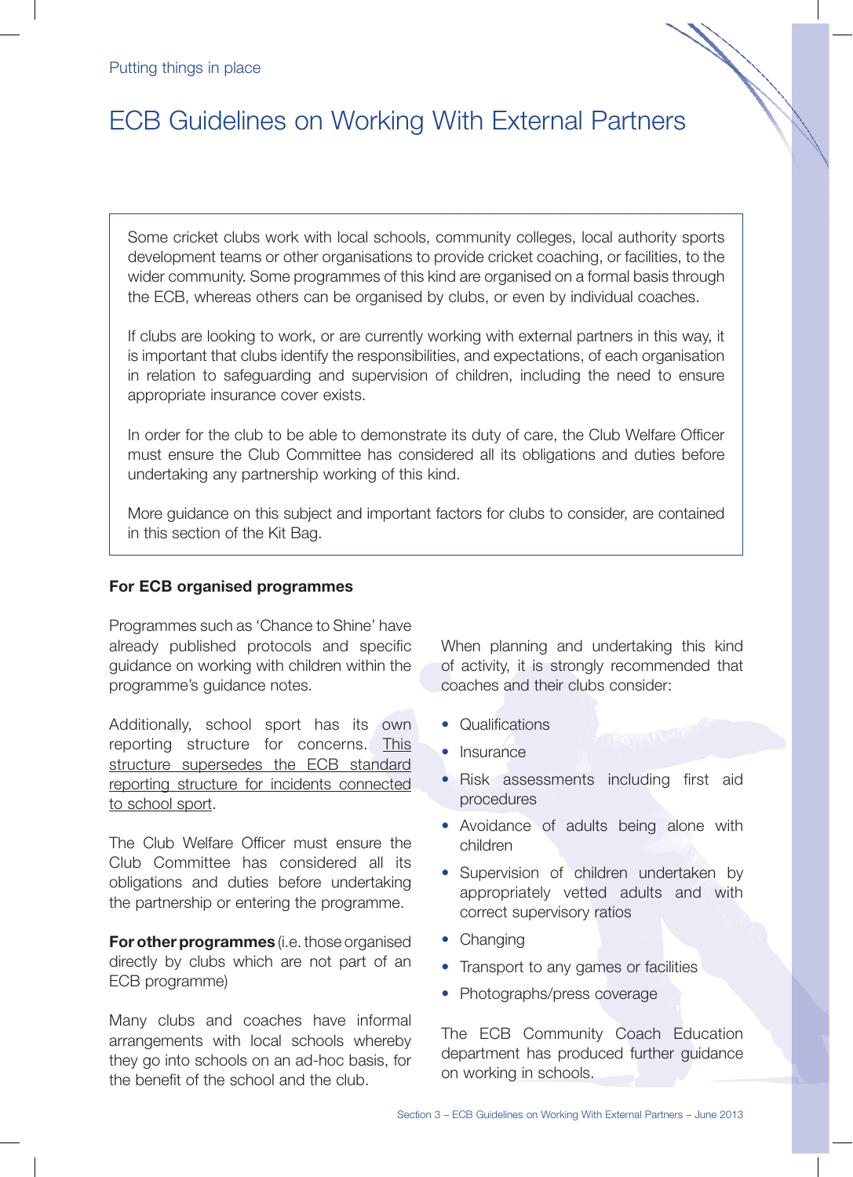Putting things in place

# ECB Guidelines on Working With External Partners

Some cricket clubs work with local schools, community colleges, local authority sports development teams or other organisations to provide cricket coaching, or facilities, to the wider community. Some programmes of this kind are organised on a formal basis through the ECB, whereas others can be organised by clubs, or even by individual coaches.

If clubs are looking to work, or are currently working with external partners in this way, it is important that clubs identify the responsibilities, and expectations, of each organisation in relation to safeguarding and supervision of children, including the need to ensure appropriate insurance cover exists.

In order for the club to be able to demonstrate its duty of care, the Club Welfare Officer must ensure the Club Committee has considered all its obligations and duties before undertaking any partnership working of this kind.

More guidance on this subject and important factors for clubs to consider, are contained in this section of the Kit Bag.

**For ECB organised programmes**

Programmes such as 'Chance to Shine' have already published protocols and specific guidance on working with children within the programme's guidance notes.

Additionally, school sport has its own reporting structure for concerns. This structure supersedes the ECB standard reporting structure for incidents connected to school sport.

The Club Welfare Officer must ensure the Club Committee has considered all its obligations and duties before undertaking the partnership or entering the programme.

**For other programmes** (i.e. those organised directly by clubs which are not part of an ECB programme)

Many clubs and coaches have informal arrangements with local schools whereby they go into schools on an ad-hoc basis, for the benefit of the school and the club.

When planning and undertaking this kind of activity, it is strongly recommended that coaches and their clubs consider:

- Qualifications
- Insurance
- Risk assessments including first aid procedures
- Avoidance of adults being alone with children
- Supervision of children undertaken by appropriately vetted adults and with correct supervisory ratios
- Changing
- Transport to any games or facilities
- Photographs/press coverage

The ECB Community Coach Education department has produced further guidance on working in schools.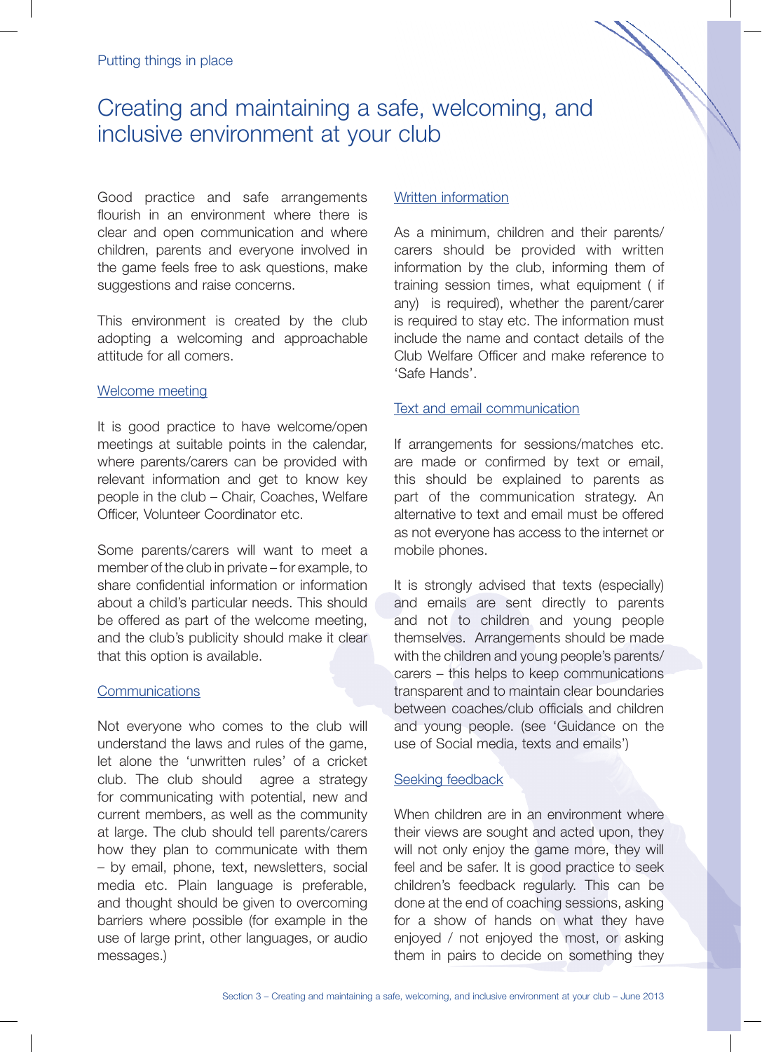# Creating and maintaining a safe, welcoming, and inclusive environment at your club

Good practice and safe arrangements flourish in an environment where there is clear and open communication and where children, parents and everyone involved in the game feels free to ask questions, make suggestions and raise concerns.

This environment is created by the club adopting a welcoming and approachable attitude for all comers.

## Welcome meeting

It is good practice to have welcome/open meetings at suitable points in the calendar, where parents/carers can be provided with relevant information and get to know key people in the club – Chair, Coaches, Welfare Officer, Volunteer Coordinator etc.

Some parents/carers will want to meet a member of the club in private – for example, to share confidential information or information about a child's particular needs. This should be offered as part of the welcome meeting, and the club's publicity should make it clear that this option is available.

## Communications

Not everyone who comes to the club will understand the laws and rules of the game, let alone the 'unwritten rules' of a cricket club. The club should agree a strategy for communicating with potential, new and current members, as well as the community at large. The club should tell parents/carers how they plan to communicate with them – by email, phone, text, newsletters, social media etc. Plain language is preferable, and thought should be given to overcoming barriers where possible (for example in the use of large print, other languages, or audio messages.)

## Written information

As a minimum, children and their parents/carers should be provided with written information by the club, informing them of training session times, what equipment ( if any) is required), whether the parent/carer is required to stay etc. The information must include the name and contact details of the Club Welfare Officer and make reference to 'Safe Hands'.

## Text and email communication

If arrangements for sessions/matches etc. are made or confirmed by text or email, this should be explained to parents as part of the communication strategy. An alternative to text and email must be offered as not everyone has access to the internet or mobile phones.

It is strongly advised that texts (especially) and emails are sent directly to parents and not to children and young people themselves. Arrangements should be made with the children and young people's parents/carers – this helps to keep communications transparent and to maintain clear boundaries between coaches/club officials and children and young people. (see 'Guidance on the use of Social media, texts and emails')

## Seeking feedback

When children are in an environment where their views are sought and acted upon, they will not only enjoy the game more, they will feel and be safer. It is good practice to seek children's feedback regularly. This can be done at the end of coaching sessions, asking for a show of hands on what they have enjoyed / not enjoyed the most, or asking them in pairs to decide on something they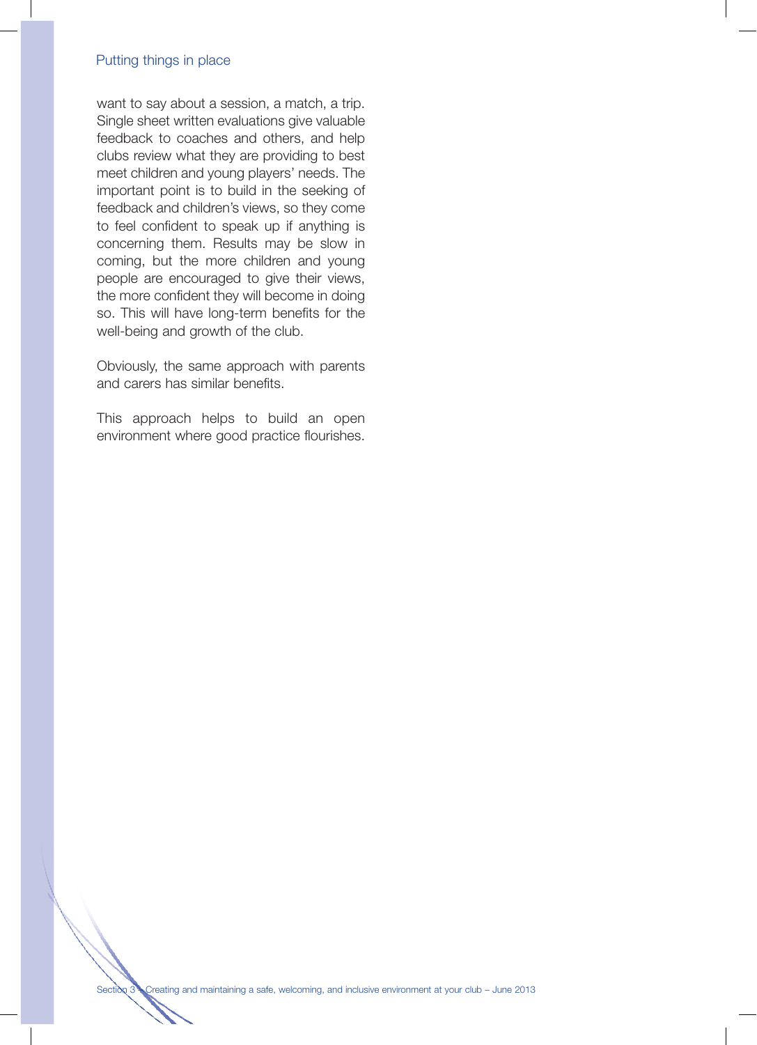want to say about a session, a match, a trip. Single sheet written evaluations give valuable feedback to coaches and others, and help clubs review what they are providing to best meet children and young players' needs. The important point is to build in the seeking of feedback and children's views, so they come to feel confident to speak up if anything is concerning them. Results may be slow in coming, but the more children and young people are encouraged to give their views, the more confident they will become in doing so. This will have long-term benefits for the well-being and growth of the club.

Obviously, the same approach with parents and carers has similar benefits.

This approach helps to build an open environment where good practice flourishes.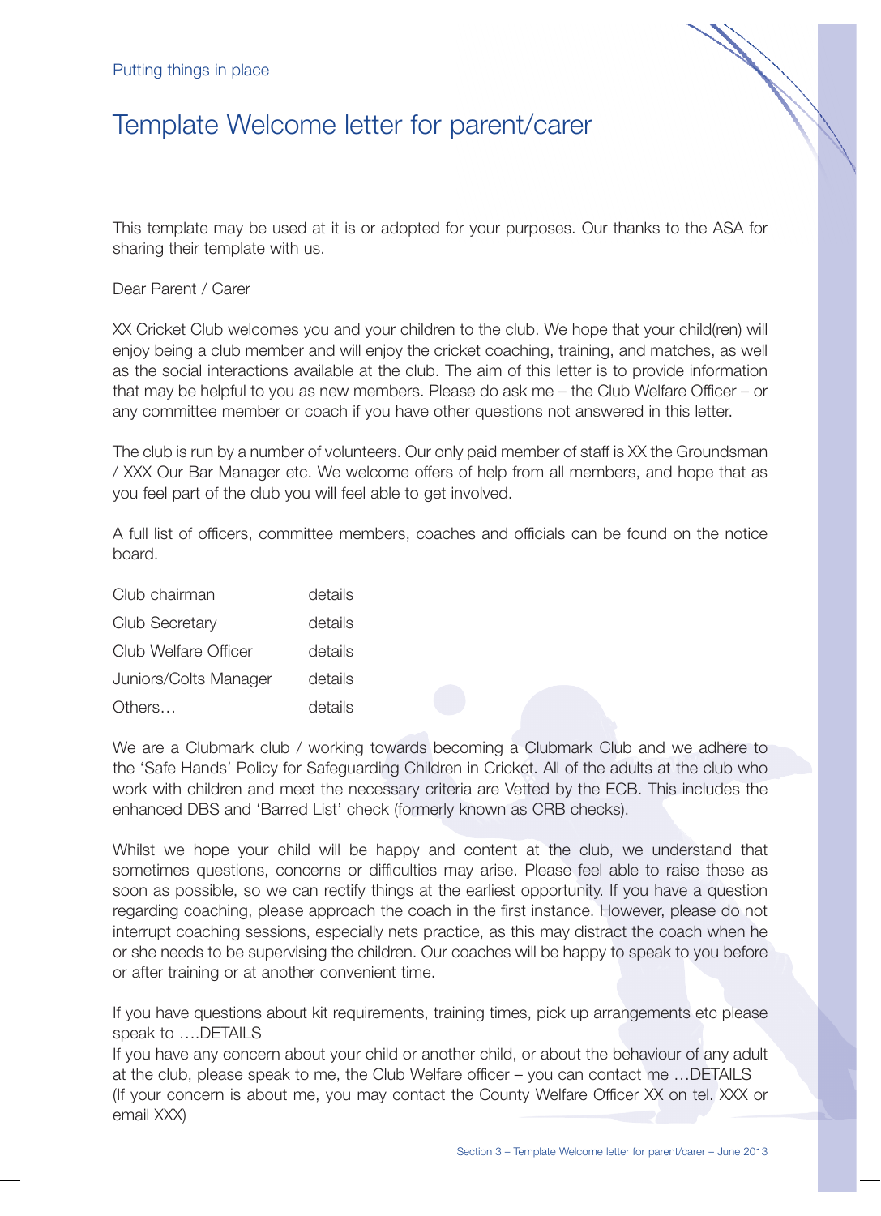Putting things in place

# Template Welcome letter for parent/carer

This template may be used at it is or adopted for your purposes. Our thanks to the ASA for sharing their template with us.

Dear Parent / Carer

XX Cricket Club welcomes you and your children to the club. We hope that your child(ren) will enjoy being a club member and will enjoy the cricket coaching, training, and matches, as well as the social interactions available at the club. The aim of this letter is to provide information that may be helpful to you as new members. Please do ask me – the Club Welfare Officer – or any committee member or coach if you have other questions not answered in this letter.

The club is run by a number of volunteers. Our only paid member of staff is XX the Groundsman / XXX Our Bar Manager etc. We welcome offers of help from all members, and hope that as you feel part of the club you will feel able to get involved.

A full list of officers, committee members, coaches and officials can be found on the notice board.

| | |
|---|---|
| Club chairman | details |
| Club Secretary | details |
| Club Welfare Officer | details |
| Juniors/Colts Manager | details |
| Others… | details |

We are a Clubmark club / working towards becoming a Clubmark Club and we adhere to the 'Safe Hands' Policy for Safeguarding Children in Cricket. All of the adults at the club who work with children and meet the necessary criteria are Vetted by the ECB. This includes the enhanced DBS and 'Barred List' check (formerly known as CRB checks).

Whilst we hope your child will be happy and content at the club, we understand that sometimes questions, concerns or difficulties may arise. Please feel able to raise these as soon as possible, so we can rectify things at the earliest opportunity. If you have a question regarding coaching, please approach the coach in the first instance. However, please do not interrupt coaching sessions, especially nets practice, as this may distract the coach when he or she needs to be supervising the children. Our coaches will be happy to speak to you before or after training or at another convenient time.

If you have questions about kit requirements, training times, pick up arrangements etc please speak to ….DETAILS
If you have any concern about your child or another child, or about the behaviour of any adult at the club, please speak to me, the Club Welfare officer – you can contact me …DETAILS
(If your concern is about me, you may contact the County Welfare Officer XX on tel. XXX or email XXX)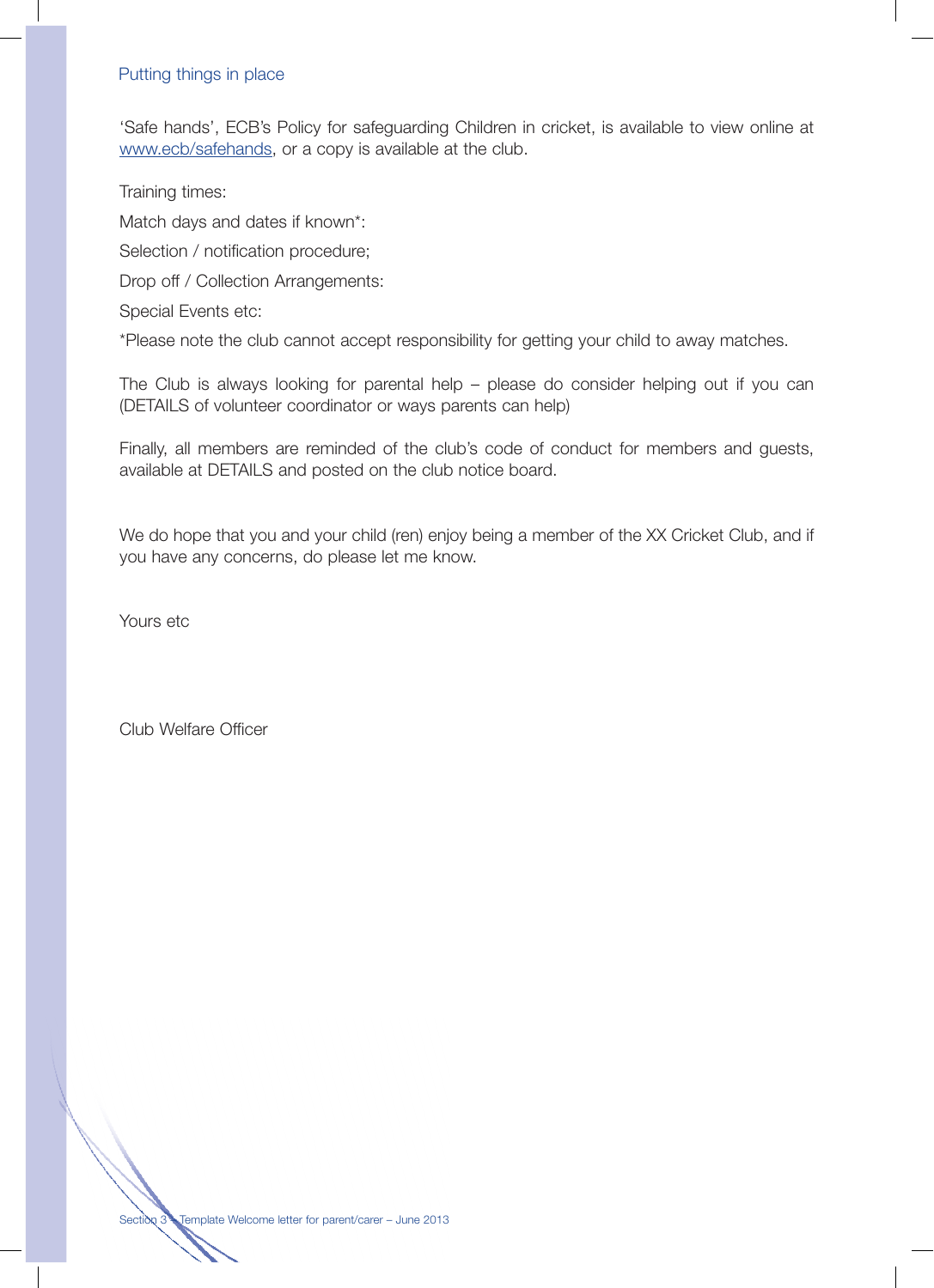## Putting things in place

'Safe hands', ECB's Policy for safeguarding Children in cricket, is available to view online at www.ecb/safehands, or a copy is available at the club.

Training times:

Match days and dates if known*:

Selection / notification procedure;

Drop off / Collection Arrangements:

Special Events etc:

*Please note the club cannot accept responsibility for getting your child to away matches.

The Club is always looking for parental help – please do consider helping out if you can (DETAILS of volunteer coordinator or ways parents can help)

Finally, all members are reminded of the club's code of conduct for members and guests, available at DETAILS and posted on the club notice board.

We do hope that you and your child (ren) enjoy being a member of the XX Cricket Club, and if you have any concerns, do please let me know.

Yours etc

Club Welfare Officer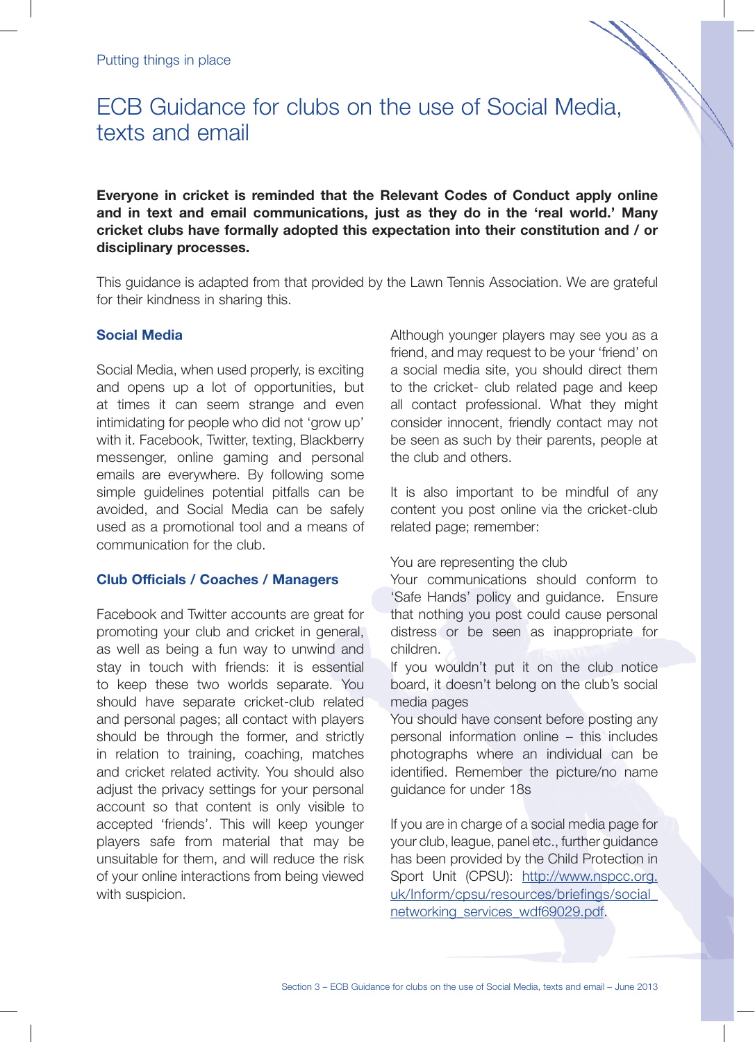Putting things in place

# ECB Guidance for clubs on the use of Social Media, texts and email

**Everyone in cricket is reminded that the Relevant Codes of Conduct apply online and in text and email communications, just as they do in the 'real world.' Many cricket clubs have formally adopted this expectation into their constitution and / or disciplinary processes.**

This guidance is adapted from that provided by the Lawn Tennis Association. We are grateful for their kindness in sharing this.

## Social Media

Social Media, when used properly, is exciting and opens up a lot of opportunities, but at times it can seem strange and even intimidating for people who did not 'grow up' with it. Facebook, Twitter, texting, Blackberry messenger, online gaming and personal emails are everywhere. By following some simple guidelines potential pitfalls can be avoided, and Social Media can be safely used as a promotional tool and a means of communication for the club.

## Club Officials / Coaches / Managers

Facebook and Twitter accounts are great for promoting your club and cricket in general, as well as being a fun way to unwind and stay in touch with friends: it is essential to keep these two worlds separate. You should have separate cricket-club related and personal pages; all contact with players should be through the former, and strictly in relation to training, coaching, matches and cricket related activity. You should also adjust the privacy settings for your personal account so that content is only visible to accepted 'friends'. This will keep younger players safe from material that may be unsuitable for them, and will reduce the risk of your online interactions from being viewed with suspicion.

Although younger players may see you as a friend, and may request to be your 'friend' on a social media site, you should direct them to the cricket- club related page and keep all contact professional. What they might consider innocent, friendly contact may not be seen as such by their parents, people at the club and others.

It is also important to be mindful of any content you post online via the cricket-club related page; remember:

You are representing the club
Your communications should conform to 'Safe Hands' policy and guidance. Ensure that nothing you post could cause personal distress or be seen as inappropriate for children.
If you wouldn't put it on the club notice board, it doesn't belong on the club's social media pages
You should have consent before posting any personal information online – this includes photographs where an individual can be identified. Remember the picture/no name guidance for under 18s

If you are in charge of a social media page for your club, league, panel etc., further guidance has been provided by the Child Protection in Sport Unit (CPSU): http://www.nspcc.org.uk/Inform/cpsu/resources/briefings/social_networking_services_wdf69029.pdf.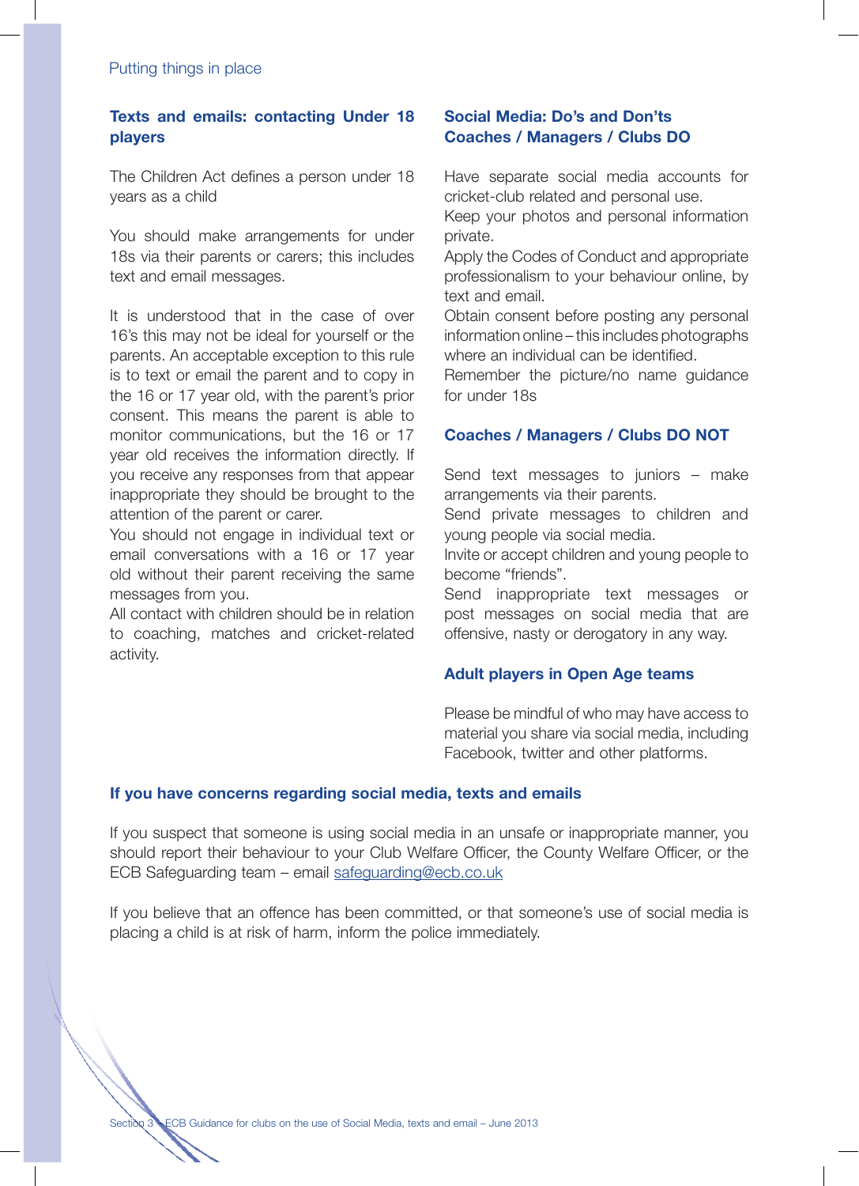## Texts and emails: contacting Under 18 players

The Children Act defines a person under 18 years as a child

You should make arrangements for under 18s via their parents or carers; this includes text and email messages.

It is understood that in the case of over 16's this may not be ideal for yourself or the parents. An acceptable exception to this rule is to text or email the parent and to copy in the 16 or 17 year old, with the parent's prior consent. This means the parent is able to monitor communications, but the 16 or 17 year old receives the information directly. If you receive any responses from that appear inappropriate they should be brought to the attention of the parent or carer.

You should not engage in individual text or email conversations with a 16 or 17 year old without their parent receiving the same messages from you.

All contact with children should be in relation to coaching, matches and cricket-related activity.

## Social Media: Do's and Don'ts

### Coaches / Managers / Clubs DO

Have separate social media accounts for cricket-club related and personal use.

Keep your photos and personal information private.

Apply the Codes of Conduct and appropriate professionalism to your behaviour online, by text and email.

Obtain consent before posting any personal information online – this includes photographs where an individual can be identified.

Remember the picture/no name guidance for under 18s

### Coaches / Managers / Clubs DO NOT

Send text messages to juniors – make arrangements via their parents.

Send private messages to children and young people via social media.

Invite or accept children and young people to become "friends".

Send inappropriate text messages or post messages on social media that are offensive, nasty or derogatory in any way.

### Adult players in Open Age teams

Please be mindful of who may have access to material you share via social media, including Facebook, twitter and other platforms.

## If you have concerns regarding social media, texts and emails

If you suspect that someone is using social media in an unsafe or inappropriate manner, you should report their behaviour to your Club Welfare Officer, the County Welfare Officer, or the ECB Safeguarding team – email safeguarding@ecb.co.uk

If you believe that an offence has been committed, or that someone's use of social media is placing a child is at risk of harm, inform the police immediately.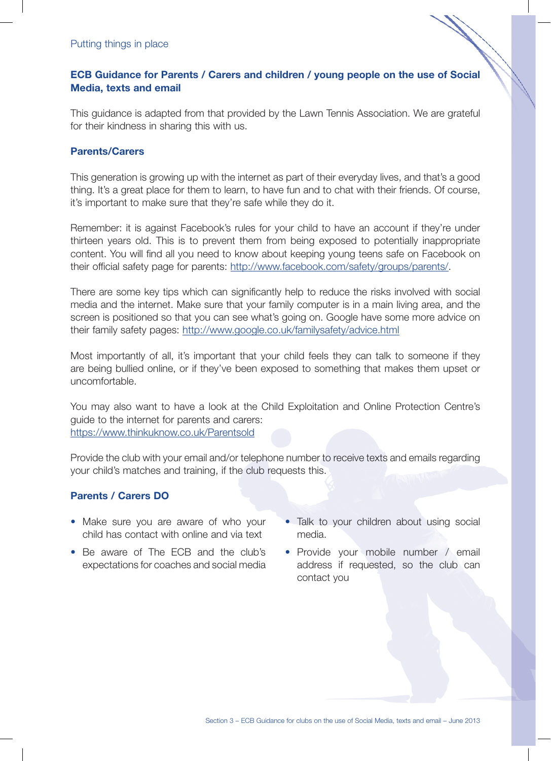Putting things in place

## ECB Guidance for Parents / Carers and children / young people on the use of Social Media, texts and email

This guidance is adapted from that provided by the Lawn Tennis Association. We are grateful for their kindness in sharing this with us.

### Parents/Carers

This generation is growing up with the internet as part of their everyday lives, and that's a good thing. It's a great place for them to learn, to have fun and to chat with their friends. Of course, it's important to make sure that they're safe while they do it.

Remember: it is against Facebook's rules for your child to have an account if they're under thirteen years old. This is to prevent them from being exposed to potentially inappropriate content. You will find all you need to know about keeping young teens safe on Facebook on their official safety page for parents: http://www.facebook.com/safety/groups/parents/.

There are some key tips which can significantly help to reduce the risks involved with social media and the internet. Make sure that your family computer is in a main living area, and the screen is positioned so that you can see what's going on. Google have some more advice on their family safety pages: http://www.google.co.uk/familysafety/advice.html

Most importantly of all, it's important that your child feels they can talk to someone if they are being bullied online, or if they've been exposed to something that makes them upset or uncomfortable.

You may also want to have a look at the Child Exploitation and Online Protection Centre's guide to the internet for parents and carers:
https://www.thinkuknow.co.uk/Parentsold

Provide the club with your email and/or telephone number to receive texts and emails regarding your child's matches and training, if the club requests this.

### Parents / Carers DO

- Make sure you are aware of who your child has contact with online and via text
- Be aware of The ECB and the club's expectations for coaches and social media
- Talk to your children about using social media.
- Provide your mobile number / email address if requested, so the club can contact you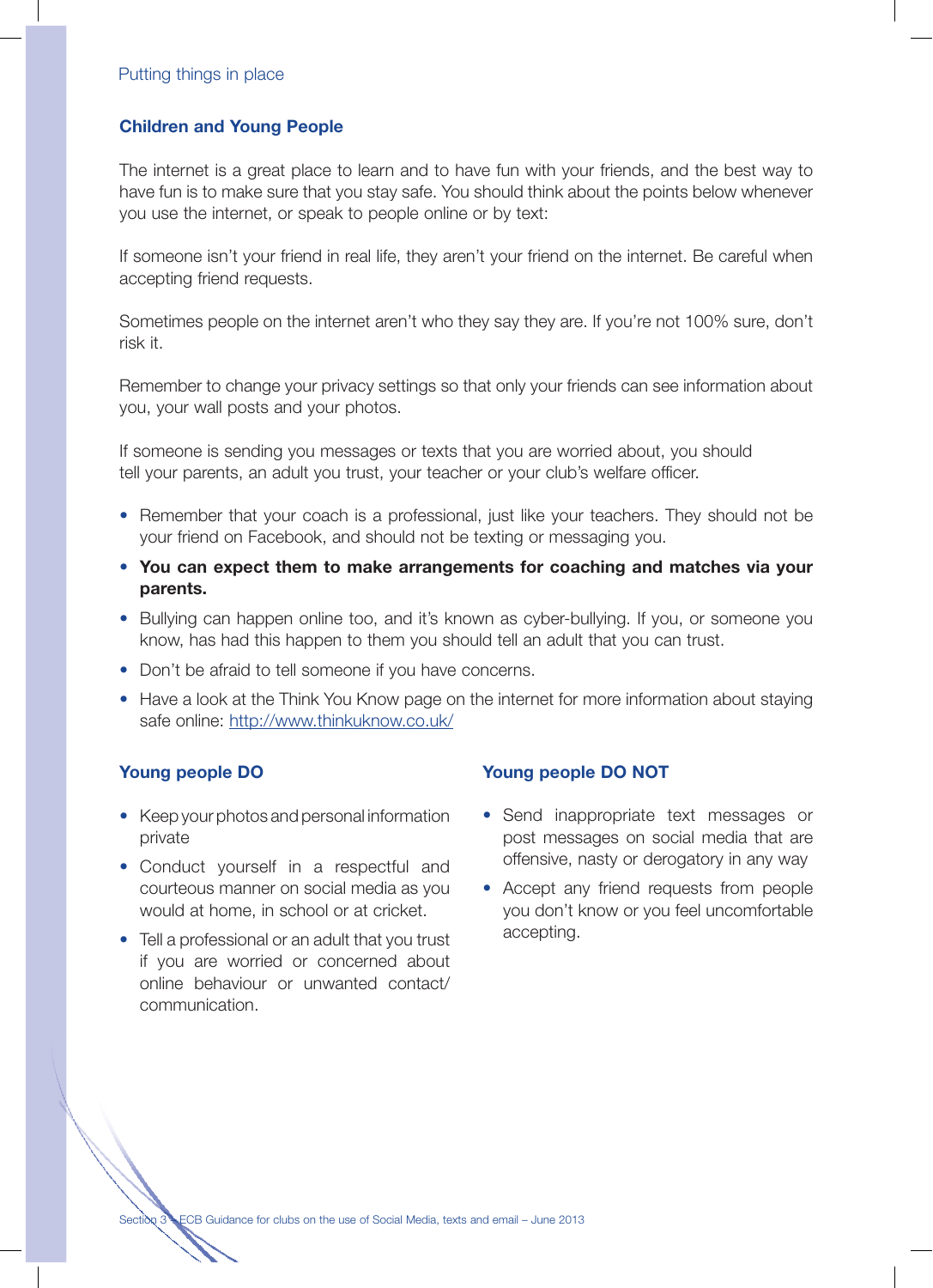## Children and Young People

The internet is a great place to learn and to have fun with your friends, and the best way to have fun is to make sure that you stay safe. You should think about the points below whenever you use the internet, or speak to people online or by text:

If someone isn't your friend in real life, they aren't your friend on the internet. Be careful when accepting friend requests.

Sometimes people on the internet aren't who they say they are. If you're not 100% sure, don't risk it.

Remember to change your privacy settings so that only your friends can see information about you, your wall posts and your photos.

If someone is sending you messages or texts that you are worried about, you should tell your parents, an adult you trust, your teacher or your club's welfare officer.

- Remember that your coach is a professional, just like your teachers. They should not be your friend on Facebook, and should not be texting or messaging you.
- **You can expect them to make arrangements for coaching and matches via your parents.**
- Bullying can happen online too, and it's known as cyber-bullying. If you, or someone you know, has had this happen to them you should tell an adult that you can trust.
- Don't be afraid to tell someone if you have concerns.
- Have a look at the Think You Know page on the internet for more information about staying safe online: http://www.thinkuknow.co.uk/

### Young people DO

- Keep your photos and personal information private
- Conduct yourself in a respectful and courteous manner on social media as you would at home, in school or at cricket.
- Tell a professional or an adult that you trust if you are worried or concerned about online behaviour or unwanted contact/communication.

### Young people DO NOT

- Send inappropriate text messages or post messages on social media that are offensive, nasty or derogatory in any way
- Accept any friend requests from people you don't know or you feel uncomfortable accepting.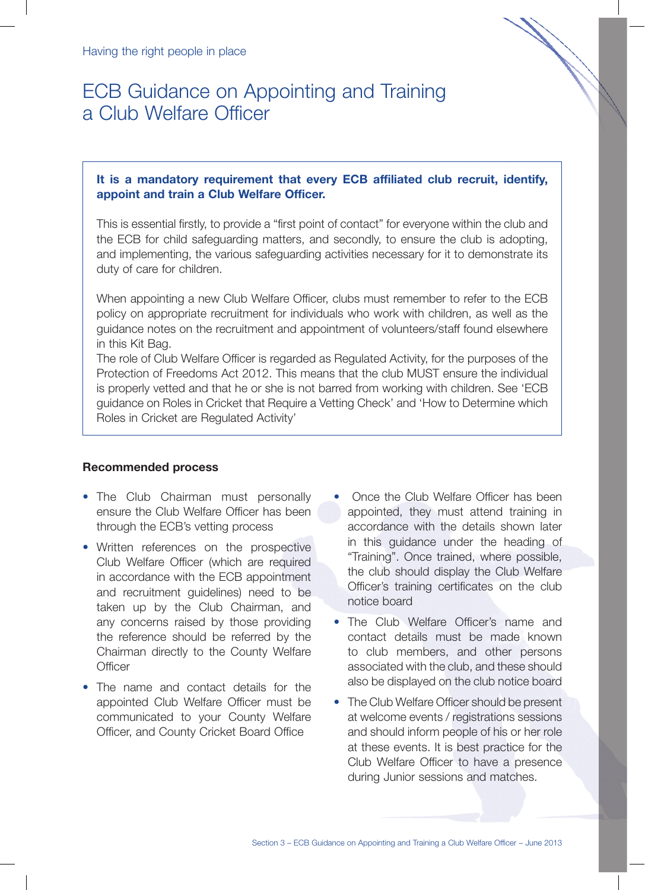Having the right people in place

# ECB Guidance on Appointing and Training a Club Welfare Officer

**It is a mandatory requirement that every ECB affiliated club recruit, identify, appoint and train a Club Welfare Officer.**

This is essential firstly, to provide a "first point of contact" for everyone within the club and the ECB for child safeguarding matters, and secondly, to ensure the club is adopting, and implementing, the various safeguarding activities necessary for it to demonstrate its duty of care for children.

When appointing a new Club Welfare Officer, clubs must remember to refer to the ECB policy on appropriate recruitment for individuals who work with children, as well as the guidance notes on the recruitment and appointment of volunteers/staff found elsewhere in this Kit Bag.
The role of Club Welfare Officer is regarded as Regulated Activity, for the purposes of the Protection of Freedoms Act 2012. This means that the club MUST ensure the individual is properly vetted and that he or she is not barred from working with children. See 'ECB guidance on Roles in Cricket that Require a Vetting Check' and 'How to Determine which Roles in Cricket are Regulated Activity'

**Recommended process**

- The Club Chairman must personally ensure the Club Welfare Officer has been through the ECB's vetting process
- Written references on the prospective Club Welfare Officer (which are required in accordance with the ECB appointment and recruitment guidelines) need to be taken up by the Club Chairman, and any concerns raised by those providing the reference should be referred by the Chairman directly to the County Welfare Officer
- The name and contact details for the appointed Club Welfare Officer must be communicated to your County Welfare Officer, and County Cricket Board Office
- Once the Club Welfare Officer has been appointed, they must attend training in accordance with the details shown later in this guidance under the heading of "Training". Once trained, where possible, the club should display the Club Welfare Officer's training certificates on the club notice board
- The Club Welfare Officer's name and contact details must be made known to club members, and other persons associated with the club, and these should also be displayed on the club notice board
- The Club Welfare Officer should be present at welcome events / registrations sessions and should inform people of his or her role at these events. It is best practice for the Club Welfare Officer to have a presence during Junior sessions and matches.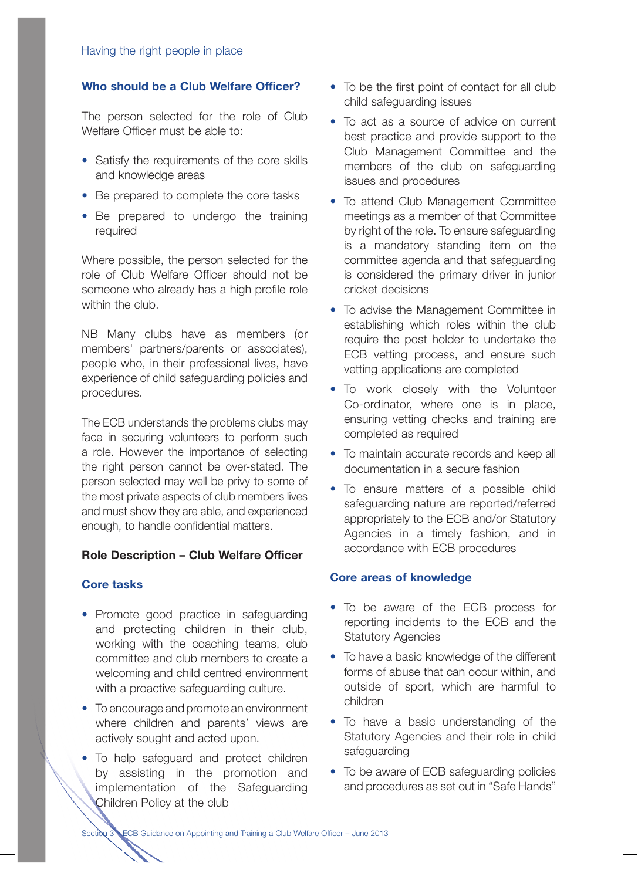Having the right people in place

### Who should be a Club Welfare Officer?

The person selected for the role of Club Welfare Officer must be able to:

- Satisfy the requirements of the core skills and knowledge areas
- Be prepared to complete the core tasks
- Be prepared to undergo the training required

Where possible, the person selected for the role of Club Welfare Officer should not be someone who already has a high profile role within the club.

NB Many clubs have as members (or members' partners/parents or associates), people who, in their professional lives, have experience of child safeguarding policies and procedures.

The ECB understands the problems clubs may face in securing volunteers to perform such a role. However the importance of selecting the right person cannot be over-stated. The person selected may well be privy to some of the most private aspects of club members lives and must show they are able, and experienced enough, to handle confidential matters.

**Role Description – Club Welfare Officer**

### Core tasks

- Promote good practice in safeguarding and protecting children in their club, working with the coaching teams, club committee and club members to create a welcoming and child centred environment with a proactive safeguarding culture.
- To encourage and promote an environment where children and parents' views are actively sought and acted upon.
- To help safeguard and protect children by assisting in the promotion and implementation of the Safeguarding Children Policy at the club
- To be the first point of contact for all club child safeguarding issues
- To act as a source of advice on current best practice and provide support to the Club Management Committee and the members of the club on safeguarding issues and procedures
- To attend Club Management Committee meetings as a member of that Committee by right of the role. To ensure safeguarding is a mandatory standing item on the committee agenda and that safeguarding is considered the primary driver in junior cricket decisions
- To advise the Management Committee in establishing which roles within the club require the post holder to undertake the ECB vetting process, and ensure such vetting applications are completed
- To work closely with the Volunteer Co-ordinator, where one is in place, ensuring vetting checks and training are completed as required
- To maintain accurate records and keep all documentation in a secure fashion
- To ensure matters of a possible child safeguarding nature are reported/referred appropriately to the ECB and/or Statutory Agencies in a timely fashion, and in accordance with ECB procedures

### Core areas of knowledge

- To be aware of the ECB process for reporting incidents to the ECB and the Statutory Agencies
- To have a basic knowledge of the different forms of abuse that can occur within, and outside of sport, which are harmful to children
- To have a basic understanding of the Statutory Agencies and their role in child safeguarding
- To be aware of ECB safeguarding policies and procedures as set out in "Safe Hands"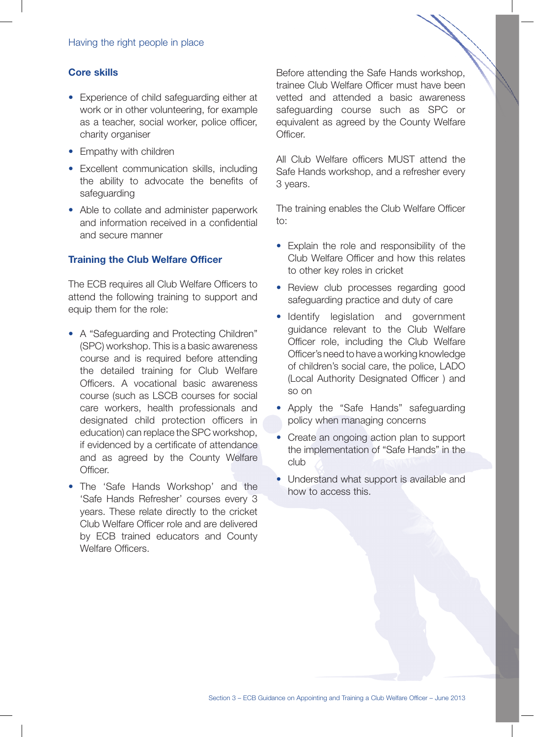## Core skills

- Experience of child safeguarding either at work or in other volunteering, for example as a teacher, social worker, police officer, charity organiser
- Empathy with children
- Excellent communication skills, including the ability to advocate the benefits of safeguarding
- Able to collate and administer paperwork and information received in a confidential and secure manner

## Training the Club Welfare Officer

The ECB requires all Club Welfare Officers to attend the following training to support and equip them for the role:

- A "Safeguarding and Protecting Children" (SPC) workshop. This is a basic awareness course and is required before attending the detailed training for Club Welfare Officers. A vocational basic awareness course (such as LSCB courses for social care workers, health professionals and designated child protection officers in education) can replace the SPC workshop, if evidenced by a certificate of attendance and as agreed by the County Welfare Officer.
- The 'Safe Hands Workshop' and the 'Safe Hands Refresher' courses every 3 years. These relate directly to the cricket Club Welfare Officer role and are delivered by ECB trained educators and County Welfare Officers.

Before attending the Safe Hands workshop, trainee Club Welfare Officer must have been vetted and attended a basic awareness safeguarding course such as SPC or equivalent as agreed by the County Welfare Officer.

All Club Welfare officers MUST attend the Safe Hands workshop, and a refresher every 3 years.

The training enables the Club Welfare Officer to:

- Explain the role and responsibility of the Club Welfare Officer and how this relates to other key roles in cricket
- Review club processes regarding good safeguarding practice and duty of care
- Identify legislation and government guidance relevant to the Club Welfare Officer role, including the Club Welfare Officer's need to have a working knowledge of children's social care, the police, LADO (Local Authority Designated Officer ) and so on
- Apply the "Safe Hands" safeguarding policy when managing concerns
- Create an ongoing action plan to support the implementation of "Safe Hands" in the club
- Understand what support is available and how to access this.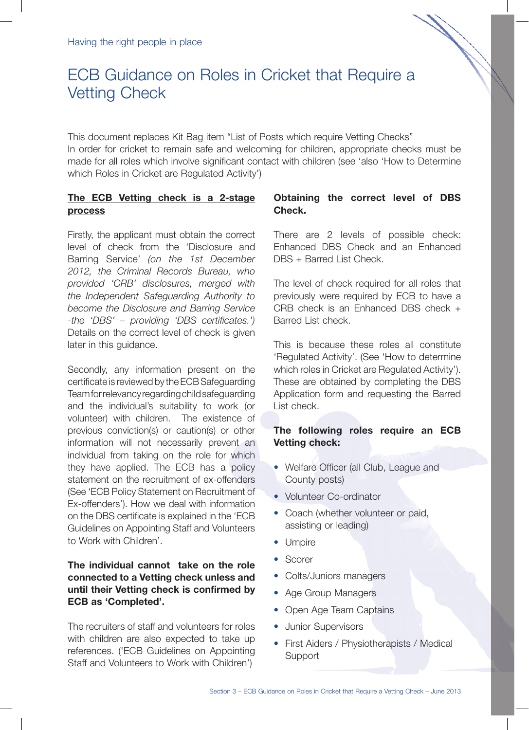Having the right people in place

# ECB Guidance on Roles in Cricket that Require a Vetting Check

This document replaces Kit Bag item "List of Posts which require Vetting Checks"
In order for cricket to remain safe and welcoming for children, appropriate checks must be made for all roles which involve significant contact with children (see 'also 'How to Determine which Roles in Cricket are Regulated Activity')

**<u>The ECB Vetting check is a 2-stage process</u>**

Firstly, the applicant must obtain the correct level of check from the 'Disclosure and Barring Service' *(on the 1st December 2012, the Criminal Records Bureau, who provided 'CRB' disclosures, merged with the Independent Safeguarding Authority to become the Disclosure and Barring Service -the 'DBS' – providing 'DBS certificates.')* Details on the correct level of check is given later in this guidance.

Secondly, any information present on the certificate is reviewed by the ECB Safeguarding Team for relevancy regarding child safeguarding and the individual's suitability to work (or volunteer) with children. The existence of previous conviction(s) or caution(s) or other information will not necessarily prevent an individual from taking on the role for which they have applied. The ECB has a policy statement on the recruitment of ex-offenders (See 'ECB Policy Statement on Recruitment of Ex-offenders'). How we deal with information on the DBS certificate is explained in the 'ECB Guidelines on Appointing Staff and Volunteers to Work with Children'.

**The individual cannot take on the role connected to a Vetting check unless and until their Vetting check is confirmed by ECB as 'Completed'.**

The recruiters of staff and volunteers for roles with children are also expected to take up references. ('ECB Guidelines on Appointing Staff and Volunteers to Work with Children')

**Obtaining the correct level of DBS Check.**

There are 2 levels of possible check: Enhanced DBS Check and an Enhanced DBS + Barred List Check.

The level of check required for all roles that previously were required by ECB to have a CRB check is an Enhanced DBS check + Barred List check.

This is because these roles all constitute 'Regulated Activity'. (See 'How to determine which roles in Cricket are Regulated Activity'). These are obtained by completing the DBS Application form and requesting the Barred List check.

**The following roles require an ECB Vetting check:**

- Welfare Officer (all Club, League and County posts)
- Volunteer Co-ordinator
- Coach (whether volunteer or paid, assisting or leading)
- Umpire
- Scorer
- Colts/Juniors managers
- Age Group Managers
- Open Age Team Captains
- Junior Supervisors
- First Aiders / Physiotherapists / Medical Support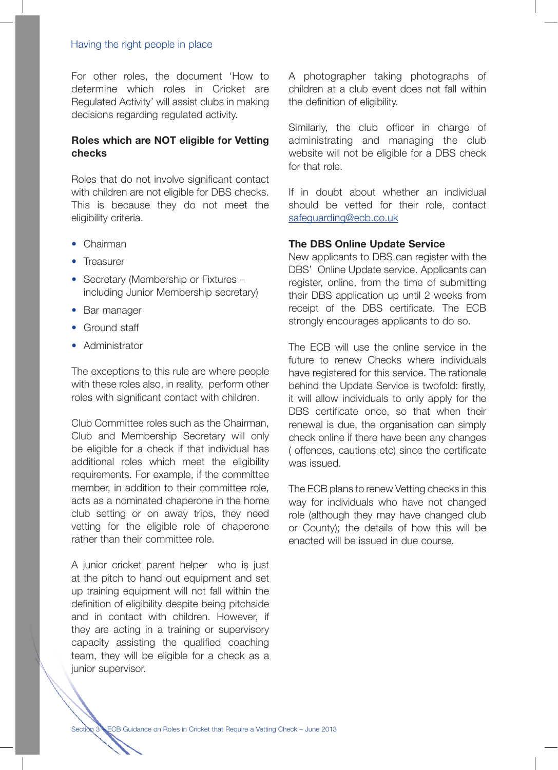For other roles, the document 'How to determine which roles in Cricket are Regulated Activity' will assist clubs in making decisions regarding regulated activity.

**Roles which are NOT eligible for Vetting checks**

Roles that do not involve significant contact with children are not eligible for DBS checks. This is because they do not meet the eligibility criteria.

- Chairman
- Treasurer
- Secretary (Membership or Fixtures – including Junior Membership secretary)
- Bar manager
- Ground staff
- Administrator

The exceptions to this rule are where people with these roles also, in reality, perform other roles with significant contact with children.

Club Committee roles such as the Chairman, Club and Membership Secretary will only be eligible for a check if that individual has additional roles which meet the eligibility requirements. For example, if the committee member, in addition to their committee role, acts as a nominated chaperone in the home club setting or on away trips, they need vetting for the eligible role of chaperone rather than their committee role.

A junior cricket parent helper who is just at the pitch to hand out equipment and set up training equipment will not fall within the definition of eligibility despite being pitchside and in contact with children. However, if they are acting in a training or supervisory capacity assisting the qualified coaching team, they will be eligible for a check as a junior supervisor.

A photographer taking photographs of children at a club event does not fall within the definition of eligibility.

Similarly, the club officer in charge of administrating and managing the club website will not be eligible for a DBS check for that role.

If in doubt about whether an individual should be vetted for their role, contact safeguarding@ecb.co.uk

**The DBS Online Update Service**

New applicants to DBS can register with the DBS' Online Update service. Applicants can register, online, from the time of submitting their DBS application up until 2 weeks from receipt of the DBS certificate. The ECB strongly encourages applicants to do so.

The ECB will use the online service in the future to renew Checks where individuals have registered for this service. The rationale behind the Update Service is twofold: firstly, it will allow individuals to only apply for the DBS certificate once, so that when their renewal is due, the organisation can simply check online if there have been any changes ( offences, cautions etc) since the certificate was issued.

The ECB plans to renew Vetting checks in this way for individuals who have not changed role (although they may have changed club or County); the details of how this will be enacted will be issued in due course.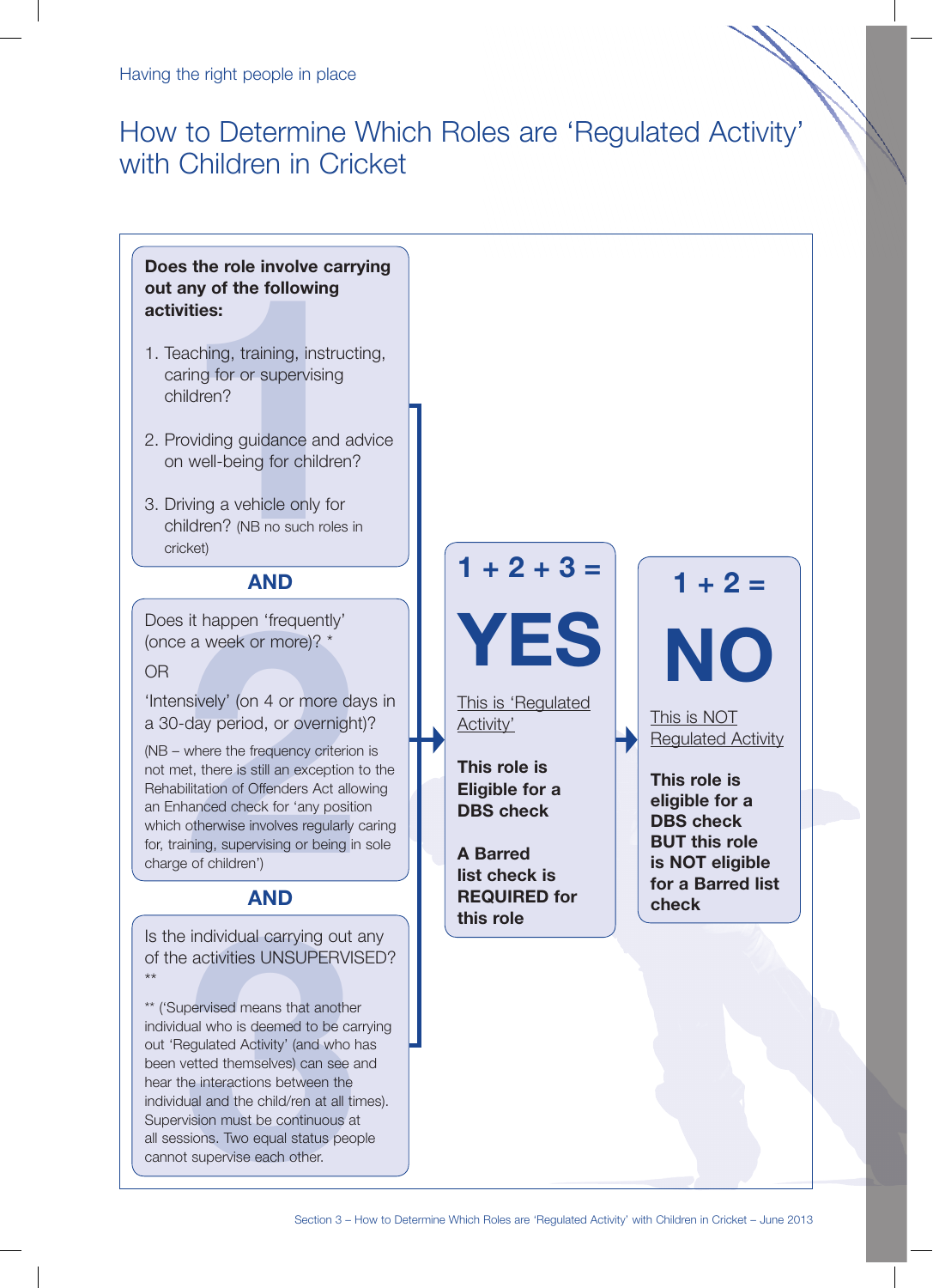# How to Determine Which Roles are 'Regulated Activity' with Children in Cricket

**Does the role involve carrying out any of the following activities:**

1. Teaching, training, instructing, caring for or supervising children?
2. Providing guidance and advice on well-being for children?
3. Driving a vehicle only for children? (NB no such roles in cricket)

**AND**

Does it happen 'frequently' (once a week or more)? *

OR

'Intensively' (on 4 or more days in a 30-day period, or overnight)?

(NB – where the frequency criterion is not met, there is still an exception to the Rehabilitation of Offenders Act allowing an Enhanced check for 'any position which otherwise involves regularly caring for, training, supervising or being in sole charge of children')

**AND**

Is the individual carrying out any of the activities UNSUPERVISED? **

** ('Supervised means that another individual who is deemed to be carrying out 'Regulated Activity' (and who has been vetted themselves) can see and hear the interactions between the individual and the child/ren at all times). Supervision must be continuous at all sessions. Two equal status people cannot supervise each other.

---

**1 + 2 + 3 =**

**YES**

This is 'Regulated Activity'

**This role is Eligible for a DBS check**

**A Barred list check is REQUIRED for this role**

---

**1 + 2 =**

**NO**

This is NOT Regulated Activity

**This role is eligible for a DBS check BUT this role is NOT eligible for a Barred list check**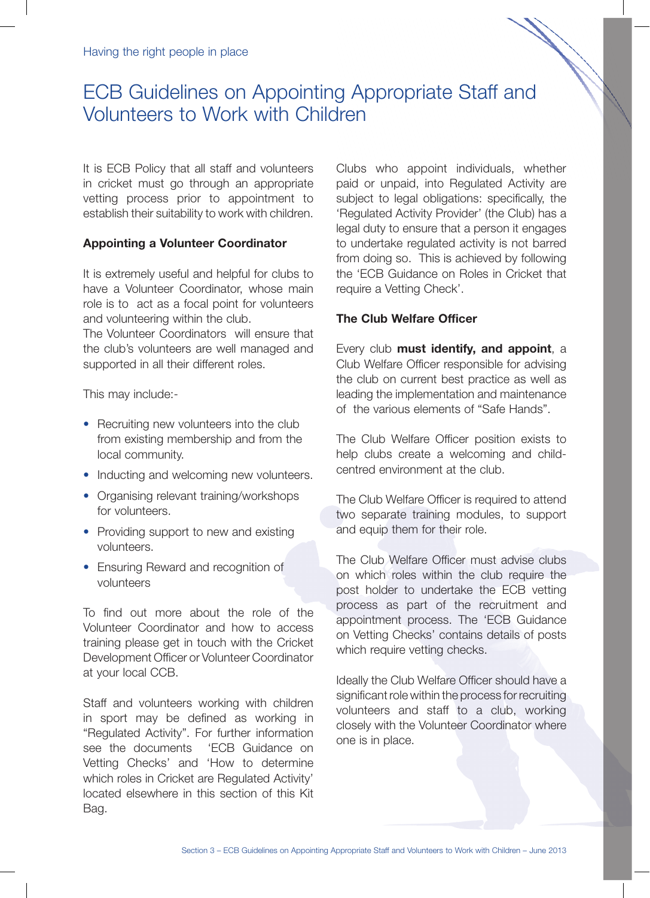Having the right people in place

# ECB Guidelines on Appointing Appropriate Staff and Volunteers to Work with Children

It is ECB Policy that all staff and volunteers in cricket must go through an appropriate vetting process prior to appointment to establish their suitability to work with children.

**Appointing a Volunteer Coordinator**

It is extremely useful and helpful for clubs to have a Volunteer Coordinator, whose main role is to act as a focal point for volunteers and volunteering within the club.
The Volunteer Coordinators will ensure that the club's volunteers are well managed and supported in all their different roles.

This may include:-

- Recruiting new volunteers into the club from existing membership and from the local community.
- Inducting and welcoming new volunteers.
- Organising relevant training/workshops for volunteers.
- Providing support to new and existing volunteers.
- Ensuring Reward and recognition of volunteers

To find out more about the role of the Volunteer Coordinator and how to access training please get in touch with the Cricket Development Officer or Volunteer Coordinator at your local CCB.

Staff and volunteers working with children in sport may be defined as working in "Regulated Activity". For further information see the documents 'ECB Guidance on Vetting Checks' and 'How to determine which roles in Cricket are Regulated Activity' located elsewhere in this section of this Kit Bag.

Clubs who appoint individuals, whether paid or unpaid, into Regulated Activity are subject to legal obligations: specifically, the 'Regulated Activity Provider' (the Club) has a legal duty to ensure that a person it engages to undertake regulated activity is not barred from doing so. This is achieved by following the 'ECB Guidance on Roles in Cricket that require a Vetting Check'.

**The Club Welfare Officer**

Every club **must identify, and appoint**, a Club Welfare Officer responsible for advising the club on current best practice as well as leading the implementation and maintenance of the various elements of "Safe Hands".

The Club Welfare Officer position exists to help clubs create a welcoming and child-centred environment at the club.

The Club Welfare Officer is required to attend two separate training modules, to support and equip them for their role.

The Club Welfare Officer must advise clubs on which roles within the club require the post holder to undertake the ECB vetting process as part of the recruitment and appointment process. The 'ECB Guidance on Vetting Checks' contains details of posts which require vetting checks.

Ideally the Club Welfare Officer should have a significant role within the process for recruiting volunteers and staff to a club, working closely with the Volunteer Coordinator where one is in place.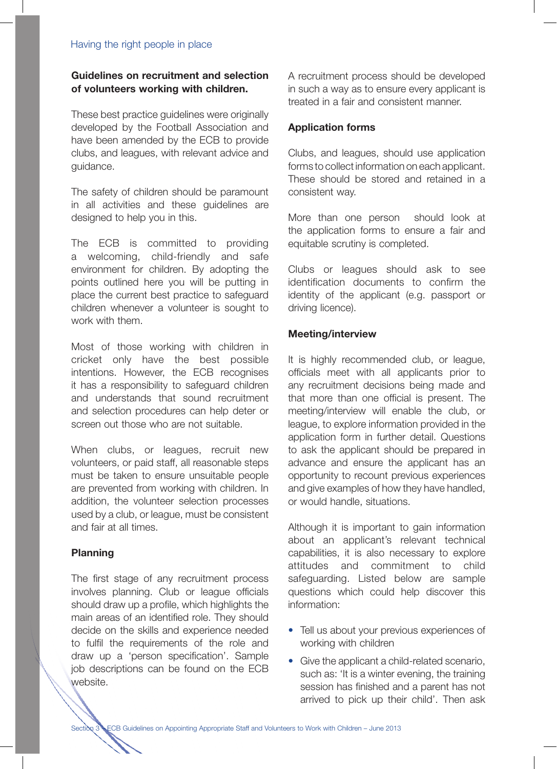## Guidelines on recruitment and selection of volunteers working with children.

These best practice guidelines were originally developed by the Football Association and have been amended by the ECB to provide clubs, and leagues, with relevant advice and guidance.

The safety of children should be paramount in all activities and these guidelines are designed to help you in this.

The ECB is committed to providing a welcoming, child-friendly and safe environment for children. By adopting the points outlined here you will be putting in place the current best practice to safeguard children whenever a volunteer is sought to work with them.

Most of those working with children in cricket only have the best possible intentions. However, the ECB recognises it has a responsibility to safeguard children and understands that sound recruitment and selection procedures can help deter or screen out those who are not suitable.

When clubs, or leagues, recruit new volunteers, or paid staff, all reasonable steps must be taken to ensure unsuitable people are prevented from working with children. In addition, the volunteer selection processes used by a club, or league, must be consistent and fair at all times.

### Planning

The first stage of any recruitment process involves planning. Club or league officials should draw up a profile, which highlights the main areas of an identified role. They should decide on the skills and experience needed to fulfil the requirements of the role and draw up a 'person specification'. Sample job descriptions can be found on the ECB website.

A recruitment process should be developed in such a way as to ensure every applicant is treated in a fair and consistent manner.

### Application forms

Clubs, and leagues, should use application forms to collect information on each applicant. These should be stored and retained in a consistent way.

More than one person should look at the application forms to ensure a fair and equitable scrutiny is completed.

Clubs or leagues should ask to see identification documents to confirm the identity of the applicant (e.g. passport or driving licence).

### Meeting/interview

It is highly recommended club, or league, officials meet with all applicants prior to any recruitment decisions being made and that more than one official is present. The meeting/interview will enable the club, or league, to explore information provided in the application form in further detail. Questions to ask the applicant should be prepared in advance and ensure the applicant has an opportunity to recount previous experiences and give examples of how they have handled, or would handle, situations.

Although it is important to gain information about an applicant's relevant technical capabilities, it is also necessary to explore attitudes and commitment to child safeguarding. Listed below are sample questions which could help discover this information:

- Tell us about your previous experiences of working with children
- Give the applicant a child-related scenario, such as: 'It is a winter evening, the training session has finished and a parent has not arrived to pick up their child'. Then ask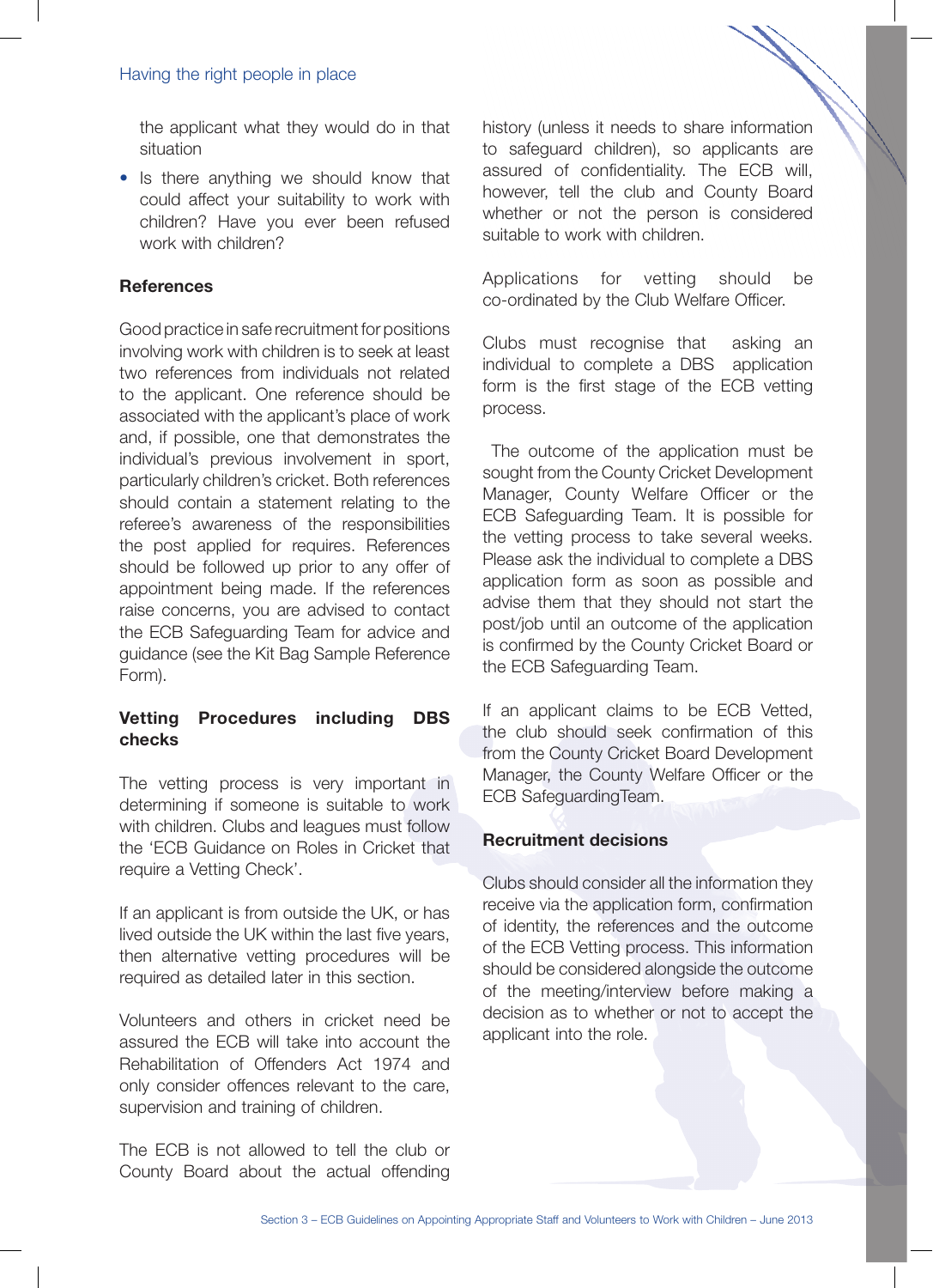the applicant what they would do in that situation

- Is there anything we should know that could affect your suitability to work with children? Have you ever been refused work with children?

**References**

Good practice in safe recruitment for positions involving work with children is to seek at least two references from individuals not related to the applicant. One reference should be associated with the applicant's place of work and, if possible, one that demonstrates the individual's previous involvement in sport, particularly children's cricket. Both references should contain a statement relating to the referee's awareness of the responsibilities the post applied for requires. References should be followed up prior to any offer of appointment being made. If the references raise concerns, you are advised to contact the ECB Safeguarding Team for advice and guidance (see the Kit Bag Sample Reference Form).

**Vetting Procedures including DBS checks**

The vetting process is very important in determining if someone is suitable to work with children. Clubs and leagues must follow the 'ECB Guidance on Roles in Cricket that require a Vetting Check'.

If an applicant is from outside the UK, or has lived outside the UK within the last five years, then alternative vetting procedures will be required as detailed later in this section.

Volunteers and others in cricket need be assured the ECB will take into account the Rehabilitation of Offenders Act 1974 and only consider offences relevant to the care, supervision and training of children.

The ECB is not allowed to tell the club or County Board about the actual offending history (unless it needs to share information to safeguard children), so applicants are assured of confidentiality. The ECB will, however, tell the club and County Board whether or not the person is considered suitable to work with children.

Applications for vetting should be co-ordinated by the Club Welfare Officer.

Clubs must recognise that asking an individual to complete a DBS application form is the first stage of the ECB vetting process.

The outcome of the application must be sought from the County Cricket Development Manager, County Welfare Officer or the ECB Safeguarding Team. It is possible for the vetting process to take several weeks. Please ask the individual to complete a DBS application form as soon as possible and advise them that they should not start the post/job until an outcome of the application is confirmed by the County Cricket Board or the ECB Safeguarding Team.

If an applicant claims to be ECB Vetted, the club should seek confirmation of this from the County Cricket Board Development Manager, the County Welfare Officer or the ECB SafeguardingTeam.

**Recruitment decisions**

Clubs should consider all the information they receive via the application form, confirmation of identity, the references and the outcome of the ECB Vetting process. This information should be considered alongside the outcome of the meeting/interview before making a decision as to whether or not to accept the applicant into the role.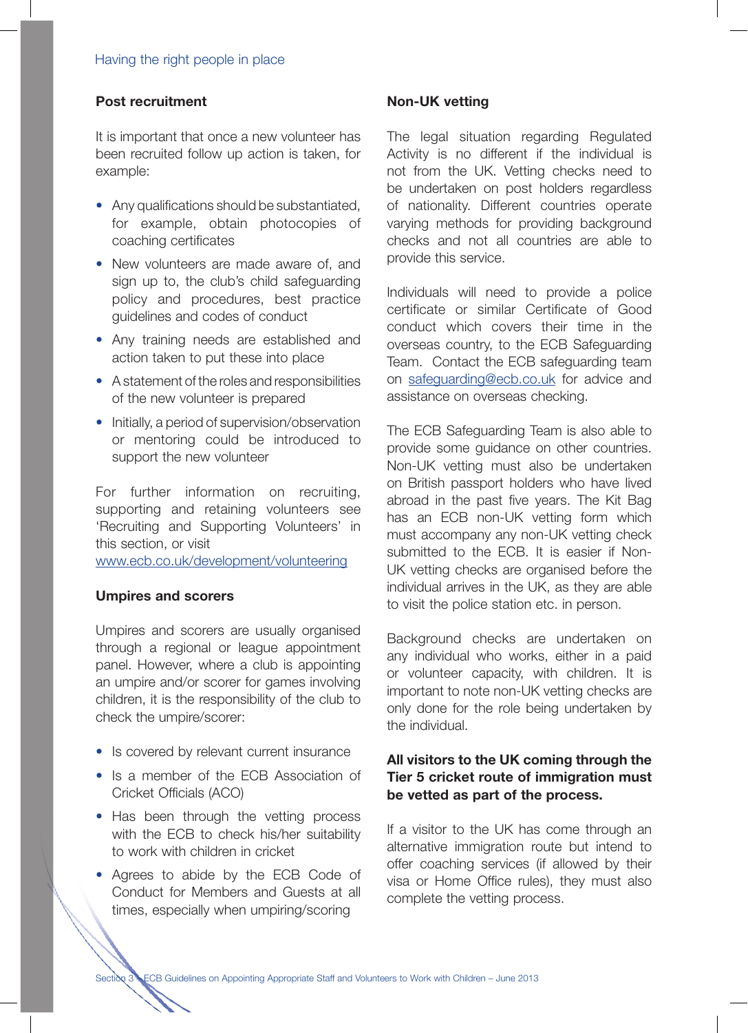### Post recruitment

It is important that once a new volunteer has been recruited follow up action is taken, for example:

- Any qualifications should be substantiated, for example, obtain photocopies of coaching certificates
- New volunteers are made aware of, and sign up to, the club's child safeguarding policy and procedures, best practice guidelines and codes of conduct
- Any training needs are established and action taken to put these into place
- A statement of the roles and responsibilities of the new volunteer is prepared
- Initially, a period of supervision/observation or mentoring could be introduced to support the new volunteer

For further information on recruiting, supporting and retaining volunteers see 'Recruiting and Supporting Volunteers' in this section, or visit www.ecb.co.uk/development/volunteering

### Umpires and scorers

Umpires and scorers are usually organised through a regional or league appointment panel. However, where a club is appointing an umpire and/or scorer for games involving children, it is the responsibility of the club to check the umpire/scorer:

- Is covered by relevant current insurance
- Is a member of the ECB Association of Cricket Officials (ACO)
- Has been through the vetting process with the ECB to check his/her suitability to work with children in cricket
- Agrees to abide by the ECB Code of Conduct for Members and Guests at all times, especially when umpiring/scoring

### Non-UK vetting

The legal situation regarding Regulated Activity is no different if the individual is not from the UK. Vetting checks need to be undertaken on post holders regardless of nationality. Different countries operate varying methods for providing background checks and not all countries are able to provide this service.

Individuals will need to provide a police certificate or similar Certificate of Good conduct which covers their time in the overseas country, to the ECB Safeguarding Team. Contact the ECB safeguarding team on safeguarding@ecb.co.uk for advice and assistance on overseas checking.

The ECB Safeguarding Team is also able to provide some guidance on other countries. Non-UK vetting must also be undertaken on British passport holders who have lived abroad in the past five years. The Kit Bag has an ECB non-UK vetting form which must accompany any non-UK vetting check submitted to the ECB. It is easier if Non-UK vetting checks are organised before the individual arrives in the UK, as they are able to visit the police station etc. in person.

Background checks are undertaken on any individual who works, either in a paid or volunteer capacity, with children. It is important to note non-UK vetting checks are only done for the role being undertaken by the individual.

**All visitors to the UK coming through the Tier 5 cricket route of immigration must be vetted as part of the process.**

If a visitor to the UK has come through an alternative immigration route but intend to offer coaching services (if allowed by their visa or Home Office rules), they must also complete the vetting process.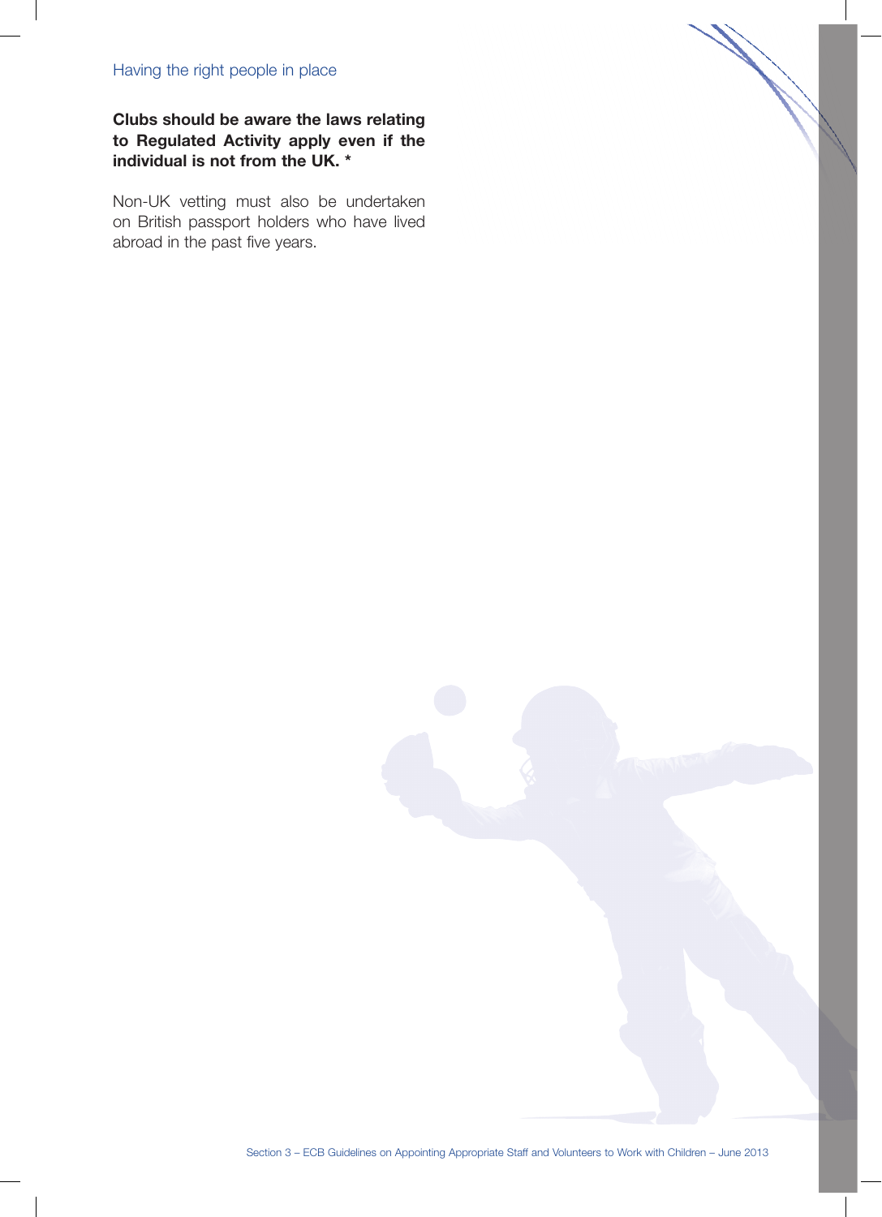Having the right people in place

**Clubs should be aware the laws relating to Regulated Activity apply even if the individual is not from the UK. ***

Non-UK vetting must also be undertaken on British passport holders who have lived abroad in the past five years.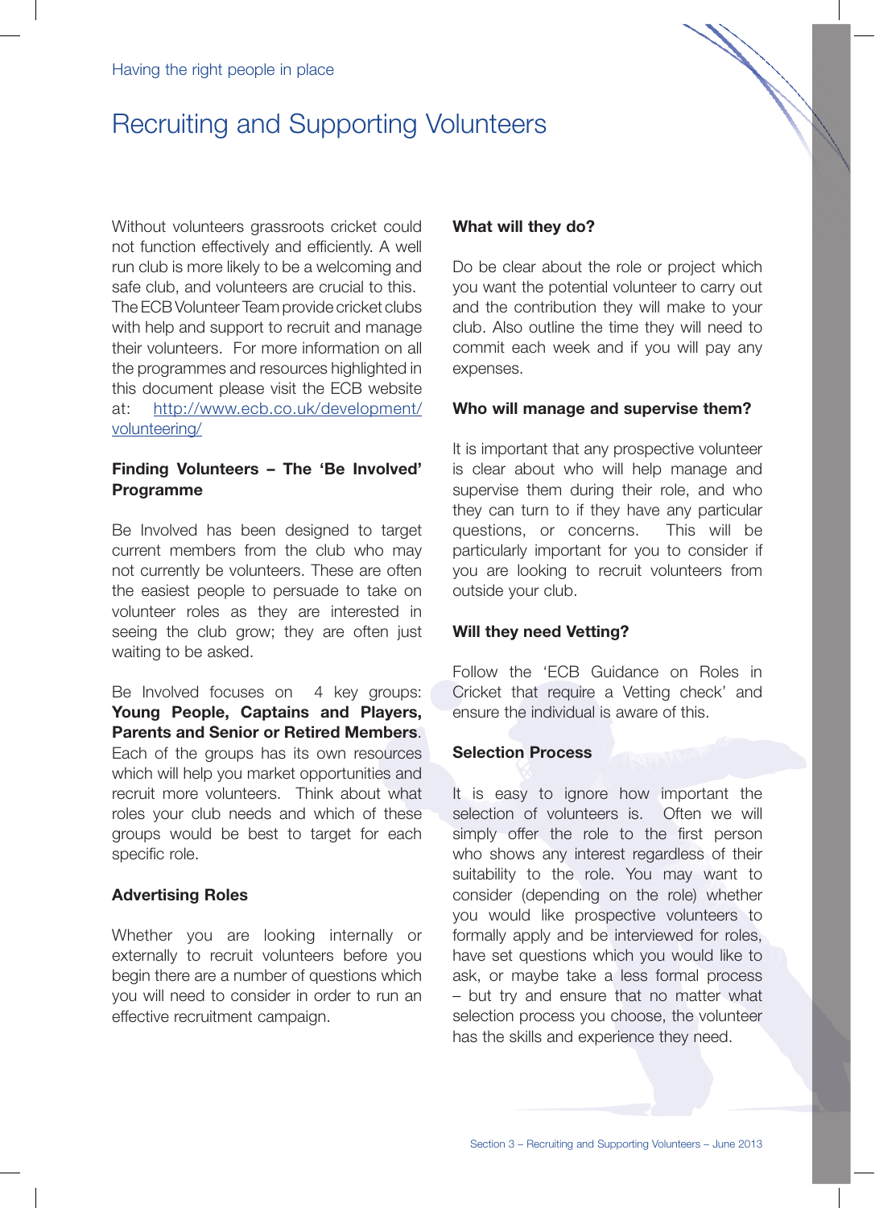Having the right people in place

# Recruiting and Supporting Volunteers

Without volunteers grassroots cricket could not function effectively and efficiently. A well run club is more likely to be a welcoming and safe club, and volunteers are crucial to this. The ECB Volunteer Team provide cricket clubs with help and support to recruit and manage their volunteers. For more information on all the programmes and resources highlighted in this document please visit the ECB website at: http://www.ecb.co.uk/development/volunteering/

### Finding Volunteers – The 'Be Involved' Programme

Be Involved has been designed to target current members from the club who may not currently be volunteers. These are often the easiest people to persuade to take on volunteer roles as they are interested in seeing the club grow; they are often just waiting to be asked.

Be Involved focuses on 4 key groups: **Young People, Captains and Players, Parents and Senior or Retired Members**. Each of the groups has its own resources which will help you market opportunities and recruit more volunteers. Think about what roles your club needs and which of these groups would be best to target for each specific role.

### Advertising Roles

Whether you are looking internally or externally to recruit volunteers before you begin there are a number of questions which you will need to consider in order to run an effective recruitment campaign.

### What will they do?

Do be clear about the role or project which you want the potential volunteer to carry out and the contribution they will make to your club. Also outline the time they will need to commit each week and if you will pay any expenses.

### Who will manage and supervise them?

It is important that any prospective volunteer is clear about who will help manage and supervise them during their role, and who they can turn to if they have any particular questions, or concerns. This will be particularly important for you to consider if you are looking to recruit volunteers from outside your club.

### Will they need Vetting?

Follow the 'ECB Guidance on Roles in Cricket that require a Vetting check' and ensure the individual is aware of this.

### Selection Process

It is easy to ignore how important the selection of volunteers is. Often we will simply offer the role to the first person who shows any interest regardless of their suitability to the role. You may want to consider (depending on the role) whether you would like prospective volunteers to formally apply and be interviewed for roles, have set questions which you would like to ask, or maybe take a less formal process – but try and ensure that no matter what selection process you choose, the volunteer has the skills and experience they need.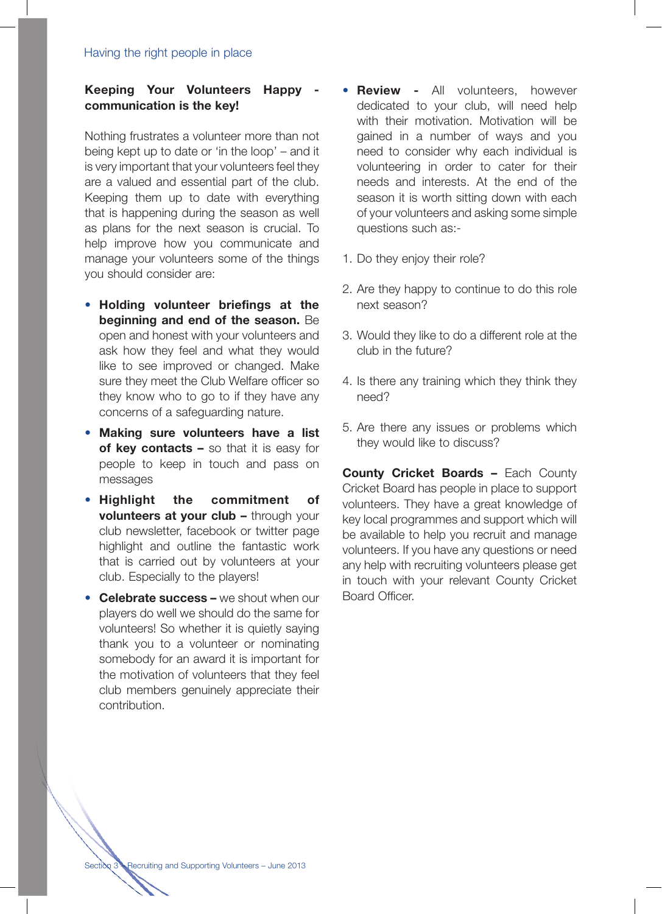**Keeping Your Volunteers Happy - communication is the key!**

Nothing frustrates a volunteer more than not being kept up to date or 'in the loop' – and it is very important that your volunteers feel they are a valued and essential part of the club. Keeping them up to date with everything that is happening during the season as well as plans for the next season is crucial. To help improve how you communicate and manage your volunteers some of the things you should consider are:

- **Holding volunteer briefings at the beginning and end of the season.** Be open and honest with your volunteers and ask how they feel and what they would like to see improved or changed. Make sure they meet the Club Welfare officer so they know who to go to if they have any concerns of a safeguarding nature.
- **Making sure volunteers have a list of key contacts –** so that it is easy for people to keep in touch and pass on messages
- **Highlight the commitment of volunteers at your club –** through your club newsletter, facebook or twitter page highlight and outline the fantastic work that is carried out by volunteers at your club. Especially to the players!
- **Celebrate success –** we shout when our players do well we should do the same for volunteers! So whether it is quietly saying thank you to a volunteer or nominating somebody for an award it is important for the motivation of volunteers that they feel club members genuinely appreciate their contribution.
- **Review -** All volunteers, however dedicated to your club, will need help with their motivation. Motivation will be gained in a number of ways and you need to consider why each individual is volunteering in order to cater for their needs and interests. At the end of the season it is worth sitting down with each of your volunteers and asking some simple questions such as:-

1. Do they enjoy their role?
2. Are they happy to continue to do this role next season?
3. Would they like to do a different role at the club in the future?
4. Is there any training which they think they need?
5. Are there any issues or problems which they would like to discuss?

**County Cricket Boards –** Each County Cricket Board has people in place to support volunteers. They have a great knowledge of key local programmes and support which will be available to help you recruit and manage volunteers. If you have any questions or need any help with recruiting volunteers please get in touch with your relevant County Cricket Board Officer.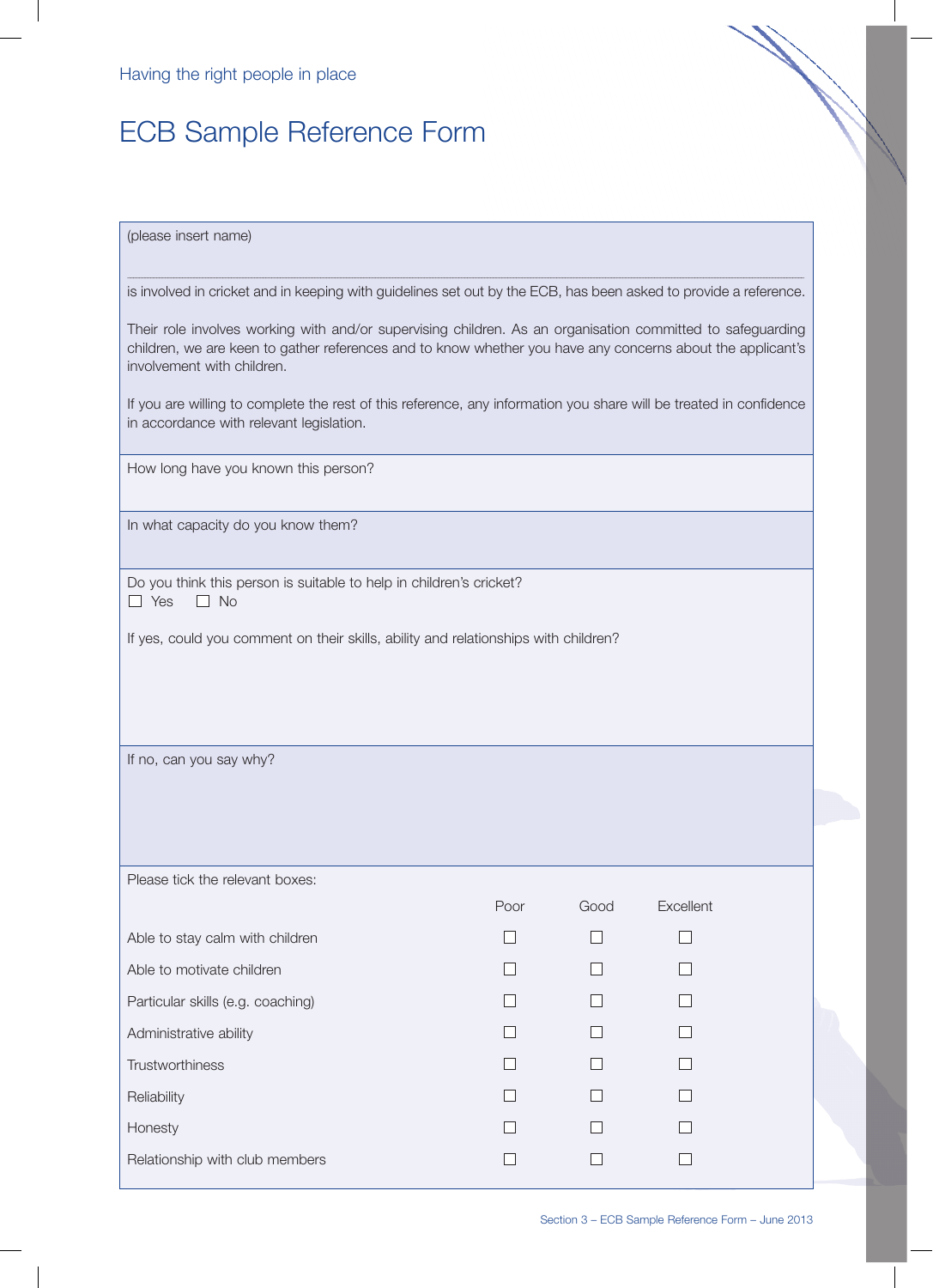Having the right people in place

# ECB Sample Reference Form

(please insert name)

.............................................................................................................................................................................................

is involved in cricket and in keeping with guidelines set out by the ECB, has been asked to provide a reference.

Their role involves working with and/or supervising children. As an organisation committed to safeguarding children, we are keen to gather references and to know whether you have any concerns about the applicant's involvement with children.

If you are willing to complete the rest of this reference, any information you share will be treated in confidence in accordance with relevant legislation.

How long have you known this person?

In what capacity do you know them?

Do you think this person is suitable to help in children's cricket?

☐ Yes ☐ No

If yes, could you comment on their skills, ability and relationships with children?

If no, can you say why?

Please tick the relevant boxes:

| | Poor | Good | Excellent |
|---|---|---|---|
| Able to stay calm with children | ☐ | ☐ | ☐ |
| Able to motivate children | ☐ | ☐ | ☐ |
| Particular skills (e.g. coaching) | ☐ | ☐ | ☐ |
| Administrative ability | ☐ | ☐ | ☐ |
| Trustworthiness | ☐ | ☐ | ☐ |
| Reliability | ☐ | ☐ | ☐ |
| Honesty | ☐ | ☐ | ☐ |
| Relationship with club members | ☐ | ☐ | ☐ |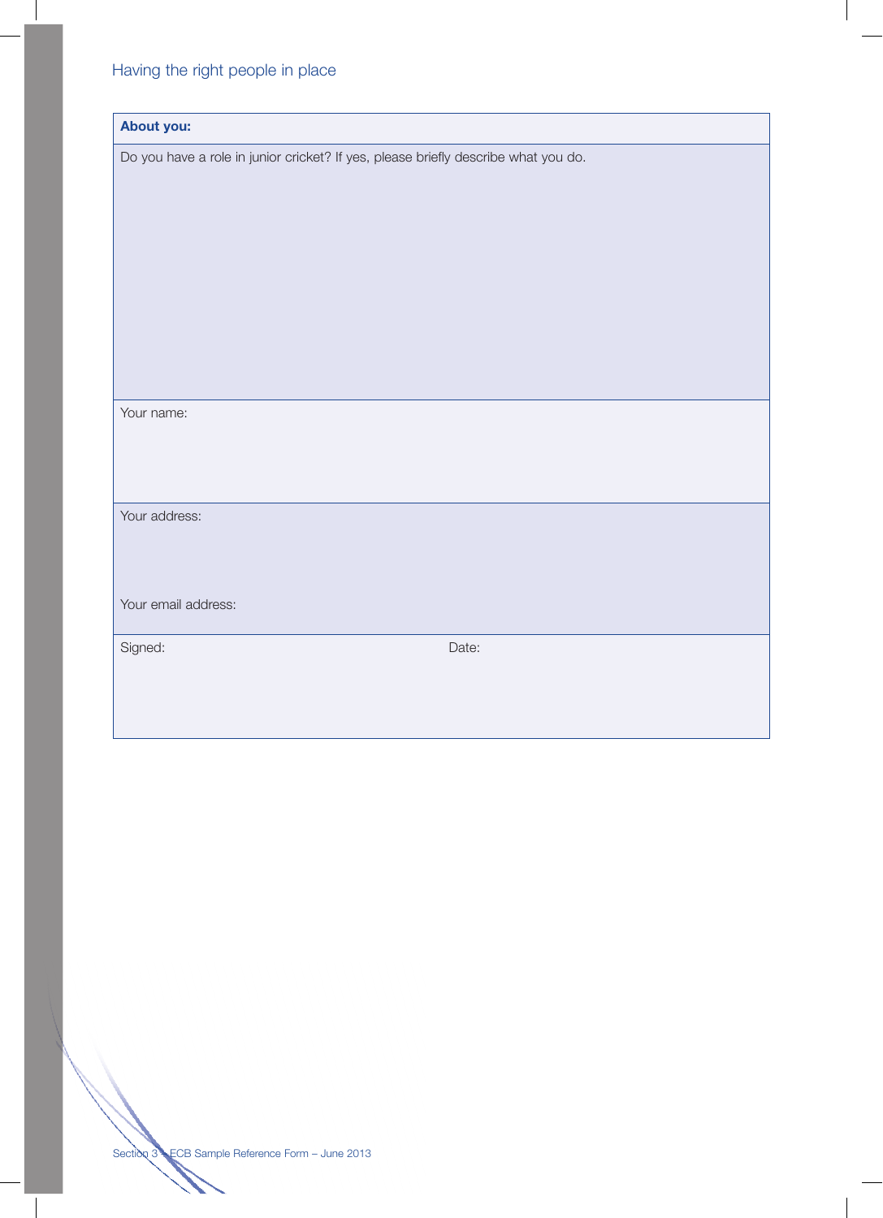| **About you:** | |
|---|---|
| Do you have a role in junior cricket? If yes, please briefly describe what you do. | |
| Your name: | |
| Your address:<br><br>Your email address: | |
| Signed: | Date: |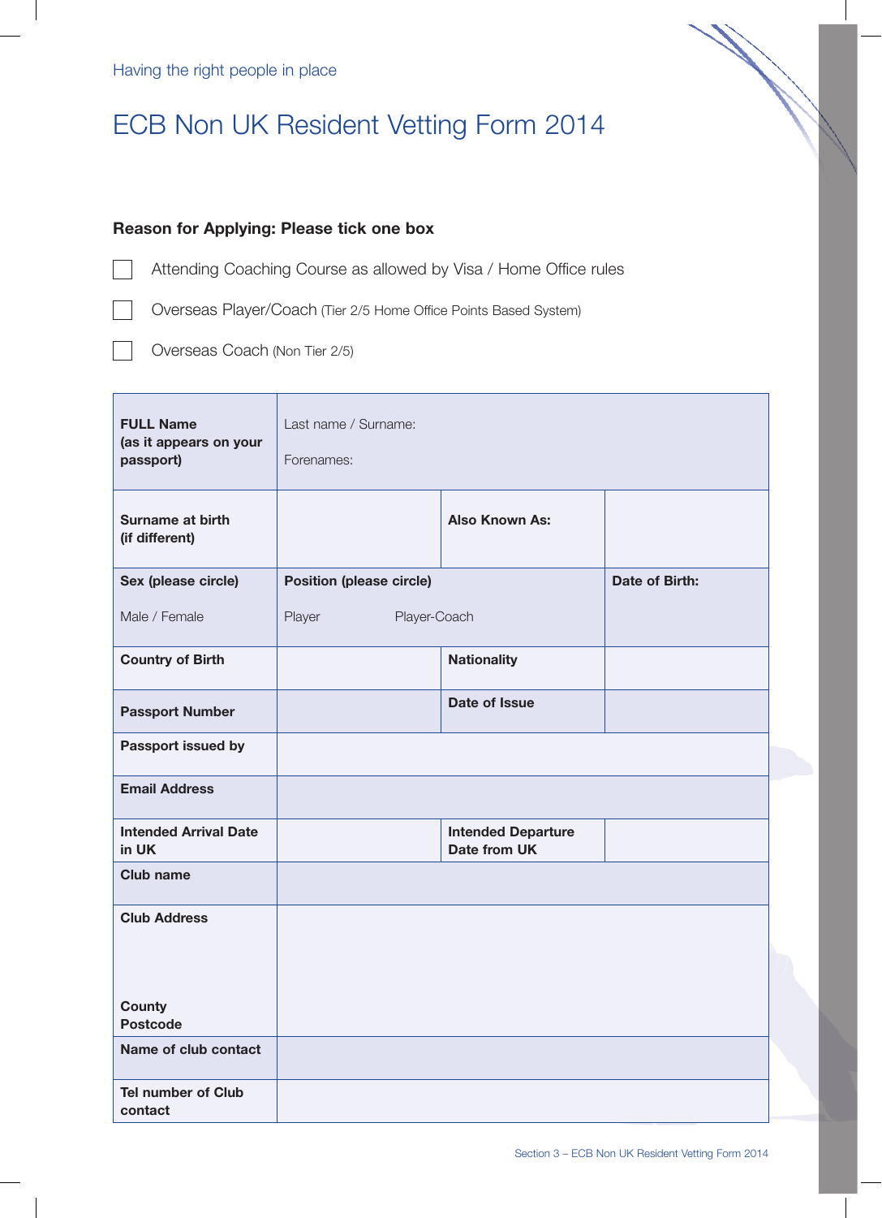Having the right people in place

# ECB Non UK Resident Vetting Form 2014

**Reason for Applying: Please tick one box**

☐ Attending Coaching Course as allowed by Visa / Home Office rules

☐ Overseas Player/Coach (Tier 2/5 Home Office Points Based System)

☐ Overseas Coach (Non Tier 2/5)

| **FULL Name (as it appears on your passport)** | Last name / Surname:<br>Forenames: | | |
|---|---|---|---|
| **Surname at birth (if different)** | | **Also Known As:** | |
| **Sex (please circle)**<br>Male / Female | **Position (please circle)**<br>Player Player-Coach | | **Date of Birth:** |
| **Country of Birth** | | **Nationality** | |
| **Passport Number** | | **Date of Issue** | |
| **Passport issued by** | | | |
| **Email Address** | | | |
| **Intended Arrival Date in UK** | | **Intended Departure Date from UK** | |
| **Club name** | | | |
| **Club Address**<br><br>**County**<br>**Postcode** | | | |
| **Name of club contact** | | | |
| **Tel number of Club contact** | | | |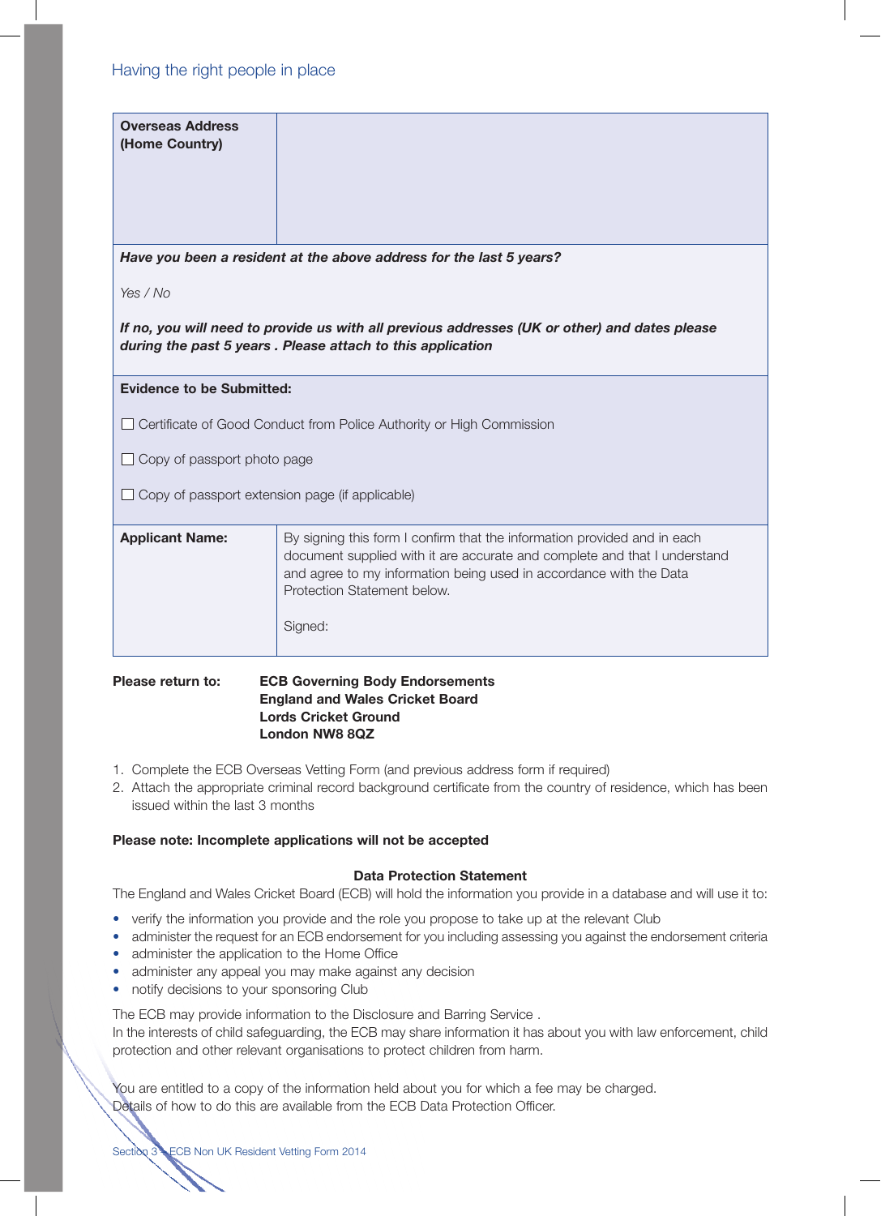## Having the right people in place

| **Overseas Address (Home Country)** | |
|---|---|
| ***Have you been a resident at the above address for the last 5 years?***<br><br>*Yes / No*<br><br>***If no, you will need to provide us with all previous addresses (UK or other) and dates please during the past 5 years . Please attach to this application*** | |
| **Evidence to be Submitted:**<br><br>☐ Certificate of Good Conduct from Police Authority or High Commission<br><br>☐ Copy of passport photo page<br><br>☐ Copy of passport extension page (if applicable) | |
| **Applicant Name:** | By signing this form I confirm that the information provided and in each document supplied with it are accurate and complete and that I understand and agree to my information being used in accordance with the Data Protection Statement below.<br><br>Signed: |

**Please return to:** **ECB Governing Body Endorsements**
**England and Wales Cricket Board**
**Lords Cricket Ground**
**London NW8 8QZ**

1. Complete the ECB Overseas Vetting Form (and previous address form if required)
2. Attach the appropriate criminal record background certificate from the country of residence, which has been issued within the last 3 months

**Please note: Incomplete applications will not be accepted**

### Data Protection Statement

The England and Wales Cricket Board (ECB) will hold the information you provide in a database and will use it to:

- verify the information you provide and the role you propose to take up at the relevant Club
- administer the request for an ECB endorsement for you including assessing you against the endorsement criteria
- administer the application to the Home Office
- administer any appeal you may make against any decision
- notify decisions to your sponsoring Club

The ECB may provide information to the Disclosure and Barring Service .
In the interests of child safeguarding, the ECB may share information it has about you with law enforcement, child protection and other relevant organisations to protect children from harm.

You are entitled to a copy of the information held about you for which a fee may be charged.
Details of how to do this are available from the ECB Data Protection Officer.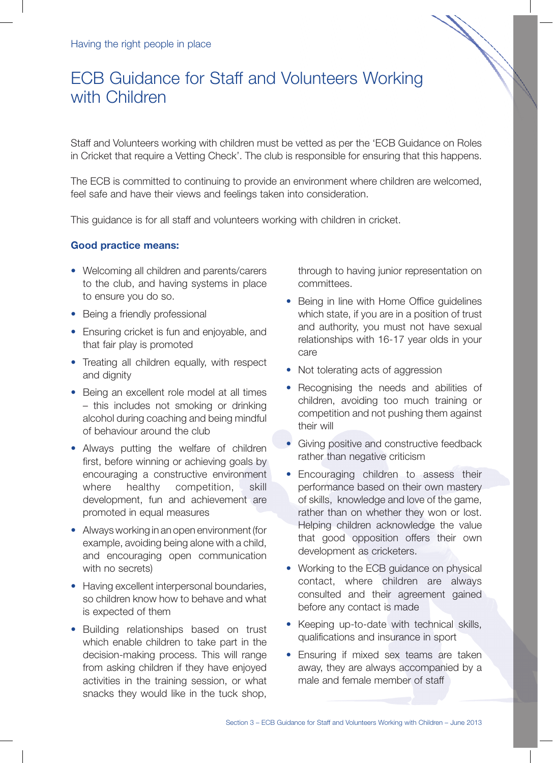Having the right people in place

# ECB Guidance for Staff and Volunteers Working with Children

Staff and Volunteers working with children must be vetted as per the 'ECB Guidance on Roles in Cricket that require a Vetting Check'. The club is responsible for ensuring that this happens.

The ECB is committed to continuing to provide an environment where children are welcomed, feel safe and have their views and feelings taken into consideration.

This guidance is for all staff and volunteers working with children in cricket.

**Good practice means:**

- Welcoming all children and parents/carers to the club, and having systems in place to ensure you do so.
- Being a friendly professional
- Ensuring cricket is fun and enjoyable, and that fair play is promoted
- Treating all children equally, with respect and dignity
- Being an excellent role model at all times – this includes not smoking or drinking alcohol during coaching and being mindful of behaviour around the club
- Always putting the welfare of children first, before winning or achieving goals by encouraging a constructive environment where healthy competition, skill development, fun and achievement are promoted in equal measures
- Always working in an open environment (for example, avoiding being alone with a child, and encouraging open communication with no secrets)
- Having excellent interpersonal boundaries, so children know how to behave and what is expected of them
- Building relationships based on trust which enable children to take part in the decision-making process. This will range from asking children if they have enjoyed activities in the training session, or what snacks they would like in the tuck shop, through to having junior representation on committees.
- Being in line with Home Office guidelines which state, if you are in a position of trust and authority, you must not have sexual relationships with 16-17 year olds in your care
- Not tolerating acts of aggression
- Recognising the needs and abilities of children, avoiding too much training or competition and not pushing them against their will
- Giving positive and constructive feedback rather than negative criticism
- Encouraging children to assess their performance based on their own mastery of skills, knowledge and love of the game, rather than on whether they won or lost. Helping children acknowledge the value that good opposition offers their own development as cricketers.
- Working to the ECB guidance on physical contact, where children are always consulted and their agreement gained before any contact is made
- Keeping up-to-date with technical skills, qualifications and insurance in sport
- Ensuring if mixed sex teams are taken away, they are always accompanied by a male and female member of staff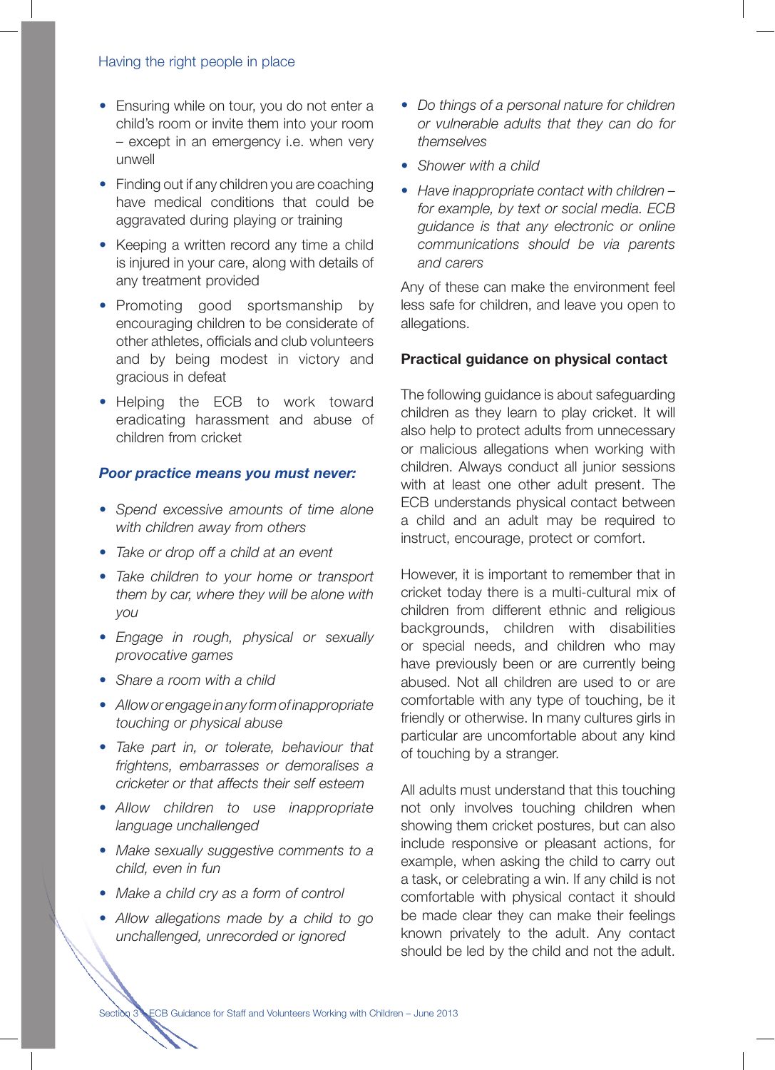- Ensuring while on tour, you do not enter a child's room or invite them into your room – except in an emergency i.e. when very unwell
- Finding out if any children you are coaching have medical conditions that could be aggravated during playing or training
- Keeping a written record any time a child is injured in your care, along with details of any treatment provided
- Promoting good sportsmanship by encouraging children to be considerate of other athletes, officials and club volunteers and by being modest in victory and gracious in defeat
- Helping the ECB to work toward eradicating harassment and abuse of children from cricket

### *Poor practice means you must never:*

- *Spend excessive amounts of time alone with children away from others*
- *Take or drop off a child at an event*
- *Take children to your home or transport them by car, where they will be alone with you*
- *Engage in rough, physical or sexually provocative games*
- *Share a room with a child*
- *Allow or engage in any form of inappropriate touching or physical abuse*
- *Take part in, or tolerate, behaviour that frightens, embarrasses or demoralises a cricketer or that affects their self esteem*
- *Allow children to use inappropriate language unchallenged*
- *Make sexually suggestive comments to a child, even in fun*
- *Make a child cry as a form of control*
- *Allow allegations made by a child to go unchallenged, unrecorded or ignored*
- *Do things of a personal nature for children or vulnerable adults that they can do for themselves*
- *Shower with a child*
- *Have inappropriate contact with children – for example, by text or social media. ECB guidance is that any electronic or online communications should be via parents and carers*

Any of these can make the environment feel less safe for children, and leave you open to allegations.

### Practical guidance on physical contact

The following guidance is about safeguarding children as they learn to play cricket. It will also help to protect adults from unnecessary or malicious allegations when working with children. Always conduct all junior sessions with at least one other adult present. The ECB understands physical contact between a child and an adult may be required to instruct, encourage, protect or comfort.

However, it is important to remember that in cricket today there is a multi-cultural mix of children from different ethnic and religious backgrounds, children with disabilities or special needs, and children who may have previously been or are currently being abused. Not all children are used to or are comfortable with any type of touching, be it friendly or otherwise. In many cultures girls in particular are uncomfortable about any kind of touching by a stranger.

All adults must understand that this touching not only involves touching children when showing them cricket postures, but can also include responsive or pleasant actions, for example, when asking the child to carry out a task, or celebrating a win. If any child is not comfortable with physical contact it should be made clear they can make their feelings known privately to the adult. Any contact should be led by the child and not the adult.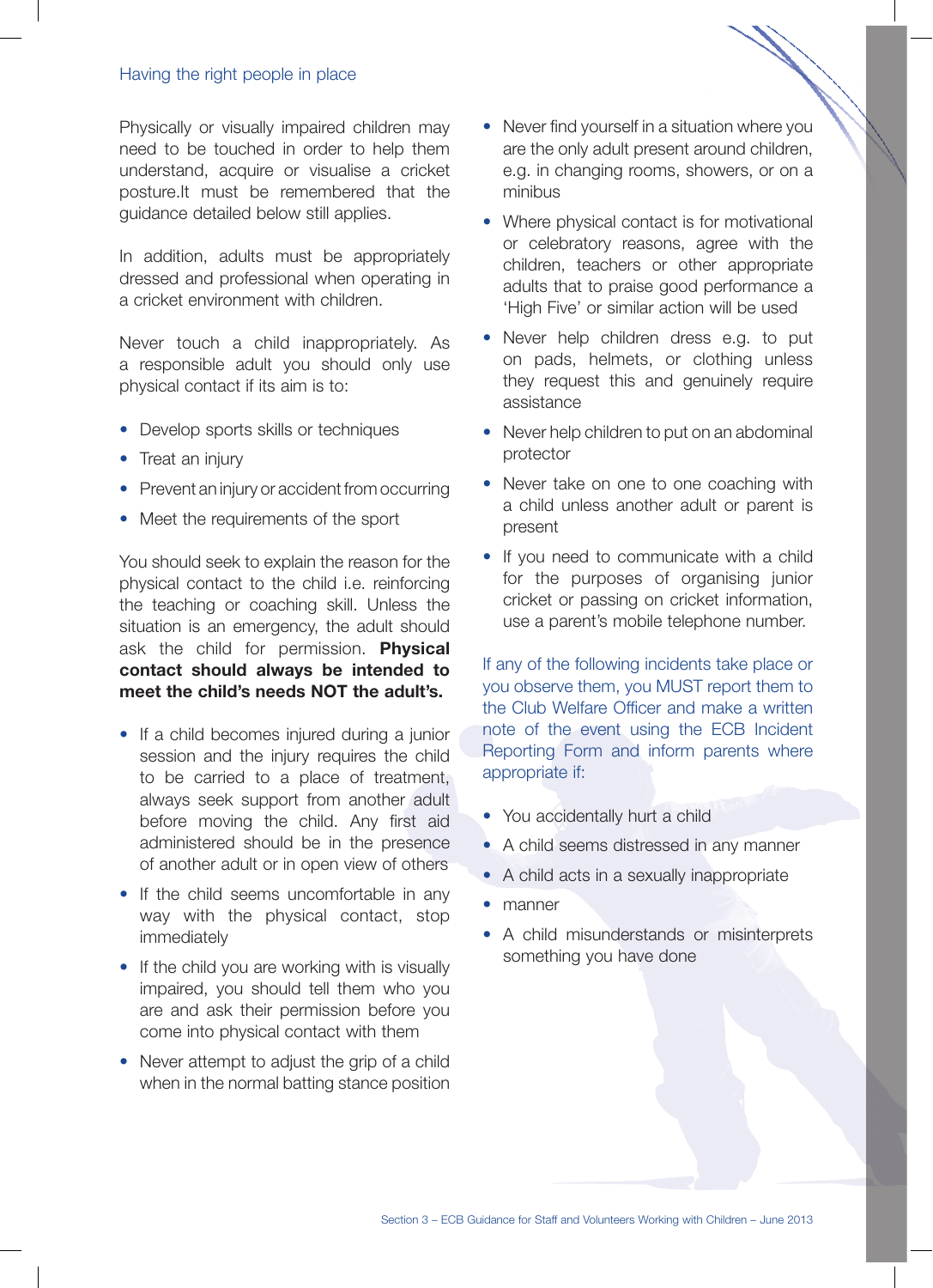Physically or visually impaired children may need to be touched in order to help them understand, acquire or visualise a cricket posture.It must be remembered that the guidance detailed below still applies.

In addition, adults must be appropriately dressed and professional when operating in a cricket environment with children.

Never touch a child inappropriately. As a responsible adult you should only use physical contact if its aim is to:

- Develop sports skills or techniques
- Treat an injury
- Prevent an injury or accident from occurring
- Meet the requirements of the sport

You should seek to explain the reason for the physical contact to the child i.e. reinforcing the teaching or coaching skill. Unless the situation is an emergency, the adult should ask the child for permission. **Physical contact should always be intended to meet the child's needs NOT the adult's.**

- If a child becomes injured during a junior session and the injury requires the child to be carried to a place of treatment, always seek support from another adult before moving the child. Any first aid administered should be in the presence of another adult or in open view of others
- If the child seems uncomfortable in any way with the physical contact, stop immediately
- If the child you are working with is visually impaired, you should tell them who you are and ask their permission before you come into physical contact with them
- Never attempt to adjust the grip of a child when in the normal batting stance position
- Never find yourself in a situation where you are the only adult present around children, e.g. in changing rooms, showers, or on a minibus
- Where physical contact is for motivational or celebratory reasons, agree with the children, teachers or other appropriate adults that to praise good performance a 'High Five' or similar action will be used
- Never help children dress e.g. to put on pads, helmets, or clothing unless they request this and genuinely require assistance
- Never help children to put on an abdominal protector
- Never take on one to one coaching with a child unless another adult or parent is present
- If you need to communicate with a child for the purposes of organising junior cricket or passing on cricket information, use a parent's mobile telephone number.

If any of the following incidents take place or you observe them, you MUST report them to the Club Welfare Officer and make a written note of the event using the ECB Incident Reporting Form and inform parents where appropriate if:

- You accidentally hurt a child
- A child seems distressed in any manner
- A child acts in a sexually inappropriate
- manner
- A child misunderstands or misinterprets something you have done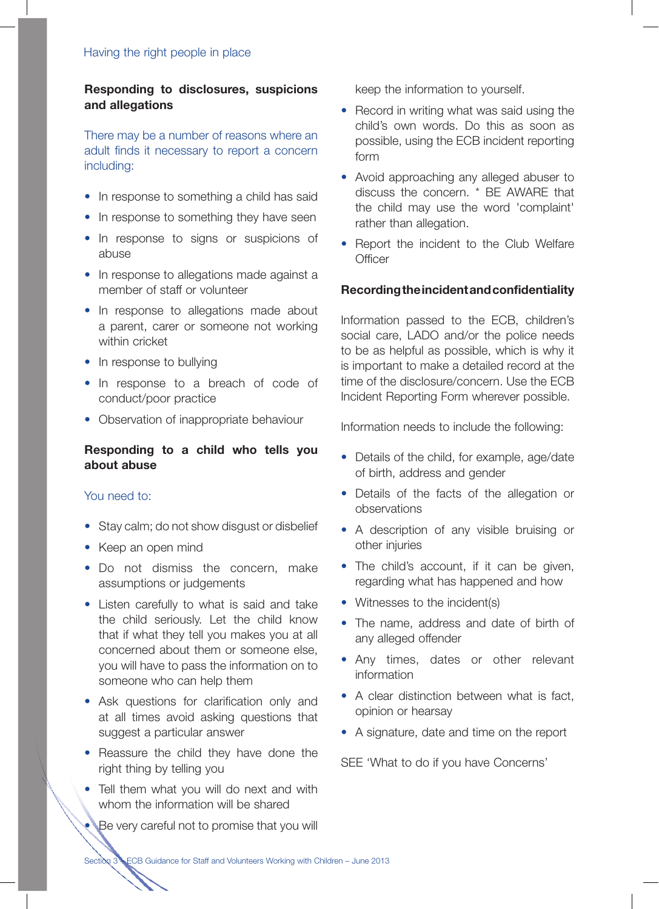### Responding to disclosures, suspicions and allegations

There may be a number of reasons where an adult finds it necessary to report a concern including:

- In response to something a child has said
- In response to something they have seen
- In response to signs or suspicions of abuse
- In response to allegations made against a member of staff or volunteer
- In response to allegations made about a parent, carer or someone not working within cricket
- In response to bullying
- In response to a breach of code of conduct/poor practice
- Observation of inappropriate behaviour

### Responding to a child who tells you about abuse

You need to:

- Stay calm; do not show disgust or disbelief
- Keep an open mind
- Do not dismiss the concern, make assumptions or judgements
- Listen carefully to what is said and take the child seriously. Let the child know that if what they tell you makes you at all concerned about them or someone else, you will have to pass the information on to someone who can help them
- Ask questions for clarification only and at all times avoid asking questions that suggest a particular answer
- Reassure the child they have done the right thing by telling you
- Tell them what you will do next and with whom the information will be shared
- Be very careful not to promise that you will keep the information to yourself.
- Record in writing what was said using the child's own words. Do this as soon as possible, using the ECB incident reporting form
- Avoid approaching any alleged abuser to discuss the concern. * BE AWARE that the child may use the word 'complaint' rather than allegation.
- Report the incident to the Club Welfare Officer

### Recording the incident and confidentiality

Information passed to the ECB, children's social care, LADO and/or the police needs to be as helpful as possible, which is why it is important to make a detailed record at the time of the disclosure/concern. Use the ECB Incident Reporting Form wherever possible.

Information needs to include the following:

- Details of the child, for example, age/date of birth, address and gender
- Details of the facts of the allegation or observations
- A description of any visible bruising or other injuries
- The child's account, if it can be given, regarding what has happened and how
- Witnesses to the incident(s)
- The name, address and date of birth of any alleged offender
- Any times, dates or other relevant information
- A clear distinction between what is fact, opinion or hearsay
- A signature, date and time on the report

SEE 'What to do if you have Concerns'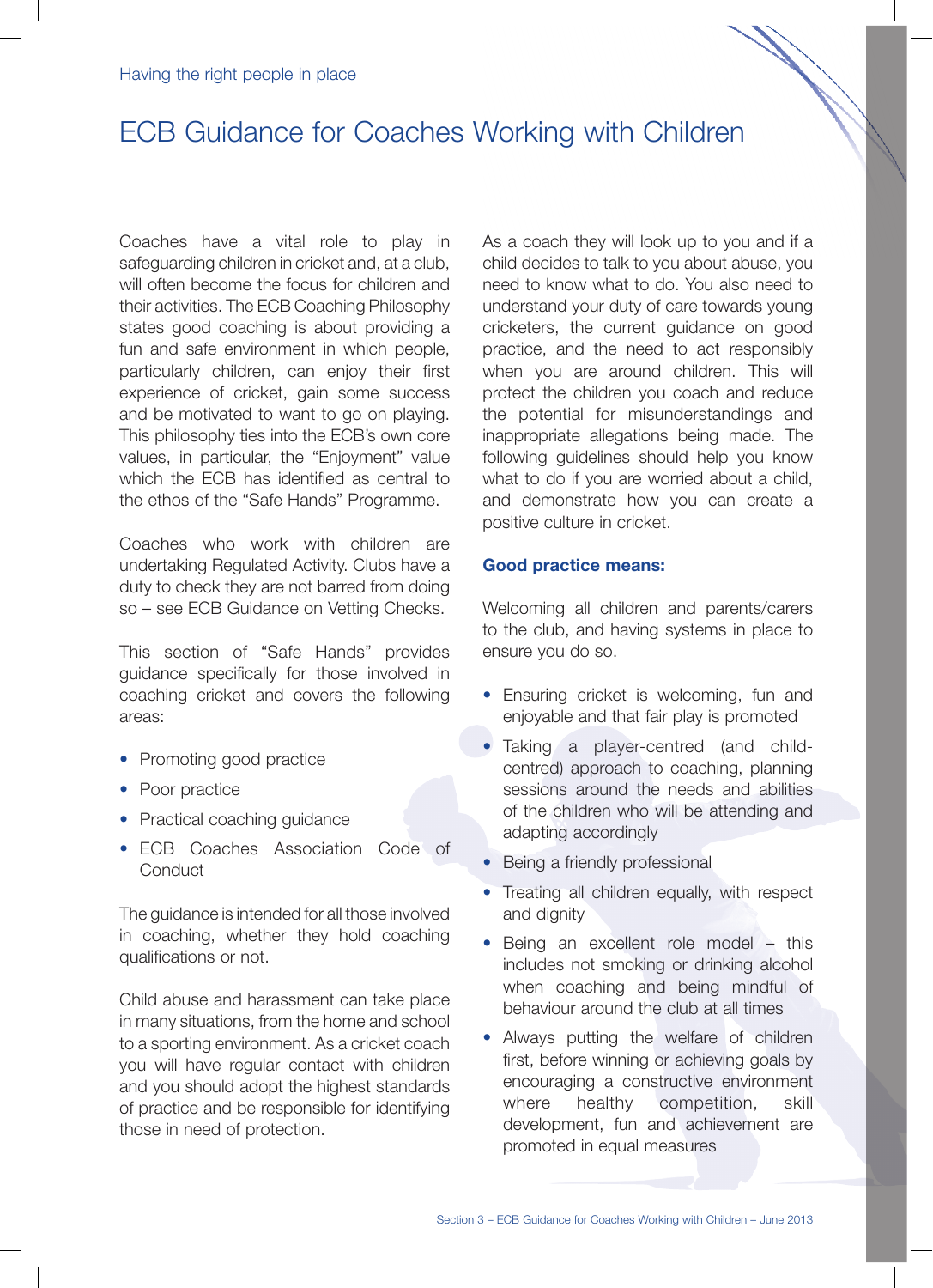Having the right people in place

# ECB Guidance for Coaches Working with Children

Coaches have a vital role to play in safeguarding children in cricket and, at a club, will often become the focus for children and their activities. The ECB Coaching Philosophy states good coaching is about providing a fun and safe environment in which people, particularly children, can enjoy their first experience of cricket, gain some success and be motivated to want to go on playing. This philosophy ties into the ECB's own core values, in particular, the "Enjoyment" value which the ECB has identified as central to the ethos of the "Safe Hands" Programme.

Coaches who work with children are undertaking Regulated Activity. Clubs have a duty to check they are not barred from doing so – see ECB Guidance on Vetting Checks.

This section of "Safe Hands" provides guidance specifically for those involved in coaching cricket and covers the following areas:

- Promoting good practice
- Poor practice
- Practical coaching guidance
- ECB Coaches Association Code of Conduct

The guidance is intended for all those involved in coaching, whether they hold coaching qualifications or not.

Child abuse and harassment can take place in many situations, from the home and school to a sporting environment. As a cricket coach you will have regular contact with children and you should adopt the highest standards of practice and be responsible for identifying those in need of protection.

As a coach they will look up to you and if a child decides to talk to you about abuse, you need to know what to do. You also need to understand your duty of care towards young cricketers, the current guidance on good practice, and the need to act responsibly when you are around children. This will protect the children you coach and reduce the potential for misunderstandings and inappropriate allegations being made. The following guidelines should help you know what to do if you are worried about a child, and demonstrate how you can create a positive culture in cricket.

### Good practice means:

Welcoming all children and parents/carers to the club, and having systems in place to ensure you do so.

- Ensuring cricket is welcoming, fun and enjoyable and that fair play is promoted
- Taking a player-centred (and child-centred) approach to coaching, planning sessions around the needs and abilities of the children who will be attending and adapting accordingly
- Being a friendly professional
- Treating all children equally, with respect and dignity
- Being an excellent role model – this includes not smoking or drinking alcohol when coaching and being mindful of behaviour around the club at all times
- Always putting the welfare of children first, before winning or achieving goals by encouraging a constructive environment where healthy competition, skill development, fun and achievement are promoted in equal measures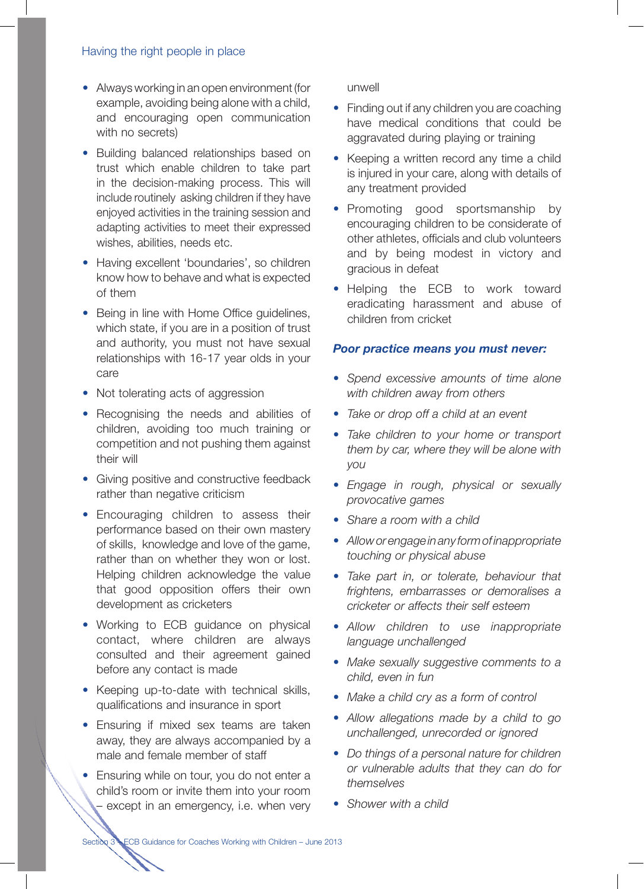- Always working in an open environment (for example, avoiding being alone with a child, and encouraging open communication with no secrets)
- Building balanced relationships based on trust which enable children to take part in the decision-making process. This will include routinely asking children if they have enjoyed activities in the training session and adapting activities to meet their expressed wishes, abilities, needs etc.
- Having excellent 'boundaries', so children know how to behave and what is expected of them
- Being in line with Home Office guidelines, which state, if you are in a position of trust and authority, you must not have sexual relationships with 16-17 year olds in your care
- Not tolerating acts of aggression
- Recognising the needs and abilities of children, avoiding too much training or competition and not pushing them against their will
- Giving positive and constructive feedback rather than negative criticism
- Encouraging children to assess their performance based on their own mastery of skills, knowledge and love of the game, rather than on whether they won or lost. Helping children acknowledge the value that good opposition offers their own development as cricketers
- Working to ECB guidance on physical contact, where children are always consulted and their agreement gained before any contact is made
- Keeping up-to-date with technical skills, qualifications and insurance in sport
- Ensuring if mixed sex teams are taken away, they are always accompanied by a male and female member of staff
- Ensuring while on tour, you do not enter a child's room or invite them into your room – except in an emergency, i.e. when very unwell
- Finding out if any children you are coaching have medical conditions that could be aggravated during playing or training
- Keeping a written record any time a child is injured in your care, along with details of any treatment provided
- Promoting good sportsmanship by encouraging children to be considerate of other athletes, officials and club volunteers and by being modest in victory and gracious in defeat
- Helping the ECB to work toward eradicating harassment and abuse of children from cricket

### *Poor practice means you must never:*

- *Spend excessive amounts of time alone with children away from others*
- *Take or drop off a child at an event*
- *Take children to your home or transport them by car, where they will be alone with you*
- *Engage in rough, physical or sexually provocative games*
- *Share a room with a child*
- *Allow or engage in any form of inappropriate touching or physical abuse*
- *Take part in, or tolerate, behaviour that frightens, embarrasses or demoralises a cricketer or affects their self esteem*
- *Allow children to use inappropriate language unchallenged*
- *Make sexually suggestive comments to a child, even in fun*
- *Make a child cry as a form of control*
- *Allow allegations made by a child to go unchallenged, unrecorded or ignored*
- *Do things of a personal nature for children or vulnerable adults that they can do for themselves*
- *Shower with a child*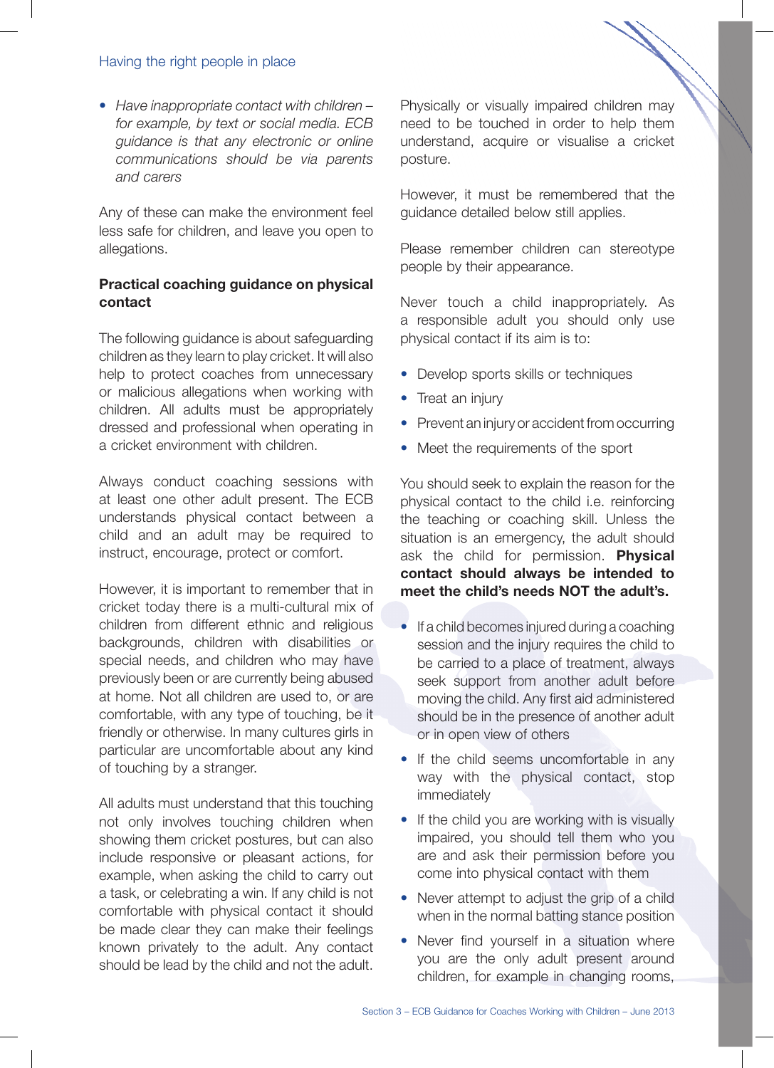- *Have inappropriate contact with children – for example, by text or social media. ECB guidance is that any electronic or online communications should be via parents and carers*

Any of these can make the environment feel less safe for children, and leave you open to allegations.

**Practical coaching guidance on physical contact**

The following guidance is about safeguarding children as they learn to play cricket. It will also help to protect coaches from unnecessary or malicious allegations when working with children. All adults must be appropriately dressed and professional when operating in a cricket environment with children.

Always conduct coaching sessions with at least one other adult present. The ECB understands physical contact between a child and an adult may be required to instruct, encourage, protect or comfort.

However, it is important to remember that in cricket today there is a multi-cultural mix of children from different ethnic and religious backgrounds, children with disabilities or special needs, and children who may have previously been or are currently being abused at home. Not all children are used to, or are comfortable, with any type of touching, be it friendly or otherwise. In many cultures girls in particular are uncomfortable about any kind of touching by a stranger.

All adults must understand that this touching not only involves touching children when showing them cricket postures, but can also include responsive or pleasant actions, for example, when asking the child to carry out a task, or celebrating a win. If any child is not comfortable with physical contact it should be made clear they can make their feelings known privately to the adult. Any contact should be lead by the child and not the adult.

Physically or visually impaired children may need to be touched in order to help them understand, acquire or visualise a cricket posture.

However, it must be remembered that the guidance detailed below still applies.

Please remember children can stereotype people by their appearance.

Never touch a child inappropriately. As a responsible adult you should only use physical contact if its aim is to:

- Develop sports skills or techniques
- Treat an injury
- Prevent an injury or accident from occurring
- Meet the requirements of the sport

You should seek to explain the reason for the physical contact to the child i.e. reinforcing the teaching or coaching skill. Unless the situation is an emergency, the adult should ask the child for permission. **Physical contact should always be intended to meet the child's needs NOT the adult's.**

- If a child becomes injured during a coaching session and the injury requires the child to be carried to a place of treatment, always seek support from another adult before moving the child. Any first aid administered should be in the presence of another adult or in open view of others
- If the child seems uncomfortable in any way with the physical contact, stop immediately
- If the child you are working with is visually impaired, you should tell them who you are and ask their permission before you come into physical contact with them
- Never attempt to adjust the grip of a child when in the normal batting stance position
- Never find yourself in a situation where you are the only adult present around children, for example in changing rooms,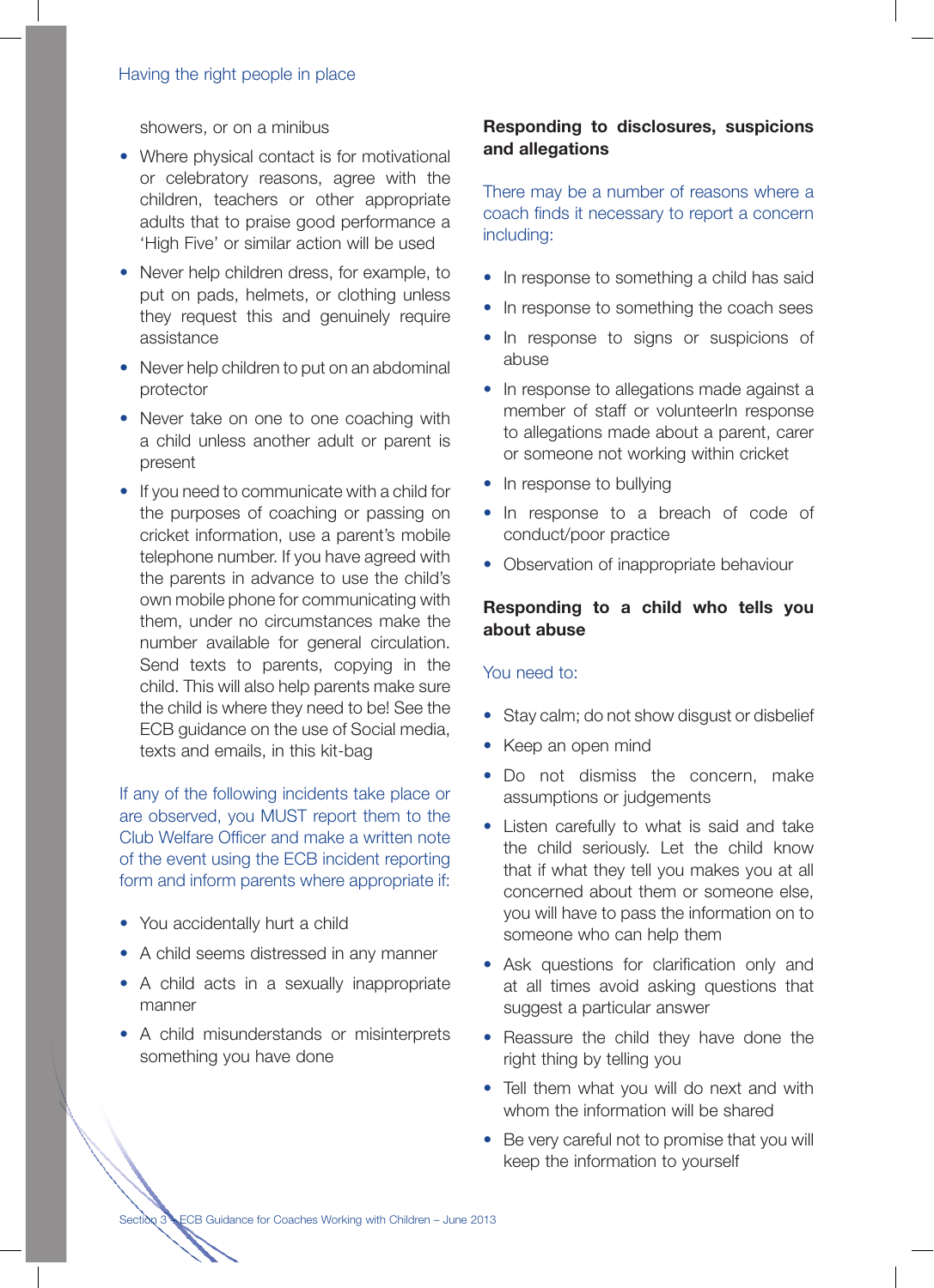showers, or on a minibus

- Where physical contact is for motivational or celebratory reasons, agree with the children, teachers or other appropriate adults that to praise good performance a 'High Five' or similar action will be used
- Never help children dress, for example, to put on pads, helmets, or clothing unless they request this and genuinely require assistance
- Never help children to put on an abdominal protector
- Never take on one to one coaching with a child unless another adult or parent is present
- If you need to communicate with a child for the purposes of coaching or passing on cricket information, use a parent's mobile telephone number. If you have agreed with the parents in advance to use the child's own mobile phone for communicating with them, under no circumstances make the number available for general circulation. Send texts to parents, copying in the child. This will also help parents make sure the child is where they need to be! See the ECB guidance on the use of Social media, texts and emails, in this kit-bag

If any of the following incidents take place or are observed, you MUST report them to the Club Welfare Officer and make a written note of the event using the ECB incident reporting form and inform parents where appropriate if:

- You accidentally hurt a child
- A child seems distressed in any manner
- A child acts in a sexually inappropriate manner
- A child misunderstands or misinterprets something you have done

**Responding to disclosures, suspicions and allegations**

There may be a number of reasons where a coach finds it necessary to report a concern including:

- In response to something a child has said
- In response to something the coach sees
- In response to signs or suspicions of abuse
- In response to allegations made against a member of staff or volunteerIn response to allegations made about a parent, carer or someone not working within cricket
- In response to bullying
- In response to a breach of code of conduct/poor practice
- Observation of inappropriate behaviour

**Responding to a child who tells you about abuse**

You need to:

- Stay calm; do not show disgust or disbelief
- Keep an open mind
- Do not dismiss the concern, make assumptions or judgements
- Listen carefully to what is said and take the child seriously. Let the child know that if what they tell you makes you at all concerned about them or someone else, you will have to pass the information on to someone who can help them
- Ask questions for clarification only and at all times avoid asking questions that suggest a particular answer
- Reassure the child they have done the right thing by telling you
- Tell them what you will do next and with whom the information will be shared
- Be very careful not to promise that you will keep the information to yourself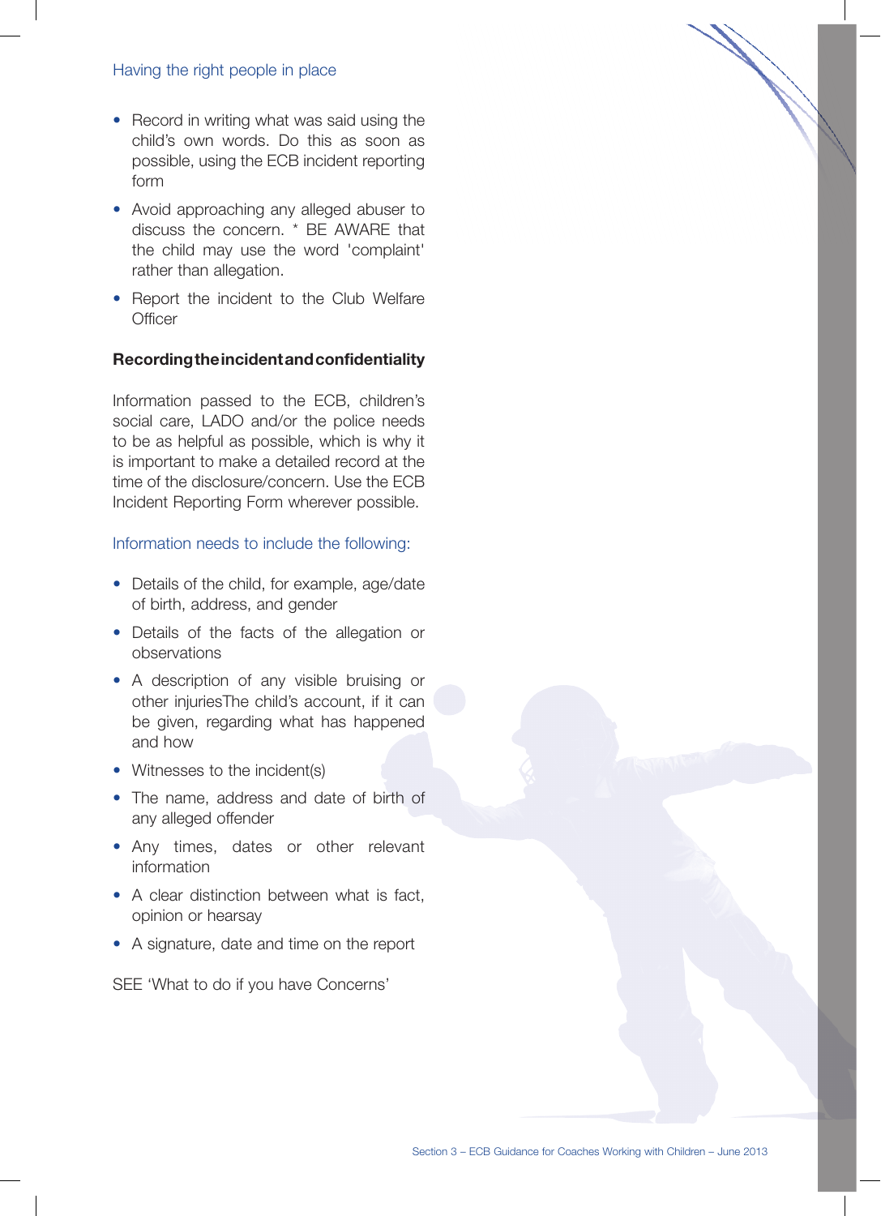Having the right people in place

- Record in writing what was said using the child's own words. Do this as soon as possible, using the ECB incident reporting form
- Avoid approaching any alleged abuser to discuss the concern. * BE AWARE that the child may use the word 'complaint' rather than allegation.
- Report the incident to the Club Welfare Officer

**Recording the incident and confidentiality**

Information passed to the ECB, children's social care, LADO and/or the police needs to be as helpful as possible, which is why it is important to make a detailed record at the time of the disclosure/concern. Use the ECB Incident Reporting Form wherever possible.

Information needs to include the following:

- Details of the child, for example, age/date of birth, address, and gender
- Details of the facts of the allegation or observations
- A description of any visible bruising or other injuriesThe child's account, if it can be given, regarding what has happened and how
- Witnesses to the incident(s)
- The name, address and date of birth of any alleged offender
- Any times, dates or other relevant information
- A clear distinction between what is fact, opinion or hearsay
- A signature, date and time on the report

SEE 'What to do if you have Concerns'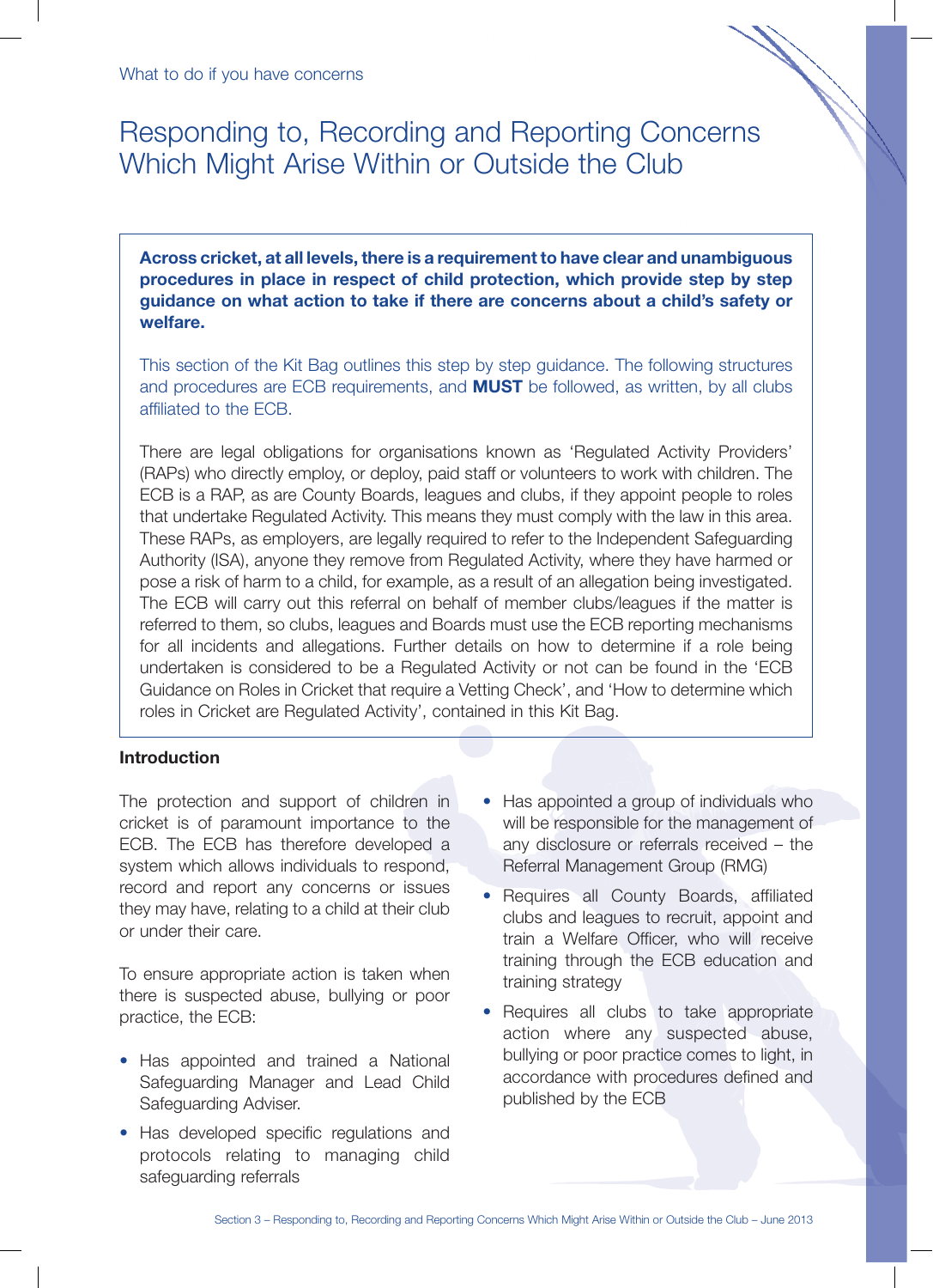# Responding to, Recording and Reporting Concerns Which Might Arise Within or Outside the Club

**Across cricket, at all levels, there is a requirement to have clear and unambiguous procedures in place in respect of child protection, which provide step by step guidance on what action to take if there are concerns about a child's safety or welfare.**

This section of the Kit Bag outlines this step by step guidance. The following structures and procedures are ECB requirements, and **MUST** be followed, as written, by all clubs affiliated to the ECB.

There are legal obligations for organisations known as 'Regulated Activity Providers' (RAPs) who directly employ, or deploy, paid staff or volunteers to work with children. The ECB is a RAP, as are County Boards, leagues and clubs, if they appoint people to roles that undertake Regulated Activity. This means they must comply with the law in this area. These RAPs, as employers, are legally required to refer to the Independent Safeguarding Authority (ISA), anyone they remove from Regulated Activity, where they have harmed or pose a risk of harm to a child, for example, as a result of an allegation being investigated. The ECB will carry out this referral on behalf of member clubs/leagues if the matter is referred to them, so clubs, leagues and Boards must use the ECB reporting mechanisms for all incidents and allegations. Further details on how to determine if a role being undertaken is considered to be a Regulated Activity or not can be found in the 'ECB Guidance on Roles in Cricket that require a Vetting Check', and 'How to determine which roles in Cricket are Regulated Activity', contained in this Kit Bag.

### Introduction

The protection and support of children in cricket is of paramount importance to the ECB. The ECB has therefore developed a system which allows individuals to respond, record and report any concerns or issues they may have, relating to a child at their club or under their care.

To ensure appropriate action is taken when there is suspected abuse, bullying or poor practice, the ECB:

- Has appointed and trained a National Safeguarding Manager and Lead Child Safeguarding Adviser.
- Has developed specific regulations and protocols relating to managing child safeguarding referrals
- Has appointed a group of individuals who will be responsible for the management of any disclosure or referrals received – the Referral Management Group (RMG)
- Requires all County Boards, affiliated clubs and leagues to recruit, appoint and train a Welfare Officer, who will receive training through the ECB education and training strategy
- Requires all clubs to take appropriate action where any suspected abuse, bullying or poor practice comes to light, in accordance with procedures defined and published by the ECB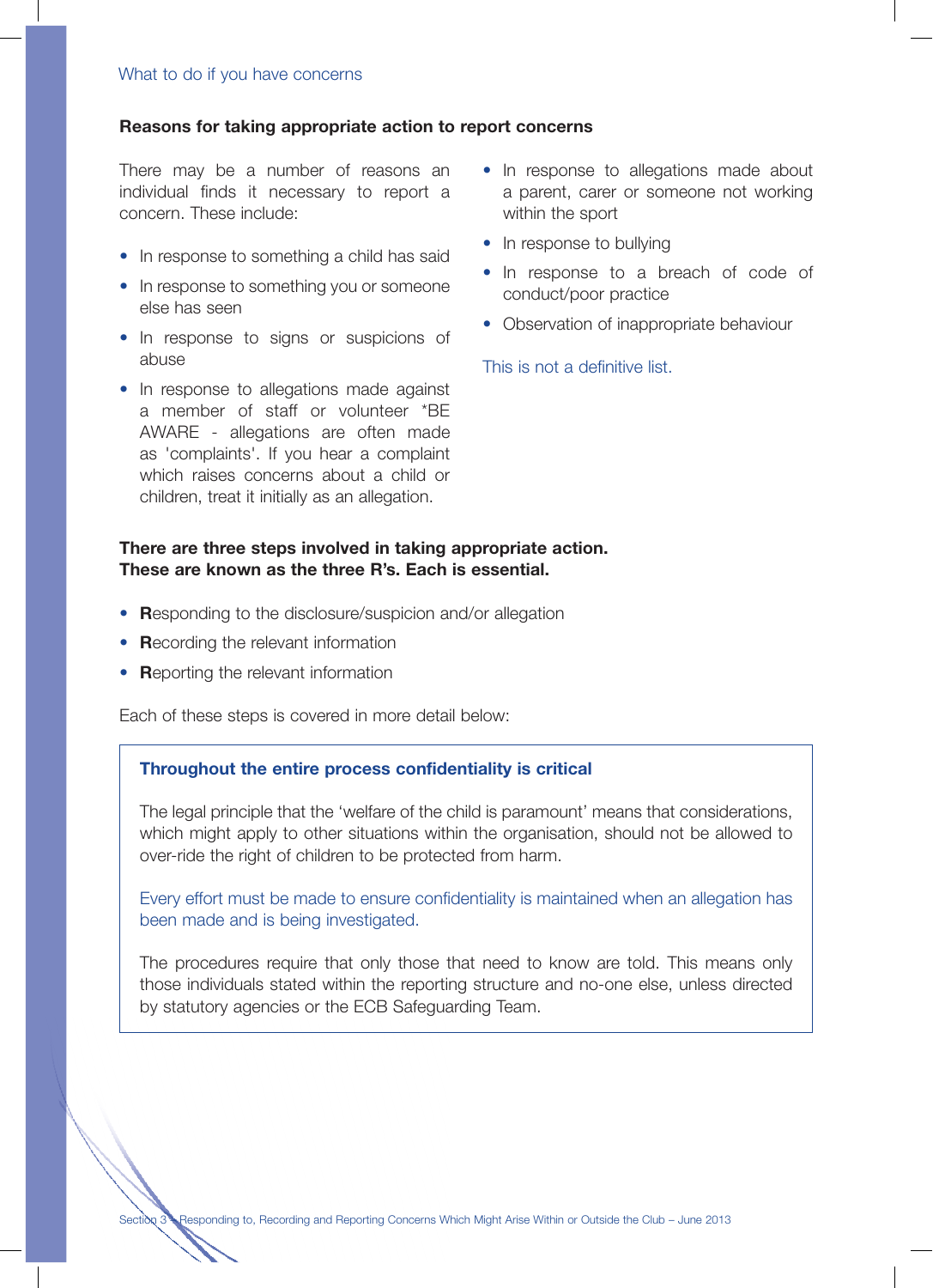## Reasons for taking appropriate action to report concerns

There may be a number of reasons an individual finds it necessary to report a concern. These include:

- In response to something a child has said
- In response to something you or someone else has seen
- In response to signs or suspicions of abuse
- In response to allegations made against a member of staff or volunteer *BE AWARE - allegations are often made as 'complaints'. If you hear a complaint which raises concerns about a child or children, treat it initially as an allegation.
- In response to allegations made about a parent, carer or someone not working within the sport
- In response to bullying
- In response to a breach of code of conduct/poor practice
- Observation of inappropriate behaviour

This is not a definitive list.

**There are three steps involved in taking appropriate action. These are known as the three R's. Each is essential.**

- **R**esponding to the disclosure/suspicion and/or allegation
- **R**ecording the relevant information
- **R**eporting the relevant information

Each of these steps is covered in more detail below:

**Throughout the entire process confidentiality is critical**

The legal principle that the 'welfare of the child is paramount' means that considerations, which might apply to other situations within the organisation, should not be allowed to over-ride the right of children to be protected from harm.

Every effort must be made to ensure confidentiality is maintained when an allegation has been made and is being investigated.

The procedures require that only those that need to know are told. This means only those individuals stated within the reporting structure and no-one else, unless directed by statutory agencies or the ECB Safeguarding Team.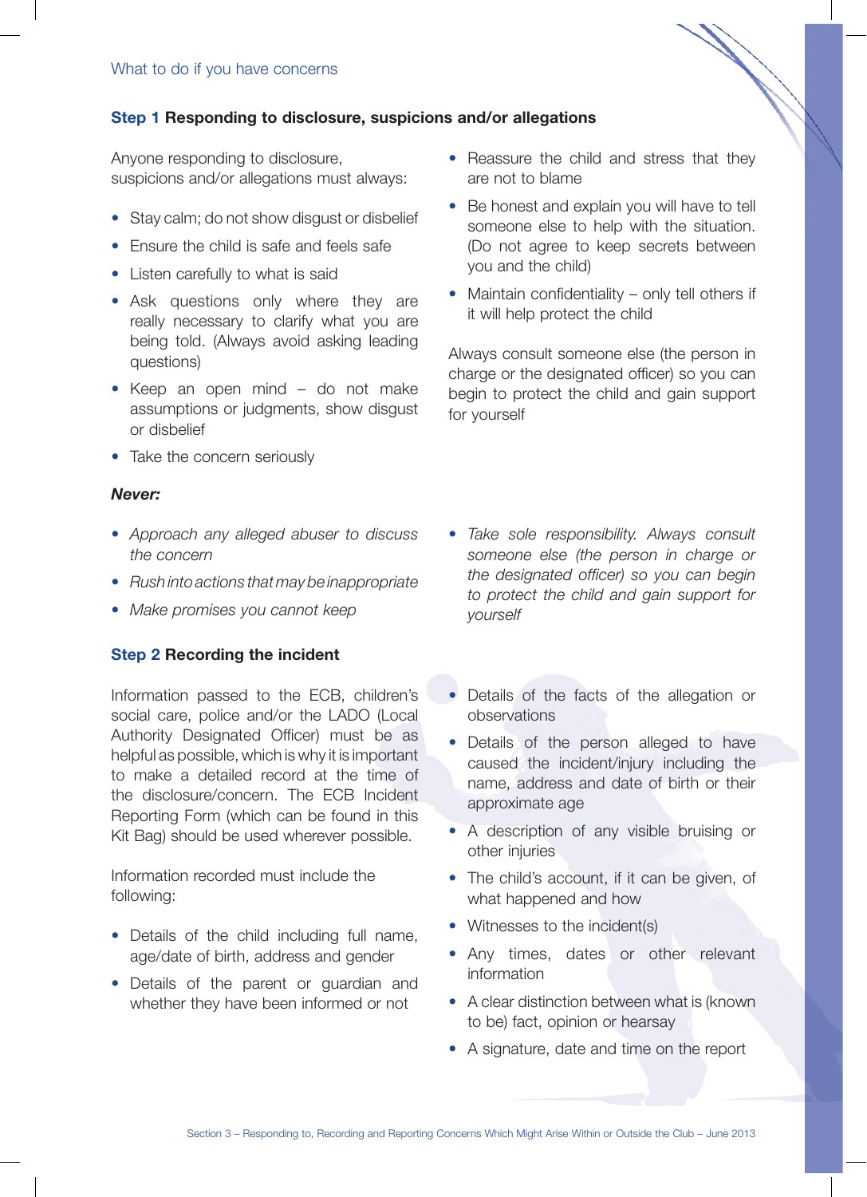What to do if you have concerns

### **Step 1** Responding to disclosure, suspicions and/or allegations

Anyone responding to disclosure, suspicions and/or allegations must always:

- Stay calm; do not show disgust or disbelief
- Ensure the child is safe and feels safe
- Listen carefully to what is said
- Ask questions only where they are really necessary to clarify what you are being told. (Always avoid asking leading questions)
- Keep an open mind – do not make assumptions or judgments, show disgust or disbelief
- Take the concern seriously
- Reassure the child and stress that they are not to blame
- Be honest and explain you will have to tell someone else to help with the situation. (Do not agree to keep secrets between you and the child)
- Maintain confidentiality – only tell others if it will help protect the child

Always consult someone else (the person in charge or the designated officer) so you can begin to protect the child and gain support for yourself

***Never:***

- *Approach any alleged abuser to discuss the concern*
- *Rush into actions that may be inappropriate*
- *Make promises you cannot keep*
- *Take sole responsibility. Always consult someone else (the person in charge or the designated officer) so you can begin to protect the child and gain support for yourself*

### **Step 2** Recording the incident

Information passed to the ECB, children's social care, police and/or the LADO (Local Authority Designated Officer) must be as helpful as possible, which is why it is important to make a detailed record at the time of the disclosure/concern. The ECB Incident Reporting Form (which can be found in this Kit Bag) should be used wherever possible.

Information recorded must include the following:

- Details of the child including full name, age/date of birth, address and gender
- Details of the parent or guardian and whether they have been informed or not
- Details of the facts of the allegation or observations
- Details of the person alleged to have caused the incident/injury including the name, address and date of birth or their approximate age
- A description of any visible bruising or other injuries
- The child's account, if it can be given, of what happened and how
- Witnesses to the incident(s)
- Any times, dates or other relevant information
- A clear distinction between what is (known to be) fact, opinion or hearsay
- A signature, date and time on the report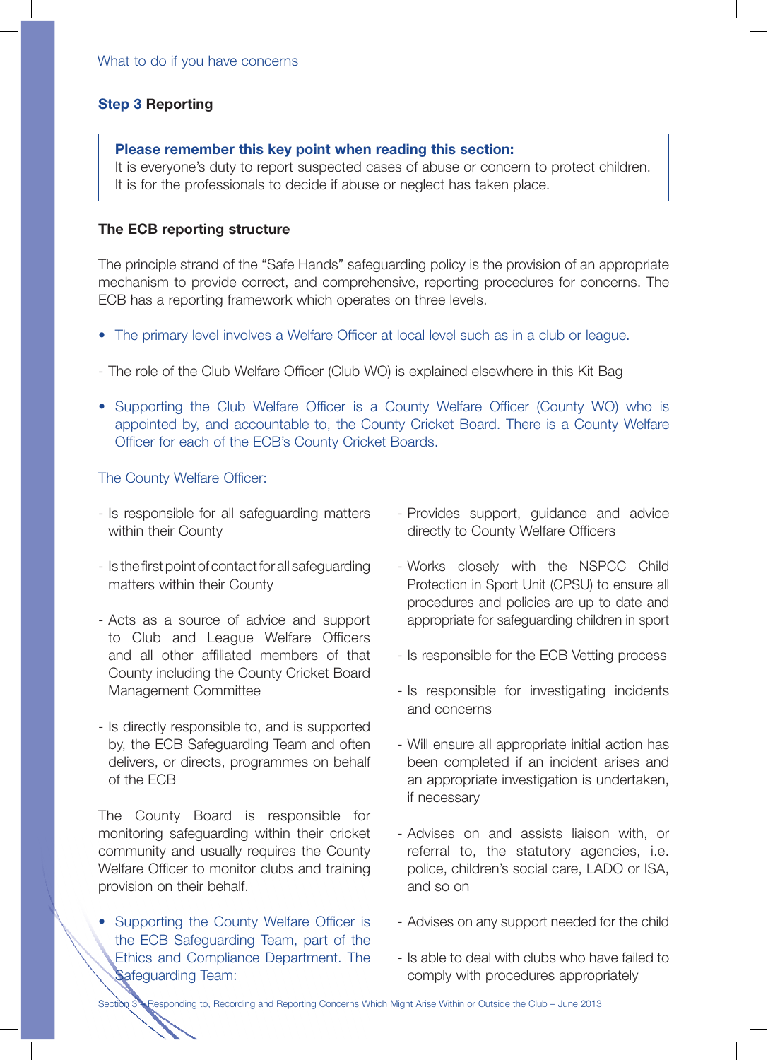What to do if you have concerns

## Step 3 Reporting

> **Please remember this key point when reading this section:**
> It is everyone's duty to report suspected cases of abuse or concern to protect children. It is for the professionals to decide if abuse or neglect has taken place.

### The ECB reporting structure

The principle strand of the "Safe Hands" safeguarding policy is the provision of an appropriate mechanism to provide correct, and comprehensive, reporting procedures for concerns. The ECB has a reporting framework which operates on three levels.

- The primary level involves a Welfare Officer at local level such as in a club or league.

- The role of the Club Welfare Officer (Club WO) is explained elsewhere in this Kit Bag

- Supporting the Club Welfare Officer is a County Welfare Officer (County WO) who is appointed by, and accountable to, the County Cricket Board. There is a County Welfare Officer for each of the ECB's County Cricket Boards.

The County Welfare Officer:

- Is responsible for all safeguarding matters within their County
- Is the first point of contact for all safeguarding matters within their County
- Acts as a source of advice and support to Club and League Welfare Officers and all other affiliated members of that County including the County Cricket Board Management Committee
- Is directly responsible to, and is supported by, the ECB Safeguarding Team and often delivers, or directs, programmes on behalf of the ECB

The County Board is responsible for monitoring safeguarding within their cricket community and usually requires the County Welfare Officer to monitor clubs and training provision on their behalf.

- Supporting the County Welfare Officer is the ECB Safeguarding Team, part of the Ethics and Compliance Department. The Safeguarding Team:

- Provides support, guidance and advice directly to County Welfare Officers
- Works closely with the NSPCC Child Protection in Sport Unit (CPSU) to ensure all procedures and policies are up to date and appropriate for safeguarding children in sport
- Is responsible for the ECB Vetting process
- Is responsible for investigating incidents and concerns
- Will ensure all appropriate initial action has been completed if an incident arises and an appropriate investigation is undertaken, if necessary
- Advises on and assists liaison with, or referral to, the statutory agencies, i.e. police, children's social care, LADO or ISA, and so on
- Advises on any support needed for the child
- Is able to deal with clubs who have failed to comply with procedures appropriately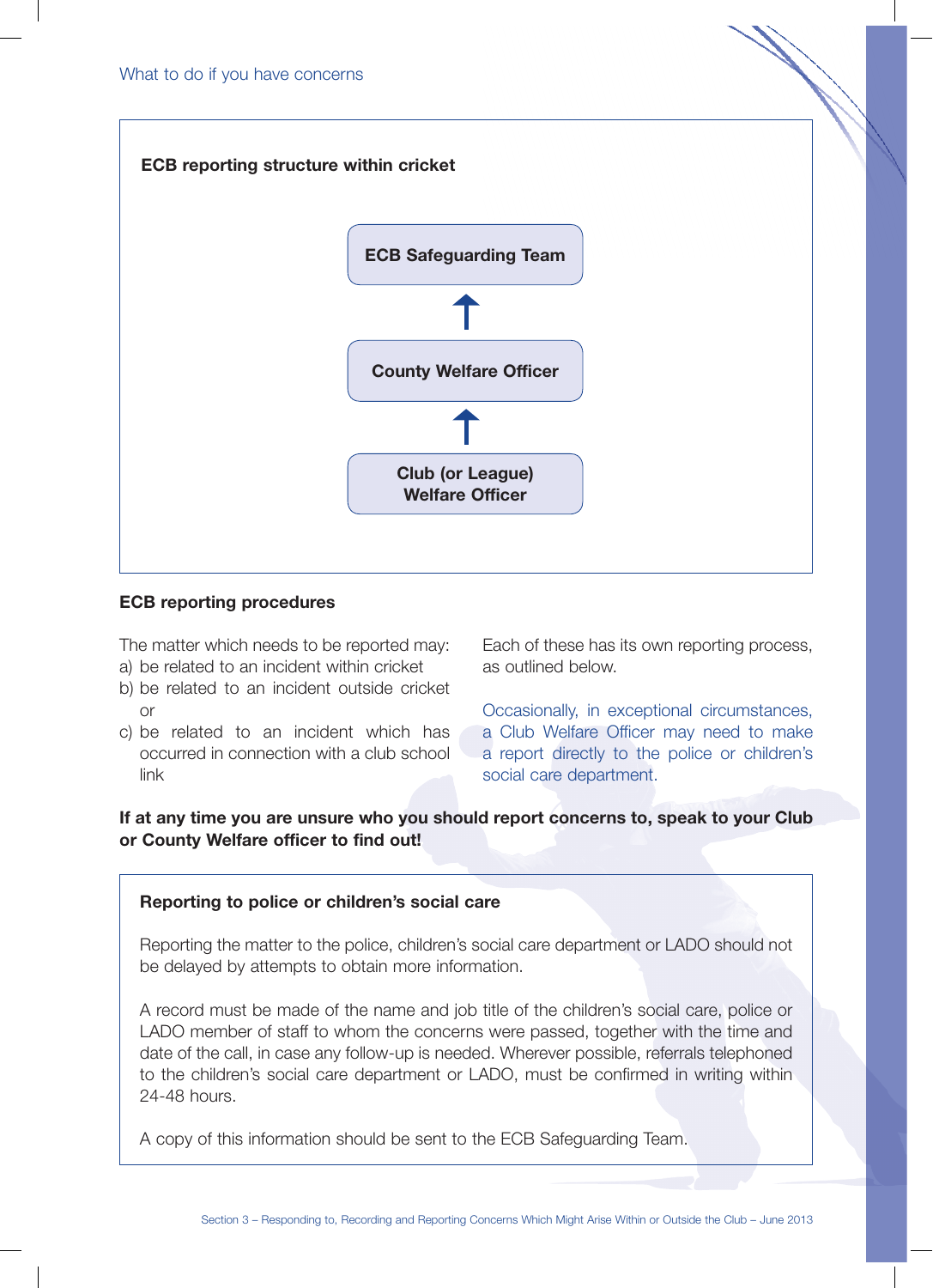## ECB reporting structure within cricket

**ECB Safeguarding Team**

↑

**County Welfare Officer**

↑

**Club (or League) Welfare Officer**

## ECB reporting procedures

The matter which needs to be reported may:

a) be related to an incident within cricket
b) be related to an incident outside cricket or
c) be related to an incident which has occurred in connection with a club school link

Each of these has its own reporting process, as outlined below.

Occasionally, in exceptional circumstances, a Club Welfare Officer may need to make a report directly to the police or children's social care department.

**If at any time you are unsure who you should report concerns to, speak to your Club or County Welfare officer to find out!**

### Reporting to police or children's social care

Reporting the matter to the police, children's social care department or LADO should not be delayed by attempts to obtain more information.

A record must be made of the name and job title of the children's social care, police or LADO member of staff to whom the concerns were passed, together with the time and date of the call, in case any follow-up is needed. Wherever possible, referrals telephoned to the children's social care department or LADO, must be confirmed in writing within 24-48 hours.

A copy of this information should be sent to the ECB Safeguarding Team.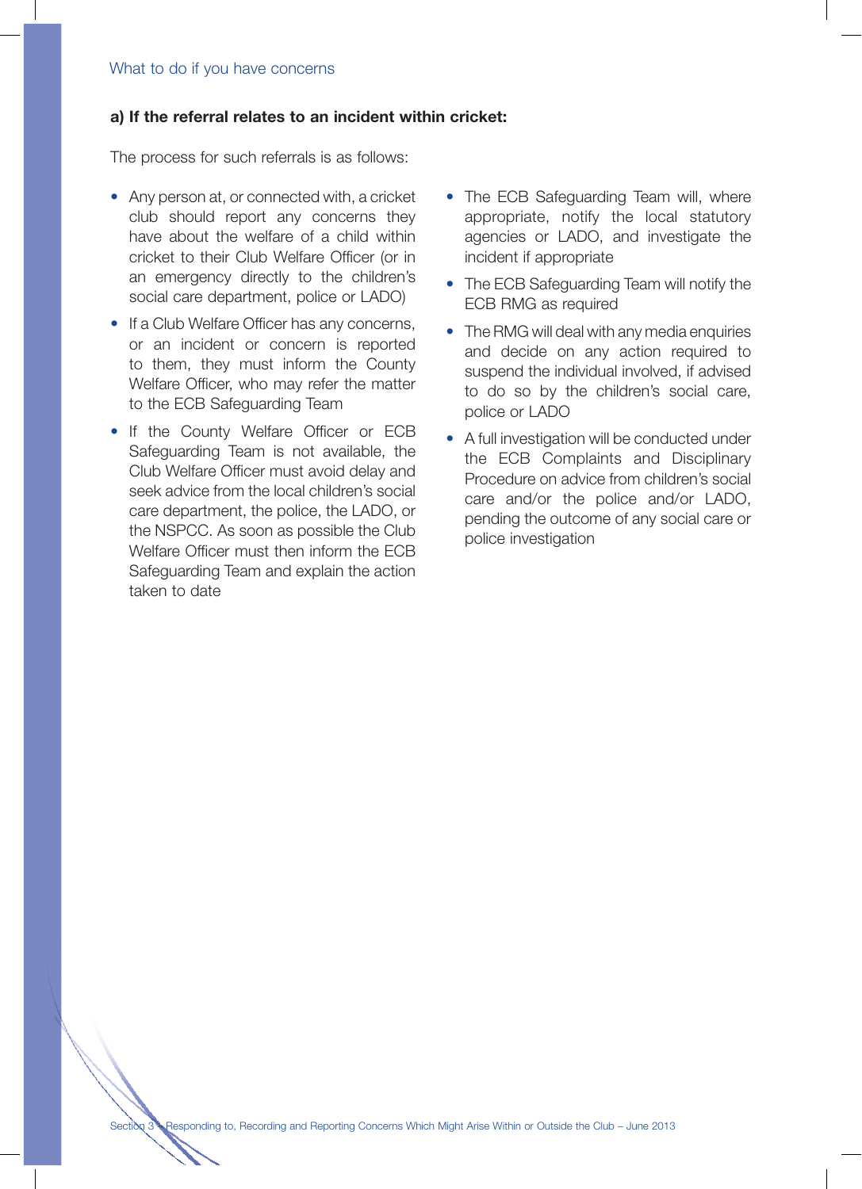### a) If the referral relates to an incident within cricket:

The process for such referrals is as follows:

- Any person at, or connected with, a cricket club should report any concerns they have about the welfare of a child within cricket to their Club Welfare Officer (or in an emergency directly to the children's social care department, police or LADO)
- If a Club Welfare Officer has any concerns, or an incident or concern is reported to them, they must inform the County Welfare Officer, who may refer the matter to the ECB Safeguarding Team
- If the County Welfare Officer or ECB Safeguarding Team is not available, the Club Welfare Officer must avoid delay and seek advice from the local children's social care department, the police, the LADO, or the NSPCC. As soon as possible the Club Welfare Officer must then inform the ECB Safeguarding Team and explain the action taken to date
- The ECB Safeguarding Team will, where appropriate, notify the local statutory agencies or LADO, and investigate the incident if appropriate
- The ECB Safeguarding Team will notify the ECB RMG as required
- The RMG will deal with any media enquiries and decide on any action required to suspend the individual involved, if advised to do so by the children's social care, police or LADO
- A full investigation will be conducted under the ECB Complaints and Disciplinary Procedure on advice from children's social care and/or the police and/or LADO, pending the outcome of any social care or police investigation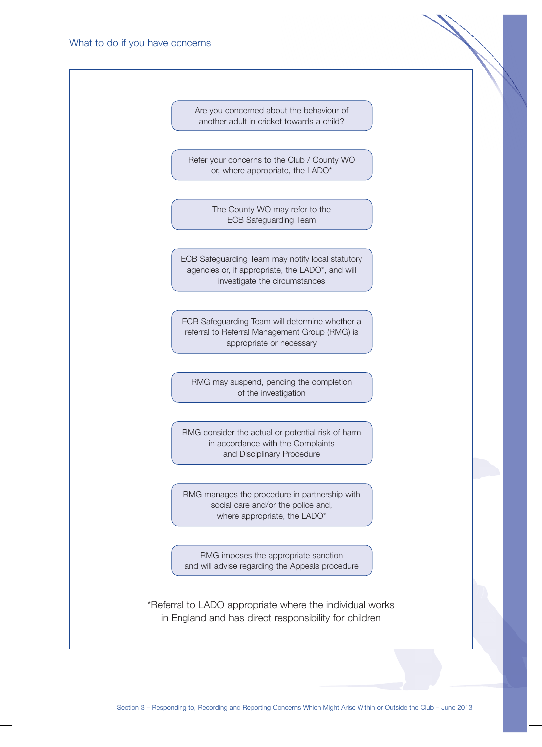## What to do if you have concerns

Are you concerned about the behaviour of another adult in cricket towards a child?

↓

Refer your concerns to the Club / County WO or, where appropriate, the LADO*

↓

The County WO may refer to the ECB Safeguarding Team

↓

ECB Safeguarding Team may notify local statutory agencies or, if appropriate, the LADO*, and will investigate the circumstances

↓

ECB Safeguarding Team will determine whether a referral to Referral Management Group (RMG) is appropriate or necessary

↓

RMG may suspend, pending the completion of the investigation

↓

RMG consider the actual or potential risk of harm in accordance with the Complaints and Disciplinary Procedure

↓

RMG manages the procedure in partnership with social care and/or the police and, where appropriate, the LADO*

↓

RMG imposes the appropriate sanction and will advise regarding the Appeals procedure

*Referral to LADO appropriate where the individual works in England and has direct responsibility for children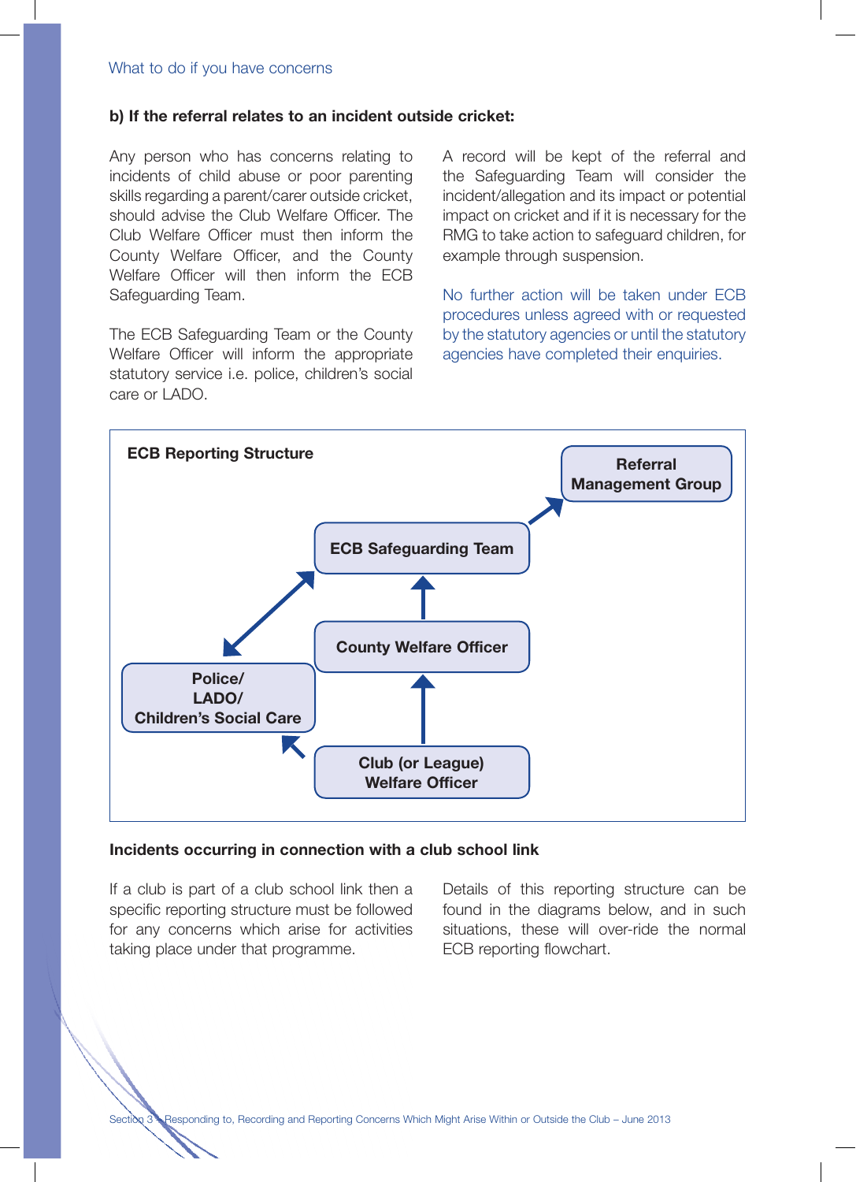What to do if you have concerns

**b) If the referral relates to an incident outside cricket:**

Any person who has concerns relating to incidents of child abuse or poor parenting skills regarding a parent/carer outside cricket, should advise the Club Welfare Officer. The Club Welfare Officer must then inform the County Welfare Officer, and the County Welfare Officer will then inform the ECB Safeguarding Team.

The ECB Safeguarding Team or the County Welfare Officer will inform the appropriate statutory service i.e. police, children's social care or LADO.

A record will be kept of the referral and the Safeguarding Team will consider the incident/allegation and its impact or potential impact on cricket and if it is necessary for the RMG to take action to safeguard children, for example through suspension.

No further action will be taken under ECB procedures unless agreed with or requested by the statutory agencies or until the statutory agencies have completed their enquiries.

**ECB Reporting Structure**

- Club (or League) Welfare Officer → County Welfare Officer
- Club (or League) Welfare Officer → Police/ LADO/ Children's Social Care
- County Welfare Officer → ECB Safeguarding Team
- ECB Safeguarding Team ↔ Police/ LADO/ Children's Social Care
- ECB Safeguarding Team → Referral Management Group

**Incidents occurring in connection with a club school link**

If a club is part of a club school link then a specific reporting structure must be followed for any concerns which arise for activities taking place under that programme.

Details of this reporting structure can be found in the diagrams below, and in such situations, these will over-ride the normal ECB reporting flowchart.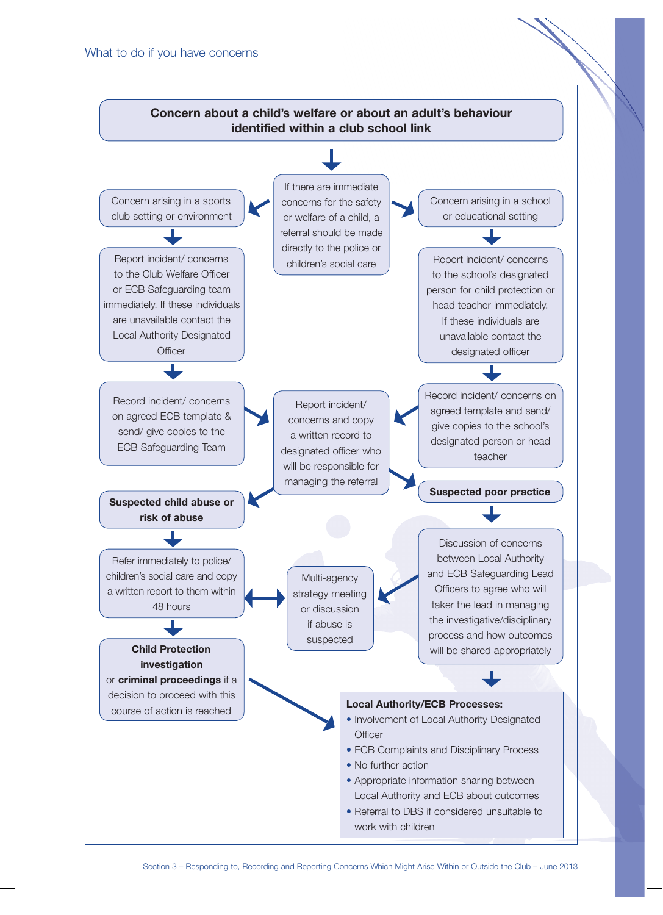## What to do if you have concerns

**Concern about a child's welfare or about an adult's behaviour identified within a club school link**

If there are immediate concerns for the safety or welfare of a child, a referral should be made directly to the police or children's social care

Concern arising in a sports club setting or environment

Report incident/ concerns to the Club Welfare Officer or ECB Safeguarding team immediately. If these individuals are unavailable contact the Local Authority Designated Officer

Record incident/ concerns on agreed ECB template & send/ give copies to the ECB Safeguarding Team

Concern arising in a school or educational setting

Report incident/ concerns to the school's designated person for child protection or head teacher immediately. If these individuals are unavailable contact the designated officer

Record incident/ concerns on agreed template and send/ give copies to the school's designated person or head teacher

Report incident/ concerns and copy a written record to designated officer who will be responsible for managing the referral

**Suspected child abuse or risk of abuse**

Refer immediately to police/ children's social care and copy a written report to them within 48 hours

**Child Protection investigation** or **criminal proceedings** if a decision to proceed with this course of action is reached

Multi-agency strategy meeting or discussion if abuse is suspected

**Suspected poor practice**

Discussion of concerns between Local Authority and ECB Safeguarding Lead Officers to agree who will taker the lead in managing the investigative/disciplinary process and how outcomes will be shared appropriately

**Local Authority/ECB Processes:**

- Involvement of Local Authority Designated Officer
- ECB Complaints and Disciplinary Process
- No further action
- Appropriate information sharing between Local Authority and ECB about outcomes
- Referral to DBS if considered unsuitable to work with children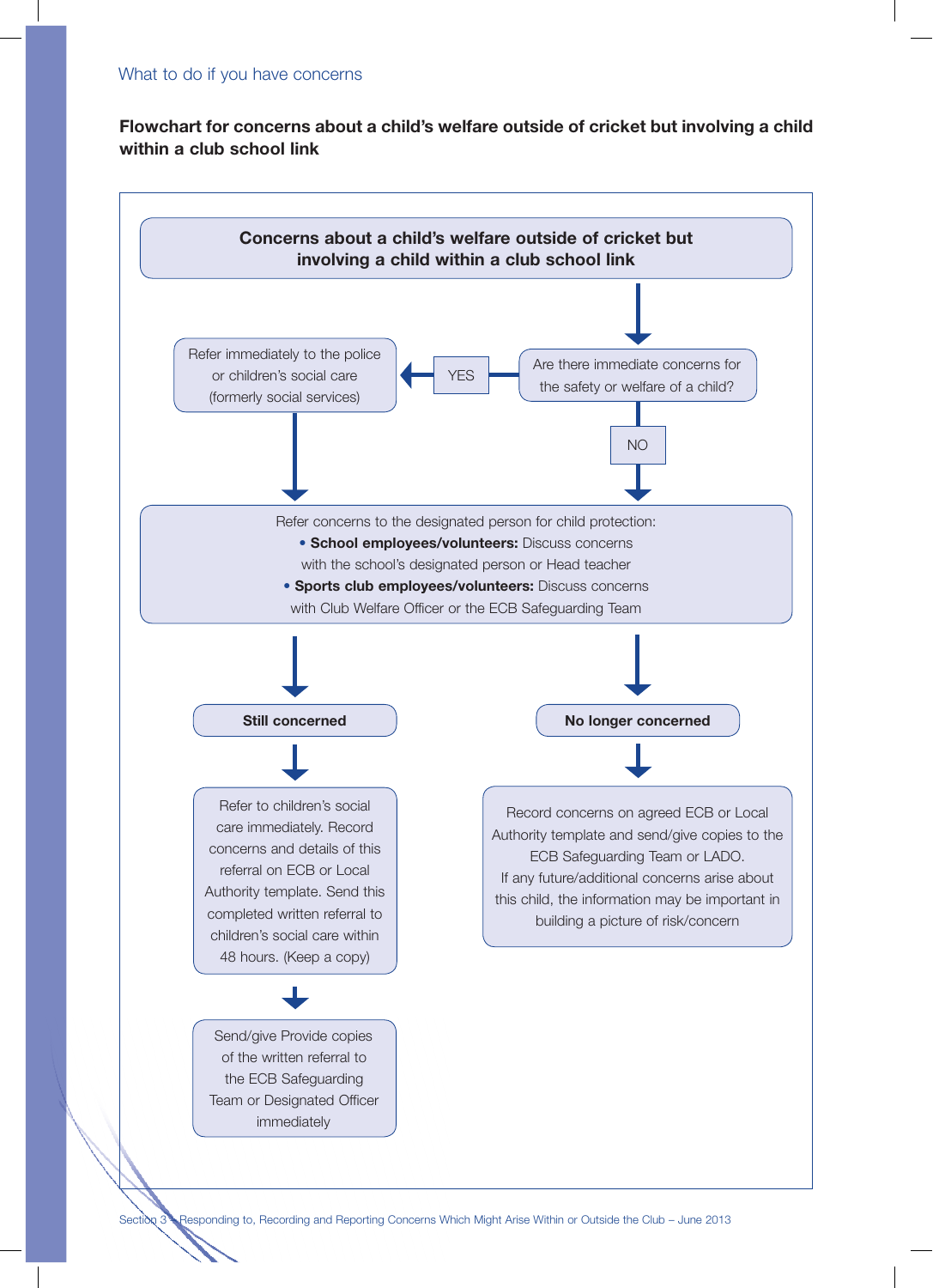What to do if you have concerns

## Flowchart for concerns about a child's welfare outside of cricket but involving a child within a club school link

**Concerns about a child's welfare outside of cricket but involving a child within a club school link**

Are there immediate concerns for the safety or welfare of a child?

YES → Refer immediately to the police or children's social care (formerly social services)

NO

Refer concerns to the designated person for child protection:

- **School employees/volunteers:** Discuss concerns with the school's designated person or Head teacher
- **Sports club employees/volunteers:** Discuss concerns with Club Welfare Officer or the ECB Safeguarding Team

**Still concerned**

Refer to children's social care immediately. Record concerns and details of this referral on ECB or Local Authority template. Send this completed written referral to children's social care within 48 hours. (Keep a copy)

Send/give Provide copies of the written referral to the ECB Safeguarding Team or Designated Officer immediately

**No longer concerned**

Record concerns on agreed ECB or Local Authority template and send/give copies to the ECB Safeguarding Team or LADO.
If any future/additional concerns arise about this child, the information may be important in building a picture of risk/concern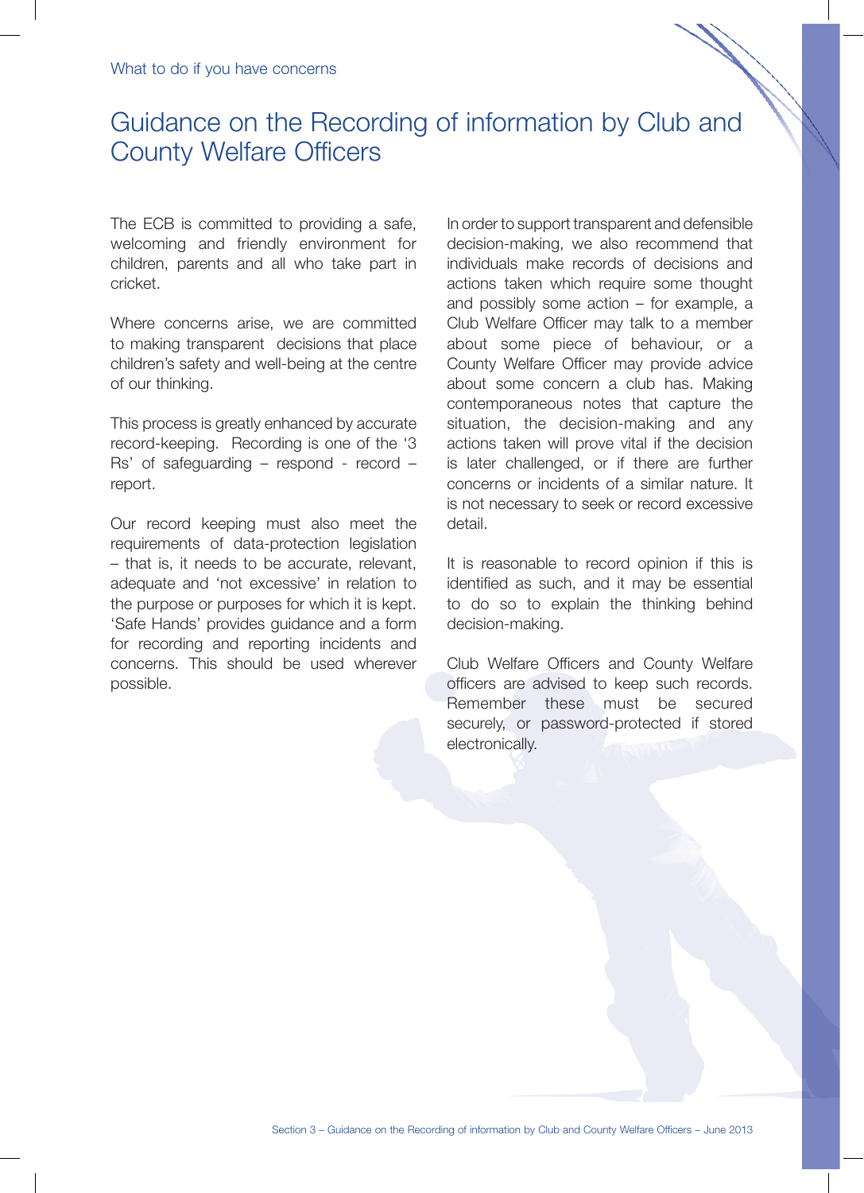# Guidance on the Recording of information by Club and County Welfare Officers

The ECB is committed to providing a safe, welcoming and friendly environment for children, parents and all who take part in cricket.

Where concerns arise, we are committed to making transparent decisions that place children's safety and well-being at the centre of our thinking.

This process is greatly enhanced by accurate record-keeping. Recording is one of the '3 Rs' of safeguarding – respond - record – report.

Our record keeping must also meet the requirements of data-protection legislation – that is, it needs to be accurate, relevant, adequate and 'not excessive' in relation to the purpose or purposes for which it is kept. 'Safe Hands' provides guidance and a form for recording and reporting incidents and concerns. This should be used wherever possible.

In order to support transparent and defensible decision-making, we also recommend that individuals make records of decisions and actions taken which require some thought and possibly some action – for example, a Club Welfare Officer may talk to a member about some piece of behaviour, or a County Welfare Officer may provide advice about some concern a club has. Making contemporaneous notes that capture the situation, the decision-making and any actions taken will prove vital if the decision is later challenged, or if there are further concerns or incidents of a similar nature. It is not necessary to seek or record excessive detail.

It is reasonable to record opinion if this is identified as such, and it may be essential to do so to explain the thinking behind decision-making.

Club Welfare Officers and County Welfare officers are advised to keep such records. Remember these must be secured securely, or password-protected if stored electronically.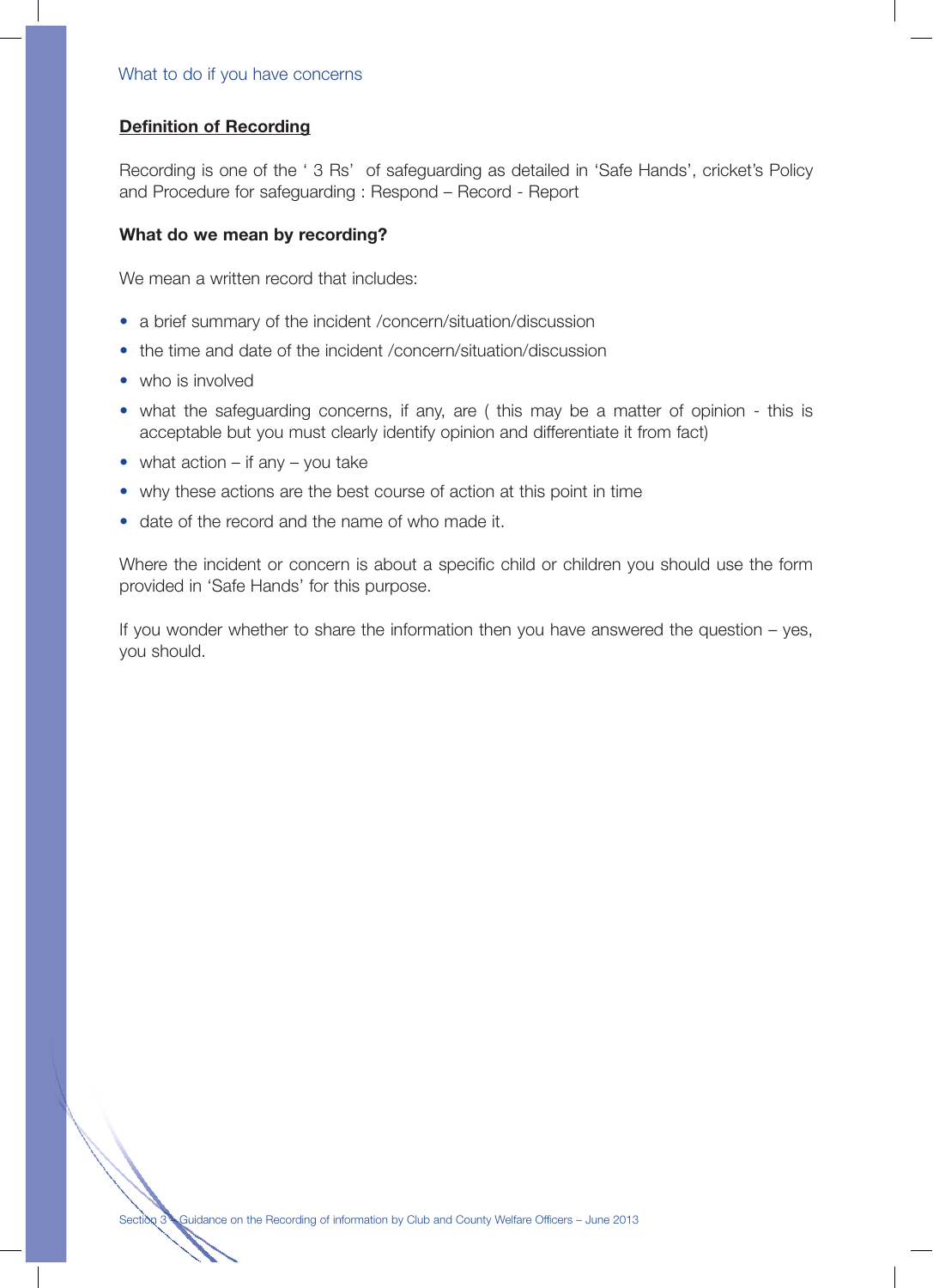## Definition of Recording

Recording is one of the ' 3 Rs' of safeguarding as detailed in 'Safe Hands', cricket's Policy and Procedure for safeguarding : Respond – Record - Report

### What do we mean by recording?

We mean a written record that includes:

- a brief summary of the incident /concern/situation/discussion
- the time and date of the incident /concern/situation/discussion
- who is involved
- what the safeguarding concerns, if any, are ( this may be a matter of opinion - this is acceptable but you must clearly identify opinion and differentiate it from fact)
- what action – if any – you take
- why these actions are the best course of action at this point in time
- date of the record and the name of who made it.

Where the incident or concern is about a specific child or children you should use the form provided in 'Safe Hands' for this purpose.

If you wonder whether to share the information then you have answered the question – yes, you should.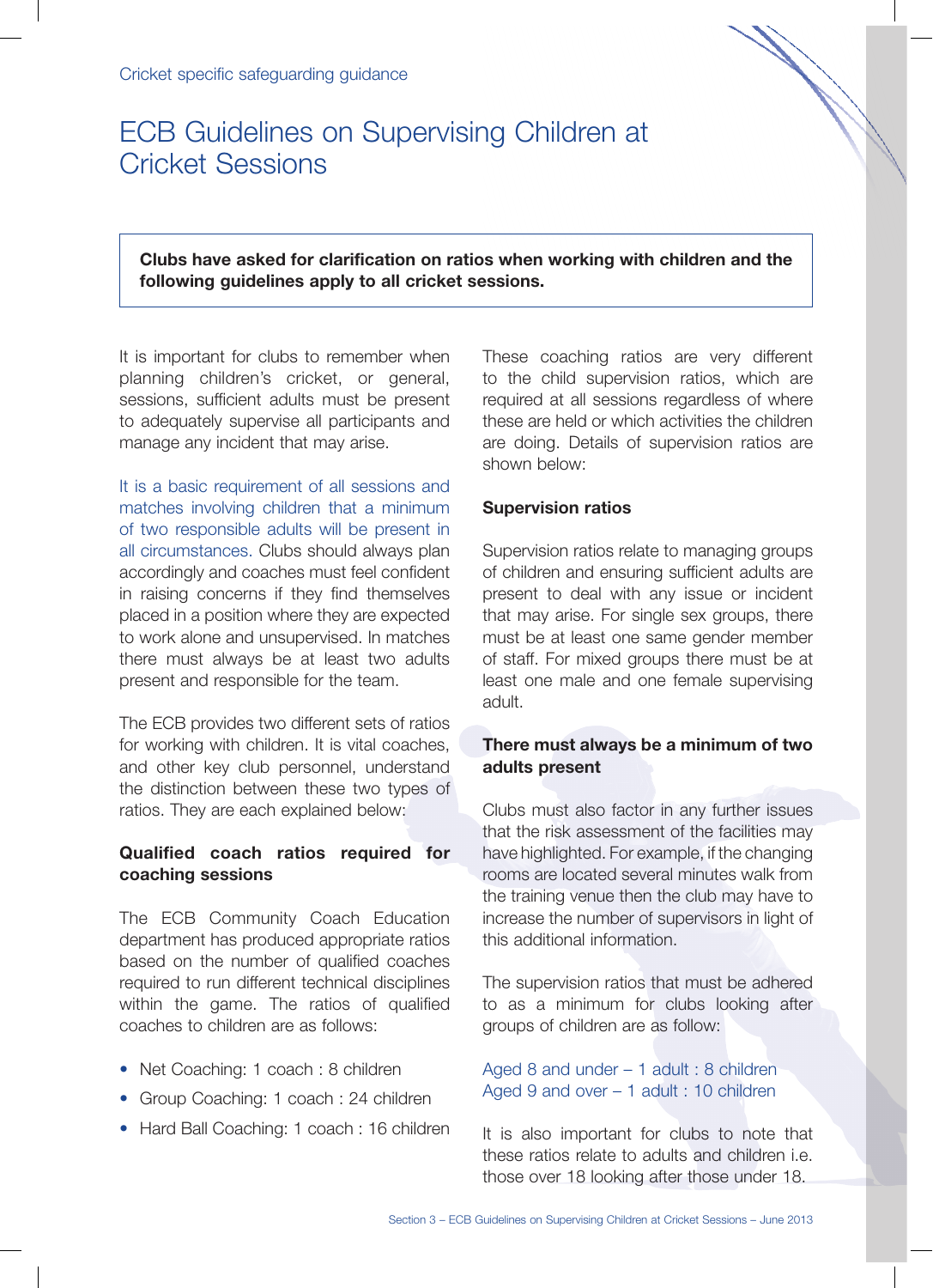Cricket specific safeguarding guidance

# ECB Guidelines on Supervising Children at Cricket Sessions

**Clubs have asked for clarification on ratios when working with children and the following guidelines apply to all cricket sessions.**

It is important for clubs to remember when planning children's cricket, or general, sessions, sufficient adults must be present to adequately supervise all participants and manage any incident that may arise.

It is a basic requirement of all sessions and matches involving children that a minimum of two responsible adults will be present in all circumstances. Clubs should always plan accordingly and coaches must feel confident in raising concerns if they find themselves placed in a position where they are expected to work alone and unsupervised. In matches there must always be at least two adults present and responsible for the team.

The ECB provides two different sets of ratios for working with children. It is vital coaches, and other key club personnel, understand the distinction between these two types of ratios. They are each explained below:

### Qualified coach ratios required for coaching sessions

The ECB Community Coach Education department has produced appropriate ratios based on the number of qualified coaches required to run different technical disciplines within the game. The ratios of qualified coaches to children are as follows:

- Net Coaching: 1 coach : 8 children
- Group Coaching: 1 coach : 24 children
- Hard Ball Coaching: 1 coach : 16 children

These coaching ratios are very different to the child supervision ratios, which are required at all sessions regardless of where these are held or which activities the children are doing. Details of supervision ratios are shown below:

### Supervision ratios

Supervision ratios relate to managing groups of children and ensuring sufficient adults are present to deal with any issue or incident that may arise. For single sex groups, there must be at least one same gender member of staff. For mixed groups there must be at least one male and one female supervising adult.

**There must always be a minimum of two adults present**

Clubs must also factor in any further issues that the risk assessment of the facilities may have highlighted. For example, if the changing rooms are located several minutes walk from the training venue then the club may have to increase the number of supervisors in light of this additional information.

The supervision ratios that must be adhered to as a minimum for clubs looking after groups of children are as follow:

Aged 8 and under – 1 adult : 8 children
Aged 9 and over – 1 adult : 10 children

It is also important for clubs to note that these ratios relate to adults and children i.e. those over 18 looking after those under 18.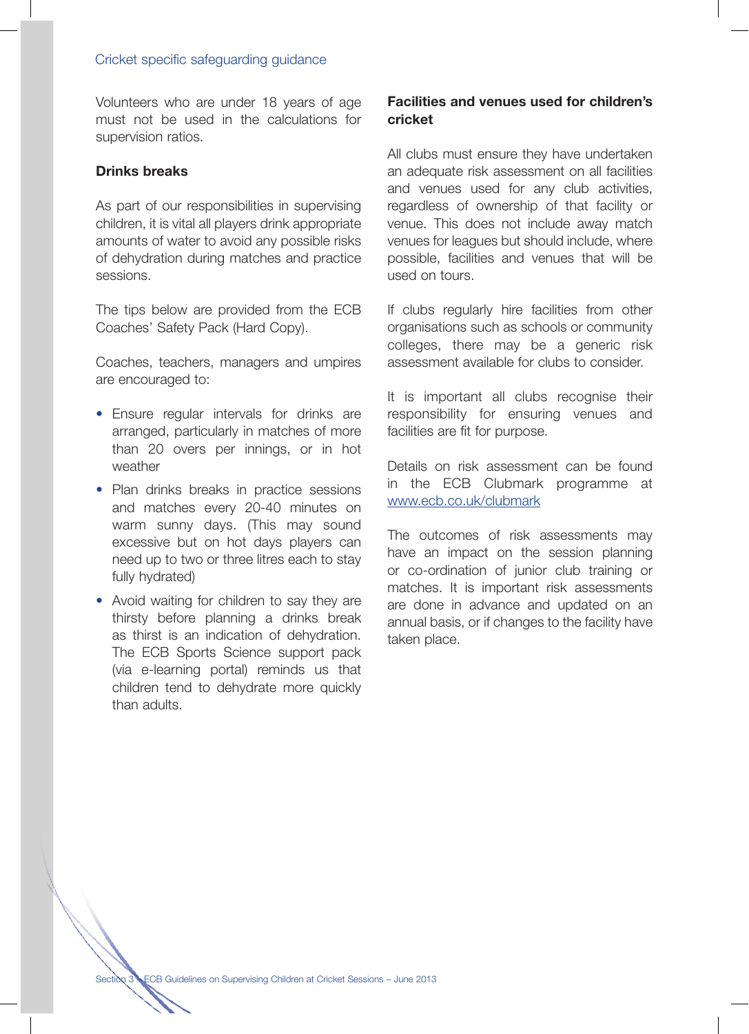Volunteers who are under 18 years of age must not be used in the calculations for supervision ratios.

### Drinks breaks

As part of our responsibilities in supervising children, it is vital all players drink appropriate amounts of water to avoid any possible risks of dehydration during matches and practice sessions.

The tips below are provided from the ECB Coaches' Safety Pack (Hard Copy).

Coaches, teachers, managers and umpires are encouraged to:

- Ensure regular intervals for drinks are arranged, particularly in matches of more than 20 overs per innings, or in hot weather
- Plan drinks breaks in practice sessions and matches every 20-40 minutes on warm sunny days. (This may sound excessive but on hot days players can need up to two or three litres each to stay fully hydrated)
- Avoid waiting for children to say they are thirsty before planning a drinks break as thirst is an indication of dehydration. The ECB Sports Science support pack (via e-learning portal) reminds us that children tend to dehydrate more quickly than adults.

### Facilities and venues used for children's cricket

All clubs must ensure they have undertaken an adequate risk assessment on all facilities and venues used for any club activities, regardless of ownership of that facility or venue. This does not include away match venues for leagues but should include, where possible, facilities and venues that will be used on tours.

If clubs regularly hire facilities from other organisations such as schools or community colleges, there may be a generic risk assessment available for clubs to consider.

It is important all clubs recognise their responsibility for ensuring venues and facilities are fit for purpose.

Details on risk assessment can be found in the ECB Clubmark programme at www.ecb.co.uk/clubmark

The outcomes of risk assessments may have an impact on the session planning or co-ordination of junior club training or matches. It is important risk assessments are done in advance and updated on an annual basis, or if changes to the facility have taken place.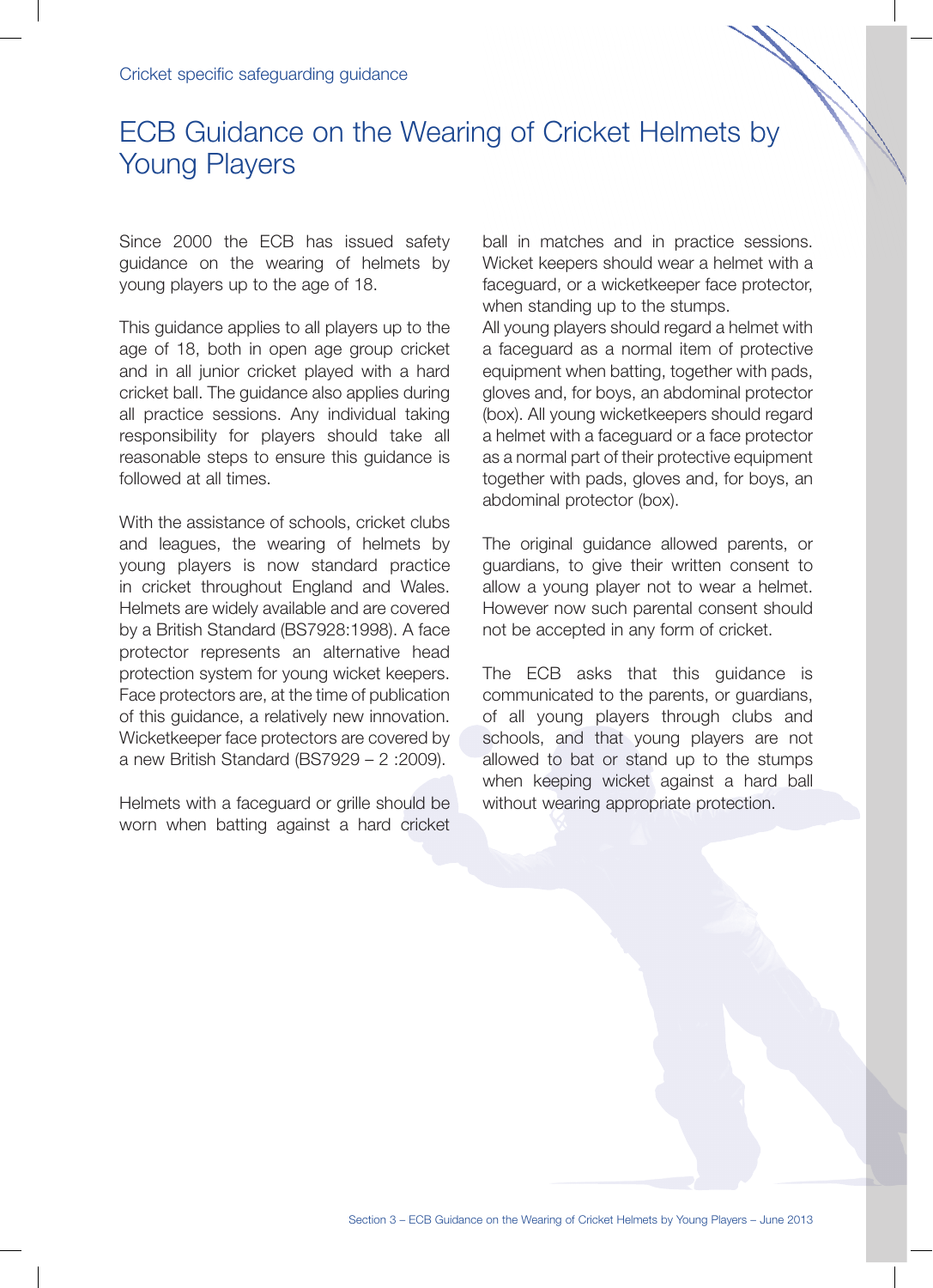# ECB Guidance on the Wearing of Cricket Helmets by Young Players

Since 2000 the ECB has issued safety guidance on the wearing of helmets by young players up to the age of 18.

This guidance applies to all players up to the age of 18, both in open age group cricket and in all junior cricket played with a hard cricket ball. The guidance also applies during all practice sessions. Any individual taking responsibility for players should take all reasonable steps to ensure this guidance is followed at all times.

With the assistance of schools, cricket clubs and leagues, the wearing of helmets by young players is now standard practice in cricket throughout England and Wales. Helmets are widely available and are covered by a British Standard (BS7928:1998). A face protector represents an alternative head protection system for young wicket keepers. Face protectors are, at the time of publication of this guidance, a relatively new innovation. Wicketkeeper face protectors are covered by a new British Standard (BS7929 – 2 :2009).

Helmets with a faceguard or grille should be worn when batting against a hard cricket ball in matches and in practice sessions. Wicket keepers should wear a helmet with a faceguard, or a wicketkeeper face protector, when standing up to the stumps.

All young players should regard a helmet with a faceguard as a normal item of protective equipment when batting, together with pads, gloves and, for boys, an abdominal protector (box). All young wicketkeepers should regard a helmet with a faceguard or a face protector as a normal part of their protective equipment together with pads, gloves and, for boys, an abdominal protector (box).

The original guidance allowed parents, or guardians, to give their written consent to allow a young player not to wear a helmet. However now such parental consent should not be accepted in any form of cricket.

The ECB asks that this guidance is communicated to the parents, or guardians, of all young players through clubs and schools, and that young players are not allowed to bat or stand up to the stumps when keeping wicket against a hard ball without wearing appropriate protection.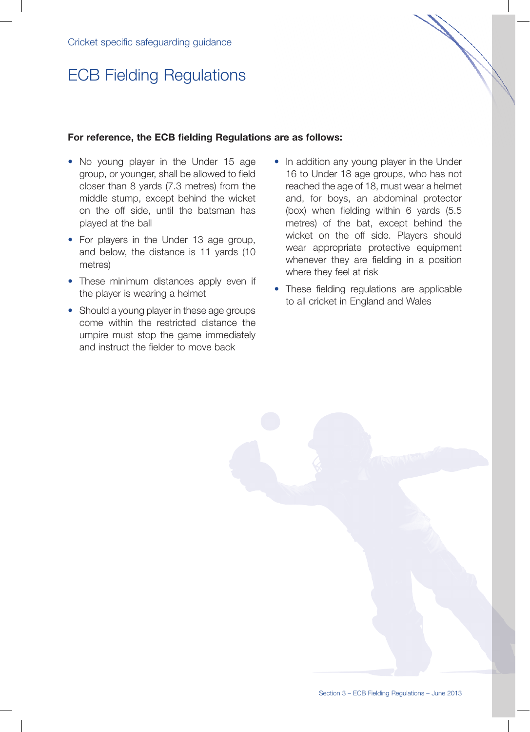Cricket specific safeguarding guidance

# ECB Fielding Regulations

**For reference, the ECB fielding Regulations are as follows:**

- No young player in the Under 15 age group, or younger, shall be allowed to field closer than 8 yards (7.3 metres) from the middle stump, except behind the wicket on the off side, until the batsman has played at the ball
- For players in the Under 13 age group, and below, the distance is 11 yards (10 metres)
- These minimum distances apply even if the player is wearing a helmet
- Should a young player in these age groups come within the restricted distance the umpire must stop the game immediately and instruct the fielder to move back
- In addition any young player in the Under 16 to Under 18 age groups, who has not reached the age of 18, must wear a helmet and, for boys, an abdominal protector (box) when fielding within 6 yards (5.5 metres) of the bat, except behind the wicket on the off side. Players should wear appropriate protective equipment whenever they are fielding in a position where they feel at risk
- These fielding regulations are applicable to all cricket in England and Wales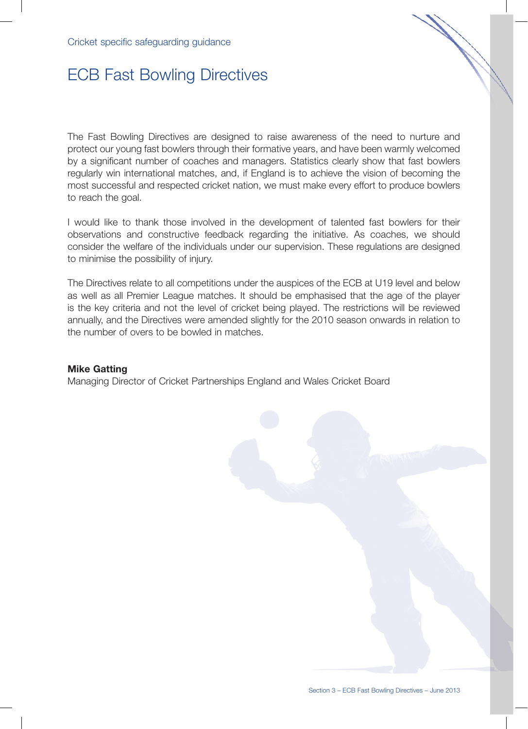Cricket specific safeguarding guidance

# ECB Fast Bowling Directives

The Fast Bowling Directives are designed to raise awareness of the need to nurture and protect our young fast bowlers through their formative years, and have been warmly welcomed by a significant number of coaches and managers. Statistics clearly show that fast bowlers regularly win international matches, and, if England is to achieve the vision of becoming the most successful and respected cricket nation, we must make every effort to produce bowlers to reach the goal.

I would like to thank those involved in the development of talented fast bowlers for their observations and constructive feedback regarding the initiative. As coaches, we should consider the welfare of the individuals under our supervision. These regulations are designed to minimise the possibility of injury.

The Directives relate to all competitions under the auspices of the ECB at U19 level and below as well as all Premier League matches. It should be emphasised that the age of the player is the key criteria and not the level of cricket being played. The restrictions will be reviewed annually, and the Directives were amended slightly for the 2010 season onwards in relation to the number of overs to be bowled in matches.

**Mike Gatting**
Managing Director of Cricket Partnerships England and Wales Cricket Board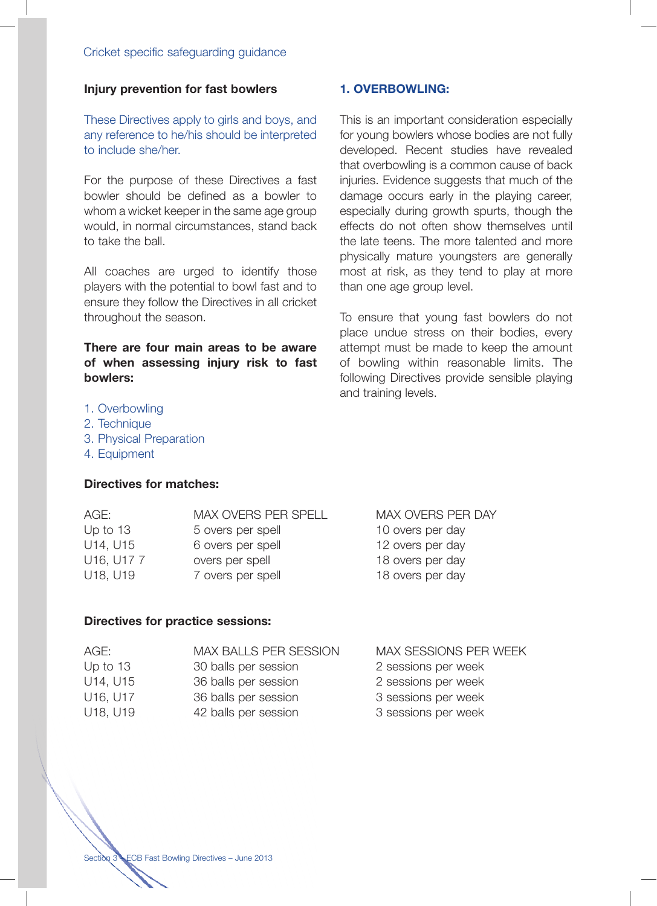## Injury prevention for fast bowlers

These Directives apply to girls and boys, and any reference to he/his should be interpreted to include she/her.

For the purpose of these Directives a fast bowler should be defined as a bowler to whom a wicket keeper in the same age group would, in normal circumstances, stand back to take the ball.

All coaches are urged to identify those players with the potential to bowl fast and to ensure they follow the Directives in all cricket throughout the season.

**There are four main areas to be aware of when assessing injury risk to fast bowlers:**

1. Overbowling
2. Technique
3. Physical Preparation
4. Equipment

### 1. OVERBOWLING:

This is an important consideration especially for young bowlers whose bodies are not fully developed. Recent studies have revealed that overbowling is a common cause of back injuries. Evidence suggests that much of the damage occurs early in the playing career, especially during growth spurts, though the effects do not often show themselves until the late teens. The more talented and more physically mature youngsters are generally most at risk, as they tend to play at more than one age group level.

To ensure that young fast bowlers do not place undue stress on their bodies, every attempt must be made to keep the amount of bowling within reasonable limits. The following Directives provide sensible playing and training levels.

**Directives for matches:**

| AGE: | MAX OVERS PER SPELL | MAX OVERS PER DAY |
|---|---|---|
| Up to 13 | 5 overs per spell | 10 overs per day |
| U14, U15 | 6 overs per spell | 12 overs per day |
| U16, U17 | 7 overs per spell | 18 overs per day |
| U18, U19 | 7 overs per spell | 18 overs per day |

**Directives for practice sessions:**

| AGE: | MAX BALLS PER SESSION | MAX SESSIONS PER WEEK |
|---|---|---|
| Up to 13 | 30 balls per session | 2 sessions per week |
| U14, U15 | 36 balls per session | 2 sessions per week |
| U16, U17 | 36 balls per session | 3 sessions per week |
| U18, U19 | 42 balls per session | 3 sessions per week |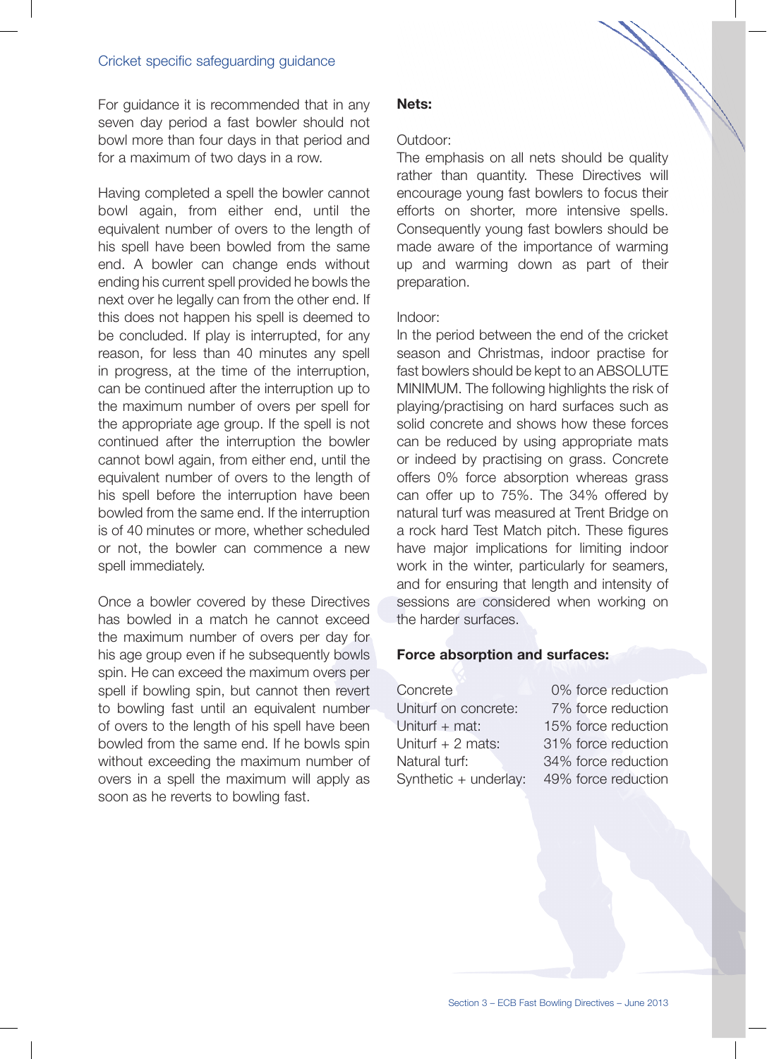For guidance it is recommended that in any seven day period a fast bowler should not bowl more than four days in that period and for a maximum of two days in a row.

Having completed a spell the bowler cannot bowl again, from either end, until the equivalent number of overs to the length of his spell have been bowled from the same end. A bowler can change ends without ending his current spell provided he bowls the next over he legally can from the other end. If this does not happen his spell is deemed to be concluded. If play is interrupted, for any reason, for less than 40 minutes any spell in progress, at the time of the interruption, can be continued after the interruption up to the maximum number of overs per spell for the appropriate age group. If the spell is not continued after the interruption the bowler cannot bowl again, from either end, until the equivalent number of overs to the length of his spell before the interruption have been bowled from the same end. If the interruption is of 40 minutes or more, whether scheduled or not, the bowler can commence a new spell immediately.

Once a bowler covered by these Directives has bowled in a match he cannot exceed the maximum number of overs per day for his age group even if he subsequently bowls spin. He can exceed the maximum overs per spell if bowling spin, but cannot then revert to bowling fast until an equivalent number of overs to the length of his spell have been bowled from the same end. If he bowls spin without exceeding the maximum number of overs in a spell the maximum will apply as soon as he reverts to bowling fast.

**Nets:**

Outdoor:
The emphasis on all nets should be quality rather than quantity. These Directives will encourage young fast bowlers to focus their efforts on shorter, more intensive spells. Consequently young fast bowlers should be made aware of the importance of warming up and warming down as part of their preparation.

Indoor:
In the period between the end of the cricket season and Christmas, indoor practise for fast bowlers should be kept to an ABSOLUTE MINIMUM. The following highlights the risk of playing/practising on hard surfaces such as solid concrete and shows how these forces can be reduced by using appropriate mats or indeed by practising on grass. Concrete offers 0% force absorption whereas grass can offer up to 75%. The 34% offered by natural turf was measured at Trent Bridge on a rock hard Test Match pitch. These figures have major implications for limiting indoor work in the winter, particularly for seamers, and for ensuring that length and intensity of sessions are considered when working on the harder surfaces.

**Force absorption and surfaces:**

| Surface | Force reduction |
|---|---|
| Concrete | 0% force reduction |
| Uniturf on concrete: | 7% force reduction |
| Uniturf + mat: | 15% force reduction |
| Uniturf + 2 mats: | 31% force reduction |
| Natural turf: | 34% force reduction |
| Synthetic + underlay: | 49% force reduction |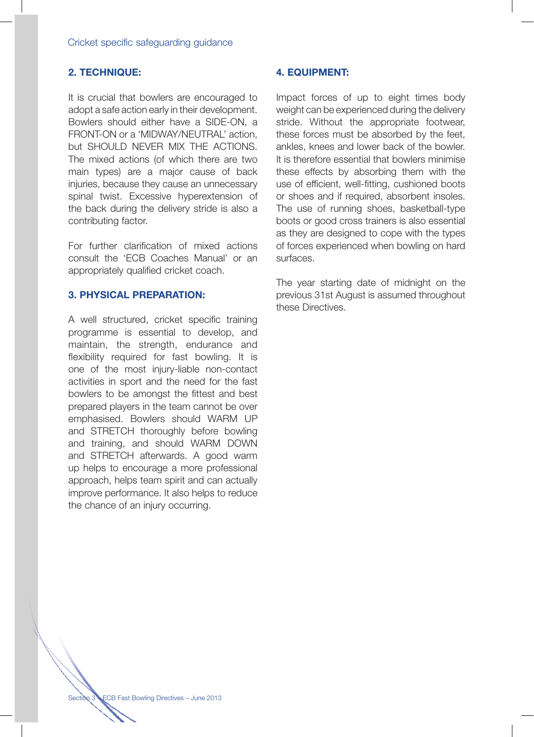## 2. TECHNIQUE:

It is crucial that bowlers are encouraged to adopt a safe action early in their development. Bowlers should either have a SIDE-ON, a FRONT-ON or a 'MIDWAY/NEUTRAL' action, but SHOULD NEVER MIX THE ACTIONS. The mixed actions (of which there are two main types) are a major cause of back injuries, because they cause an unnecessary spinal twist. Excessive hyperextension of the back during the delivery stride is also a contributing factor.

For further clarification of mixed actions consult the 'ECB Coaches Manual' or an appropriately qualified cricket coach.

## 3. PHYSICAL PREPARATION:

A well structured, cricket specific training programme is essential to develop, and maintain, the strength, endurance and flexibility required for fast bowling. It is one of the most injury-liable non-contact activities in sport and the need for the fast bowlers to be amongst the fittest and best prepared players in the team cannot be over emphasised. Bowlers should WARM UP and STRETCH thoroughly before bowling and training, and should WARM DOWN and STRETCH afterwards. A good warm up helps to encourage a more professional approach, helps team spirit and can actually improve performance. It also helps to reduce the chance of an injury occurring.

## 4. EQUIPMENT:

Impact forces of up to eight times body weight can be experienced during the delivery stride. Without the appropriate footwear, these forces must be absorbed by the feet, ankles, knees and lower back of the bowler. It is therefore essential that bowlers minimise these effects by absorbing them with the use of efficient, well-fitting, cushioned boots or shoes and if required, absorbent insoles. The use of running shoes, basketball-type boots or good cross trainers is also essential as they are designed to cope with the types of forces experienced when bowling on hard surfaces.

The year starting date of midnight on the previous 31st August is assumed throughout these Directives.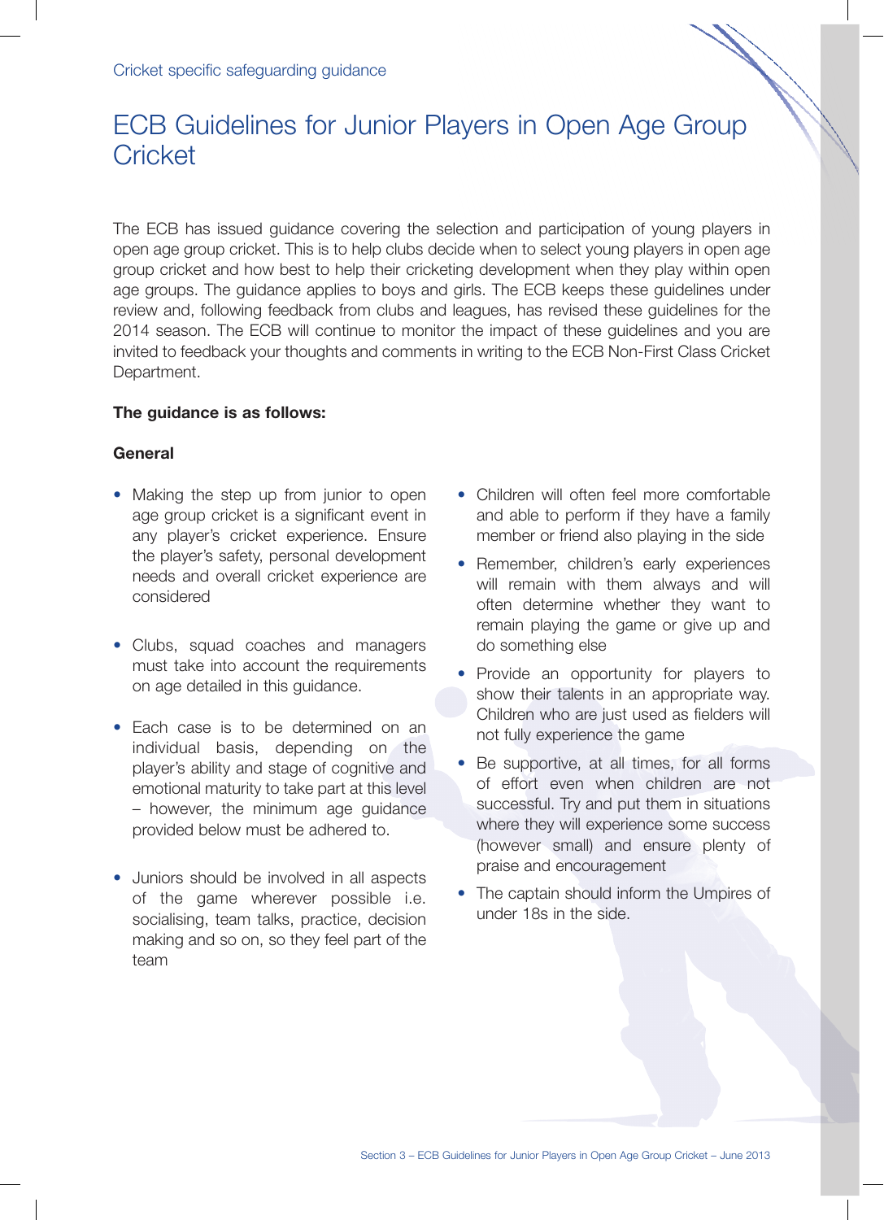Cricket specific safeguarding guidance

# ECB Guidelines for Junior Players in Open Age Group Cricket

The ECB has issued guidance covering the selection and participation of young players in open age group cricket. This is to help clubs decide when to select young players in open age group cricket and how best to help their cricketing development when they play within open age groups. The guidance applies to boys and girls. The ECB keeps these guidelines under review and, following feedback from clubs and leagues, has revised these guidelines for the 2014 season. The ECB will continue to monitor the impact of these guidelines and you are invited to feedback your thoughts and comments in writing to the ECB Non-First Class Cricket Department.

**The guidance is as follows:**

**General**

- Making the step up from junior to open age group cricket is a significant event in any player's cricket experience. Ensure the player's safety, personal development needs and overall cricket experience are considered
- Clubs, squad coaches and managers must take into account the requirements on age detailed in this guidance.
- Each case is to be determined on an individual basis, depending on the player's ability and stage of cognitive and emotional maturity to take part at this level – however, the minimum age guidance provided below must be adhered to.
- Juniors should be involved in all aspects of the game wherever possible i.e. socialising, team talks, practice, decision making and so on, so they feel part of the team
- Children will often feel more comfortable and able to perform if they have a family member or friend also playing in the side
- Remember, children's early experiences will remain with them always and will often determine whether they want to remain playing the game or give up and do something else
- Provide an opportunity for players to show their talents in an appropriate way. Children who are just used as fielders will not fully experience the game
- Be supportive, at all times, for all forms of effort even when children are not successful. Try and put them in situations where they will experience some success (however small) and ensure plenty of praise and encouragement
- The captain should inform the Umpires of under 18s in the side.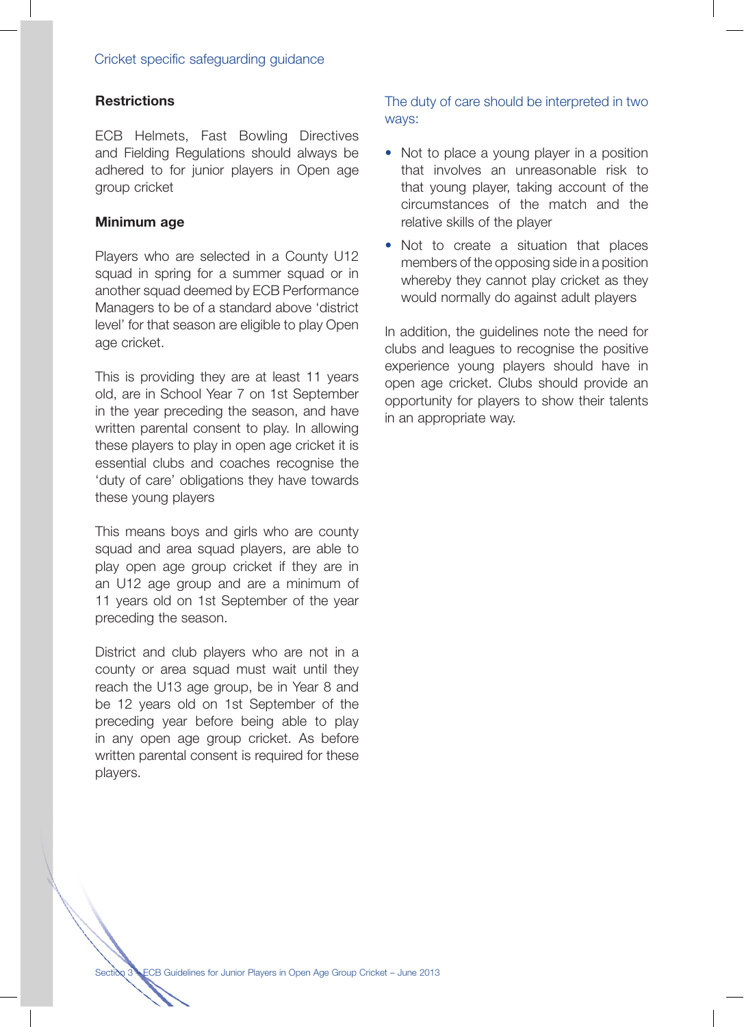## Restrictions

ECB Helmets, Fast Bowling Directives and Fielding Regulations should always be adhered to for junior players in Open age group cricket

## Minimum age

Players who are selected in a County U12 squad in spring for a summer squad or in another squad deemed by ECB Performance Managers to be of a standard above 'district level' for that season are eligible to play Open age cricket.

This is providing they are at least 11 years old, are in School Year 7 on 1st September in the year preceding the season, and have written parental consent to play. In allowing these players to play in open age cricket it is essential clubs and coaches recognise the 'duty of care' obligations they have towards these young players

This means boys and girls who are county squad and area squad players, are able to play open age group cricket if they are in an U12 age group and are a minimum of 11 years old on 1st September of the year preceding the season.

District and club players who are not in a county or area squad must wait until they reach the U13 age group, be in Year 8 and be 12 years old on 1st September of the preceding year before being able to play in any open age group cricket. As before written parental consent is required for these players.

The duty of care should be interpreted in two ways:

- Not to place a young player in a position that involves an unreasonable risk to that young player, taking account of the circumstances of the match and the relative skills of the player
- Not to create a situation that places members of the opposing side in a position whereby they cannot play cricket as they would normally do against adult players

In addition, the guidelines note the need for clubs and leagues to recognise the positive experience young players should have in open age cricket. Clubs should provide an opportunity for players to show their talents in an appropriate way.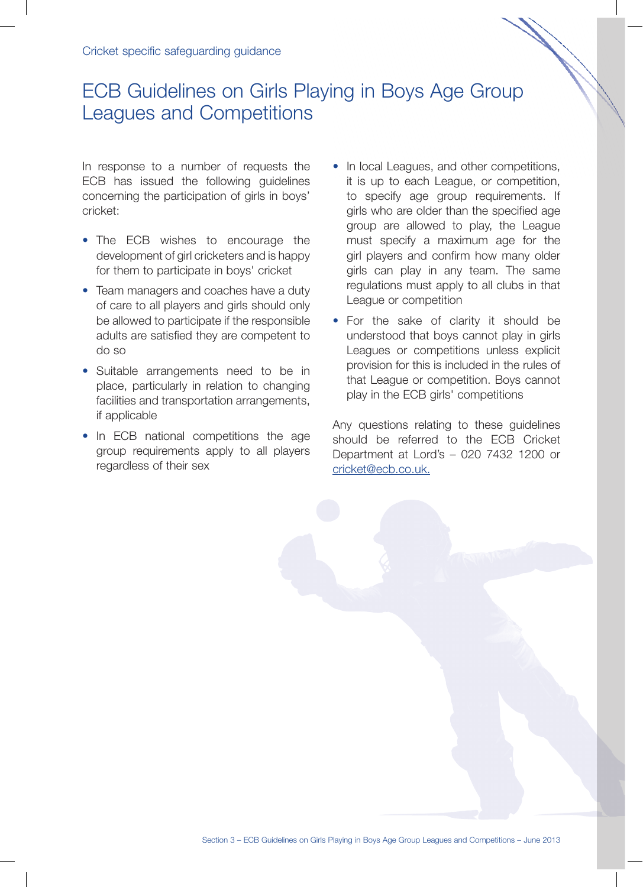# ECB Guidelines on Girls Playing in Boys Age Group Leagues and Competitions

In response to a number of requests the ECB has issued the following guidelines concerning the participation of girls in boys' cricket:

- The ECB wishes to encourage the development of girl cricketers and is happy for them to participate in boys' cricket
- Team managers and coaches have a duty of care to all players and girls should only be allowed to participate if the responsible adults are satisfied they are competent to do so
- Suitable arrangements need to be in place, particularly in relation to changing facilities and transportation arrangements, if applicable
- In ECB national competitions the age group requirements apply to all players regardless of their sex
- In local Leagues, and other competitions, it is up to each League, or competition, to specify age group requirements. If girls who are older than the specified age group are allowed to play, the League must specify a maximum age for the girl players and confirm how many older girls can play in any team. The same regulations must apply to all clubs in that League or competition
- For the sake of clarity it should be understood that boys cannot play in girls Leagues or competitions unless explicit provision for this is included in the rules of that League or competition. Boys cannot play in the ECB girls' competitions

Any questions relating to these guidelines should be referred to the ECB Cricket Department at Lord's – 020 7432 1200 or cricket@ecb.co.uk.